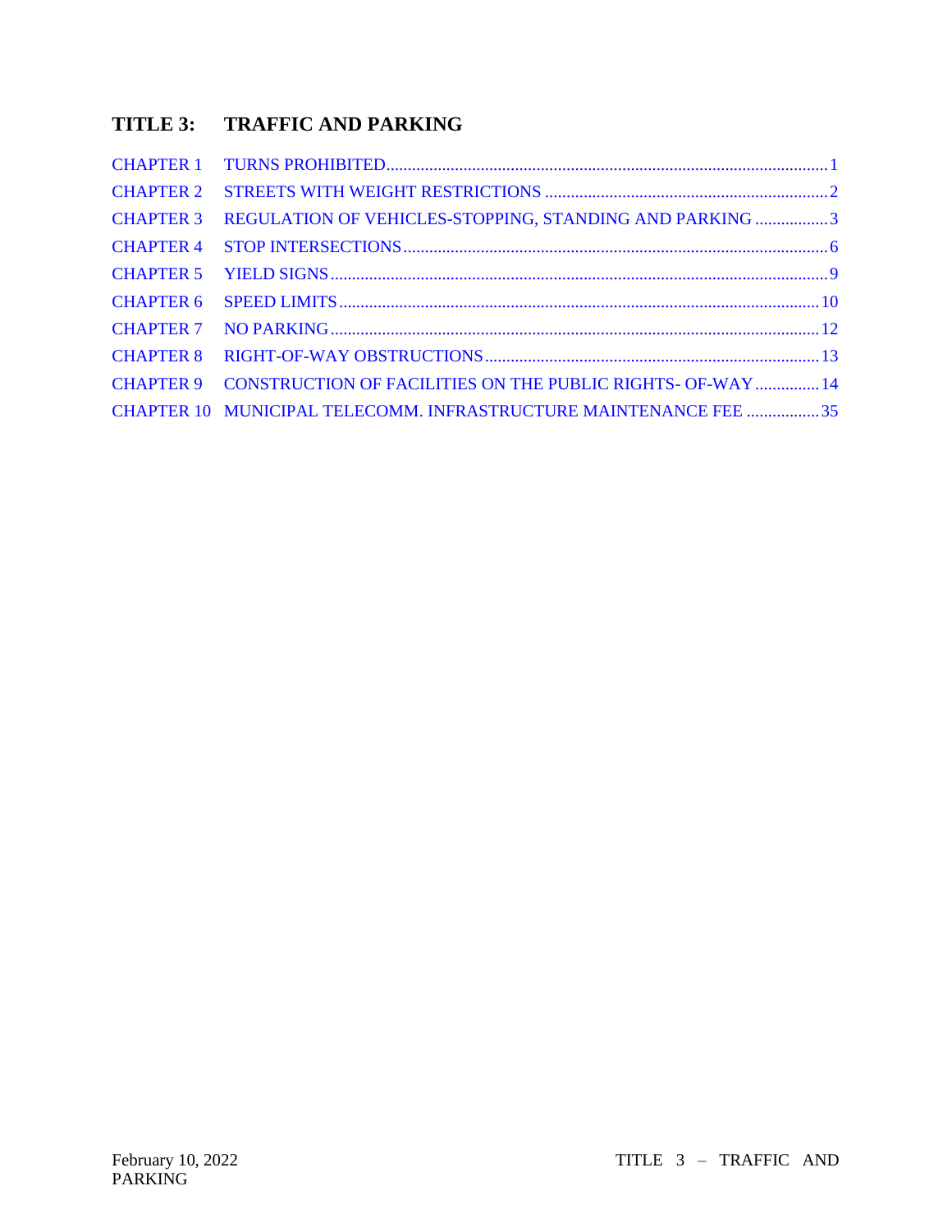# TITLE 3: TRAFFIC AND PARKING

| | | |
|---|---|---|
| CHAPTER 1 | TURNS PROHIBITED | 1 |
| CHAPTER 2 | STREETS WITH WEIGHT RESTRICTIONS | 2 |
| CHAPTER 3 | REGULATION OF VEHICLES-STOPPING, STANDING AND PARKING | 3 |
| CHAPTER 4 | STOP INTERSECTIONS | 6 |
| CHAPTER 5 | YIELD SIGNS | 9 |
| CHAPTER 6 | SPEED LIMITS | 10 |
| CHAPTER 7 | NO PARKING | 12 |
| CHAPTER 8 | RIGHT-OF-WAY OBSTRUCTIONS | 13 |
| CHAPTER 9 | CONSTRUCTION OF FACILITIES ON THE PUBLIC RIGHTS- OF-WAY | 14 |
| CHAPTER 10 | MUNICIPAL TELECOMM. INFRASTRUCTURE MAINTENANCE FEE | 35 |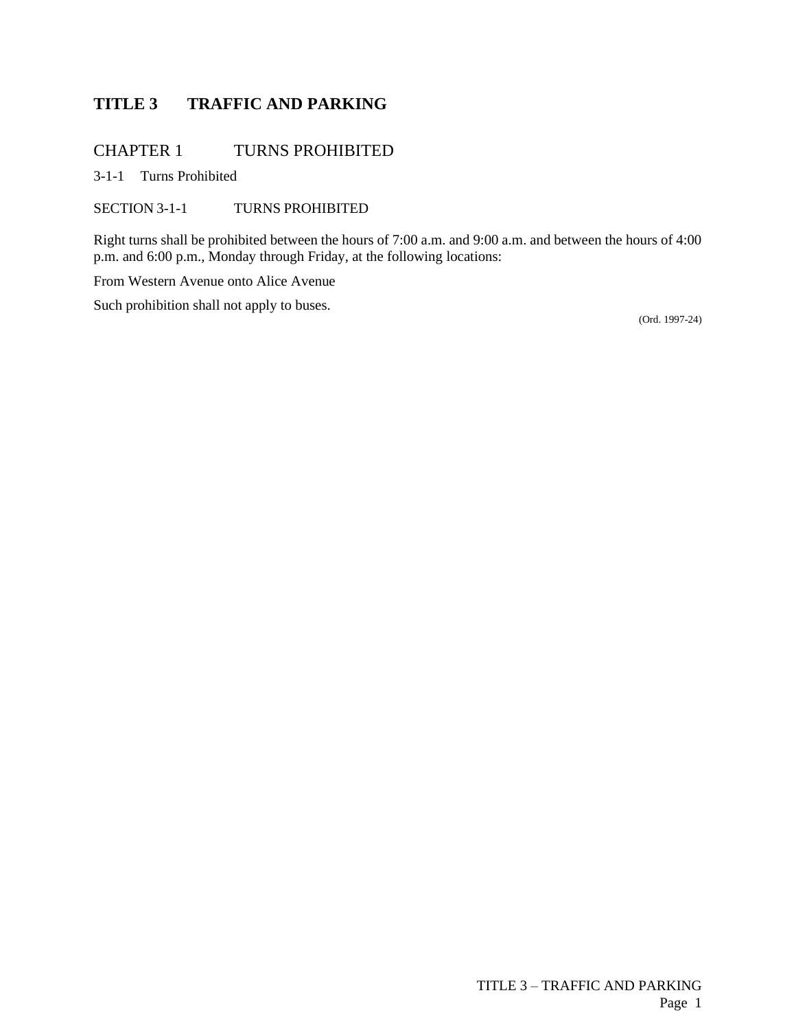# TITLE 3 TRAFFIC AND PARKING

## CHAPTER 1 TURNS PROHIBITED

3-1-1 Turns Prohibited

### SECTION 3-1-1 TURNS PROHIBITED

Right turns shall be prohibited between the hours of 7:00 a.m. and 9:00 a.m. and between the hours of 4:00 p.m. and 6:00 p.m., Monday through Friday, at the following locations:

From Western Avenue onto Alice Avenue

Such prohibition shall not apply to buses.

(Ord. 1997-24)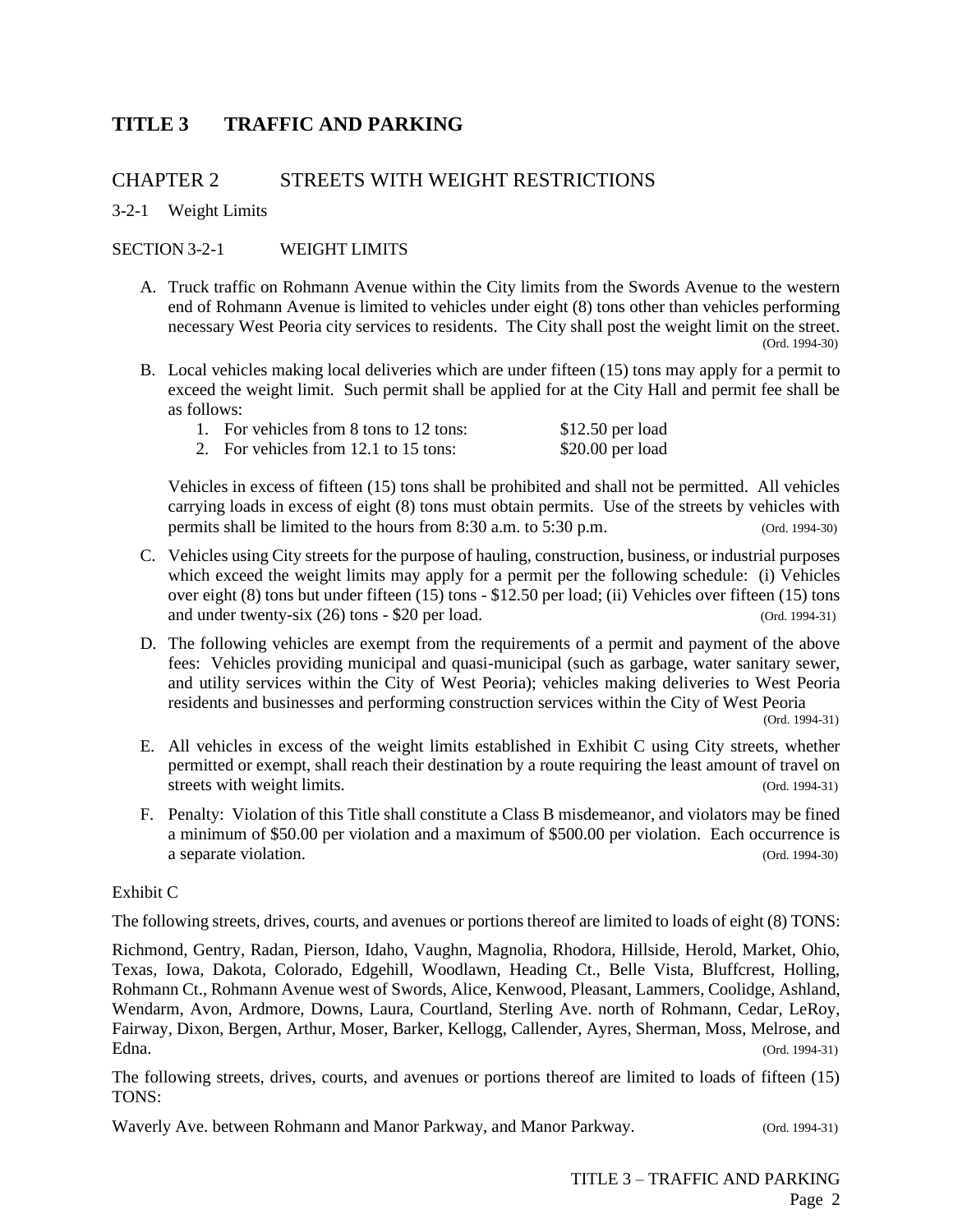# TITLE 3 TRAFFIC AND PARKING

## CHAPTER 2 STREETS WITH WEIGHT RESTRICTIONS

3-2-1 Weight Limits

### SECTION 3-2-1 WEIGHT LIMITS

A. Truck traffic on Rohmann Avenue within the City limits from the Swords Avenue to the western end of Rohmann Avenue is limited to vehicles under eight (8) tons other than vehicles performing necessary West Peoria city services to residents. The City shall post the weight limit on the street. (Ord. 1994-30)

B. Local vehicles making local deliveries which are under fifteen (15) tons may apply for a permit to exceed the weight limit. Such permit shall be applied for at the City Hall and permit fee shall be as follows:

1. For vehicles from 8 tons to 12 tons: $12.50 per load
2. For vehicles from 12.1 to 15 tons: $20.00 per load

Vehicles in excess of fifteen (15) tons shall be prohibited and shall not be permitted. All vehicles carrying loads in excess of eight (8) tons must obtain permits. Use of the streets by vehicles with permits shall be limited to the hours from 8:30 a.m. to 5:30 p.m. (Ord. 1994-30)

C. Vehicles using City streets for the purpose of hauling, construction, business, or industrial purposes which exceed the weight limits may apply for a permit per the following schedule: (i) Vehicles over eight (8) tons but under fifteen (15) tons - $12.50 per load; (ii) Vehicles over fifteen (15) tons and under twenty-six (26) tons - $20 per load. (Ord. 1994-31)

D. The following vehicles are exempt from the requirements of a permit and payment of the above fees: Vehicles providing municipal and quasi-municipal (such as garbage, water sanitary sewer, and utility services within the City of West Peoria); vehicles making deliveries to West Peoria residents and businesses and performing construction services within the City of West Peoria (Ord. 1994-31)

E. All vehicles in excess of the weight limits established in Exhibit C using City streets, whether permitted or exempt, shall reach their destination by a route requiring the least amount of travel on streets with weight limits. (Ord. 1994-31)

F. Penalty: Violation of this Title shall constitute a Class B misdemeanor, and violators may be fined a minimum of $50.00 per violation and a maximum of $500.00 per violation. Each occurrence is a separate violation. (Ord. 1994-30)

Exhibit C

The following streets, drives, courts, and avenues or portions thereof are limited to loads of eight (8) TONS:

Richmond, Gentry, Radan, Pierson, Idaho, Vaughn, Magnolia, Rhodora, Hillside, Herold, Market, Ohio, Texas, Iowa, Dakota, Colorado, Edgehill, Woodlawn, Heading Ct., Belle Vista, Bluffcrest, Holling, Rohmann Ct., Rohmann Avenue west of Swords, Alice, Kenwood, Pleasant, Lammers, Coolidge, Ashland, Wendarm, Avon, Ardmore, Downs, Laura, Courtland, Sterling Ave. north of Rohmann, Cedar, LeRoy, Fairway, Dixon, Bergen, Arthur, Moser, Barker, Kellogg, Callender, Ayres, Sherman, Moss, Melrose, and Edna. (Ord. 1994-31)

The following streets, drives, courts, and avenues or portions thereof are limited to loads of fifteen (15) TONS:

Waverly Ave. between Rohmann and Manor Parkway, and Manor Parkway. (Ord. 1994-31)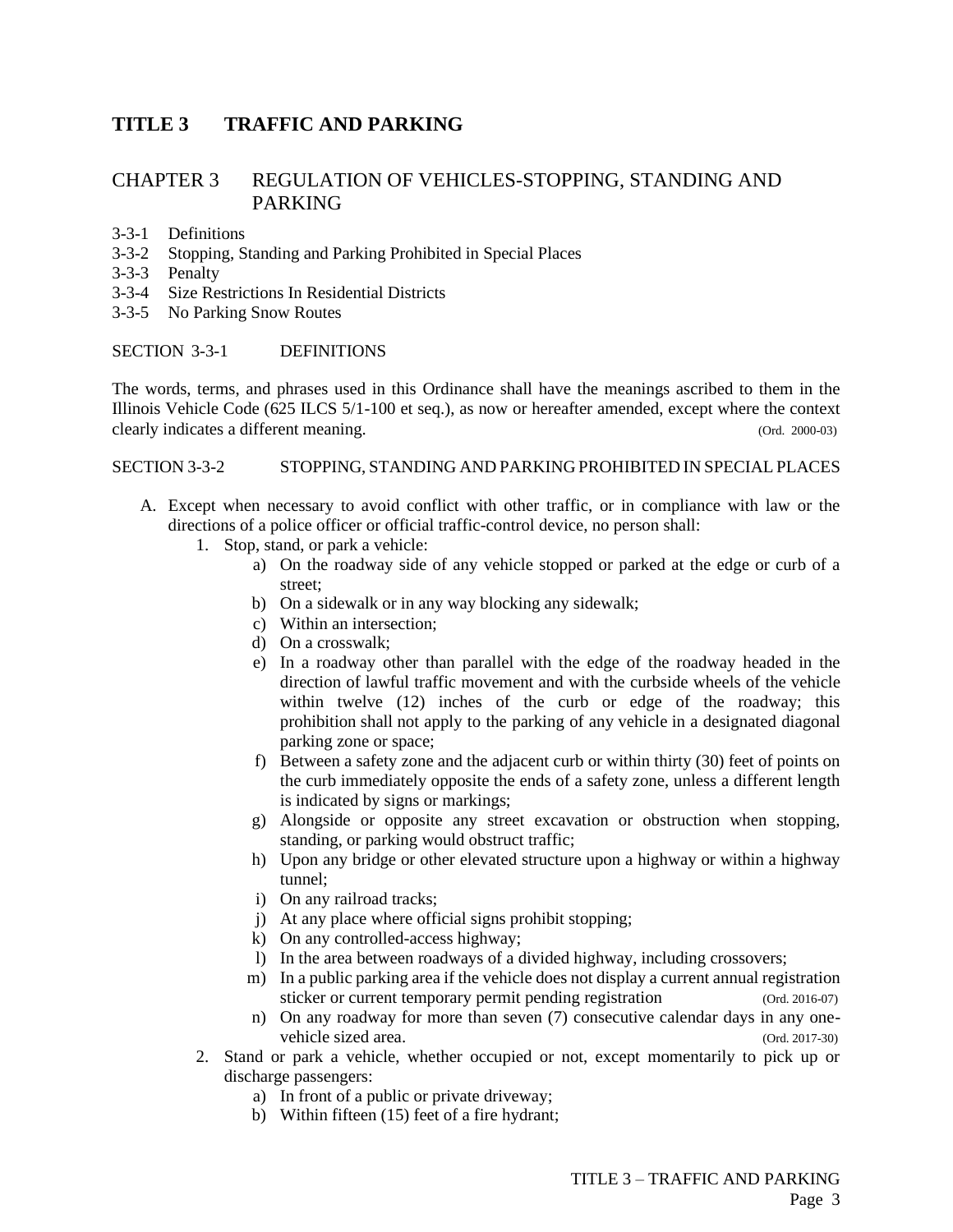# TITLE 3 TRAFFIC AND PARKING

## CHAPTER 3 REGULATION OF VEHICLES-STOPPING, STANDING AND PARKING

3-3-1 Definitions
3-3-2 Stopping, Standing and Parking Prohibited in Special Places
3-3-3 Penalty
3-3-4 Size Restrictions In Residential Districts
3-3-5 No Parking Snow Routes

### SECTION 3-3-1 DEFINITIONS

The words, terms, and phrases used in this Ordinance shall have the meanings ascribed to them in the Illinois Vehicle Code (625 ILCS 5/1-100 et seq.), as now or hereafter amended, except where the context clearly indicates a different meaning. (Ord. 2000-03)

### SECTION 3-3-2 STOPPING, STANDING AND PARKING PROHIBITED IN SPECIAL PLACES

A. Except when necessary to avoid conflict with other traffic, or in compliance with law or the directions of a police officer or official traffic-control device, no person shall:
   1. Stop, stand, or park a vehicle:
      a) On the roadway side of any vehicle stopped or parked at the edge or curb of a street;
      b) On a sidewalk or in any way blocking any sidewalk;
      c) Within an intersection;
      d) On a crosswalk;
      e) In a roadway other than parallel with the edge of the roadway headed in the direction of lawful traffic movement and with the curbside wheels of the vehicle within twelve (12) inches of the curb or edge of the roadway; this prohibition shall not apply to the parking of any vehicle in a designated diagonal parking zone or space;
      f) Between a safety zone and the adjacent curb or within thirty (30) feet of points on the curb immediately opposite the ends of a safety zone, unless a different length is indicated by signs or markings;
      g) Alongside or opposite any street excavation or obstruction when stopping, standing, or parking would obstruct traffic;
      h) Upon any bridge or other elevated structure upon a highway or within a highway tunnel;
      i) On any railroad tracks;
      j) At any place where official signs prohibit stopping;
      k) On any controlled-access highway;
      l) In the area between roadways of a divided highway, including crossovers;
      m) In a public parking area if the vehicle does not display a current annual registration sticker or current temporary permit pending registration (Ord. 2016-07)
      n) On any roadway for more than seven (7) consecutive calendar days in any one-vehicle sized area. (Ord. 2017-30)
   2. Stand or park a vehicle, whether occupied or not, except momentarily to pick up or discharge passengers:
      a) In front of a public or private driveway;
      b) Within fifteen (15) feet of a fire hydrant;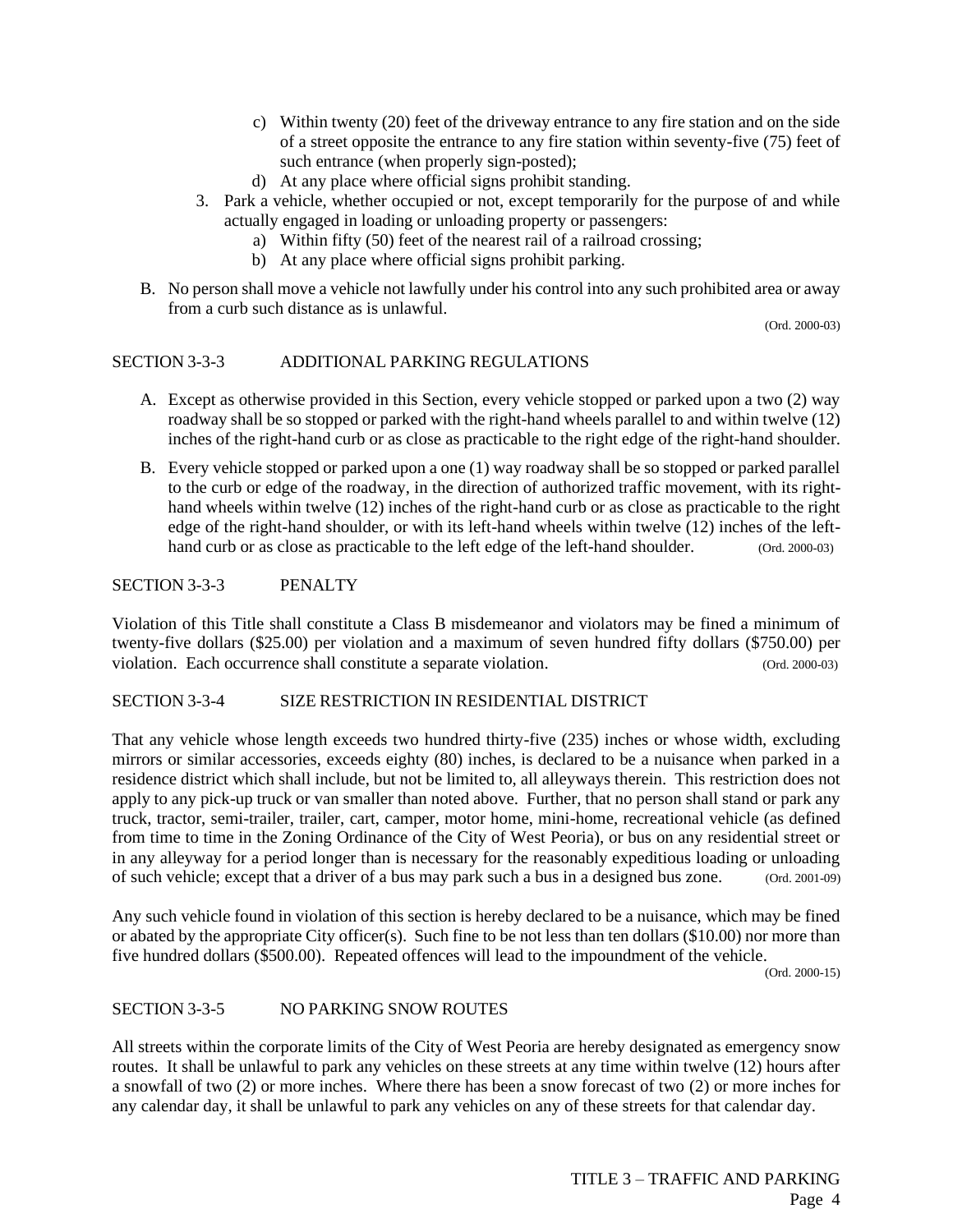c) Within twenty (20) feet of the driveway entrance to any fire station and on the side of a street opposite the entrance to any fire station within seventy-five (75) feet of such entrance (when properly sign-posted);

d) At any place where official signs prohibit standing.

3. Park a vehicle, whether occupied or not, except temporarily for the purpose of and while actually engaged in loading or unloading property or passengers:

   a) Within fifty (50) feet of the nearest rail of a railroad crossing;

   b) At any place where official signs prohibit parking.

B. No person shall move a vehicle not lawfully under his control into any such prohibited area or away from a curb such distance as is unlawful.

(Ord. 2000-03)

## SECTION 3-3-3 ADDITIONAL PARKING REGULATIONS

A. Except as otherwise provided in this Section, every vehicle stopped or parked upon a two (2) way roadway shall be so stopped or parked with the right-hand wheels parallel to and within twelve (12) inches of the right-hand curb or as close as practicable to the right edge of the right-hand shoulder.

B. Every vehicle stopped or parked upon a one (1) way roadway shall be so stopped or parked parallel to the curb or edge of the roadway, in the direction of authorized traffic movement, with its right-hand wheels within twelve (12) inches of the right-hand curb or as close as practicable to the right edge of the right-hand shoulder, or with its left-hand wheels within twelve (12) inches of the left-hand curb or as close as practicable to the left edge of the left-hand shoulder. (Ord. 2000-03)

## SECTION 3-3-3 PENALTY

Violation of this Title shall constitute a Class B misdemeanor and violators may be fined a minimum of twenty-five dollars ($25.00) per violation and a maximum of seven hundred fifty dollars ($750.00) per violation. Each occurrence shall constitute a separate violation. (Ord. 2000-03)

## SECTION 3-3-4 SIZE RESTRICTION IN RESIDENTIAL DISTRICT

That any vehicle whose length exceeds two hundred thirty-five (235) inches or whose width, excluding mirrors or similar accessories, exceeds eighty (80) inches, is declared to be a nuisance when parked in a residence district which shall include, but not be limited to, all alleyways therein. This restriction does not apply to any pick-up truck or van smaller than noted above. Further, that no person shall stand or park any truck, tractor, semi-trailer, trailer, cart, camper, motor home, mini-home, recreational vehicle (as defined from time to time in the Zoning Ordinance of the City of West Peoria), or bus on any residential street or in any alleyway for a period longer than is necessary for the reasonably expeditious loading or unloading of such vehicle; except that a driver of a bus may park such a bus in a designed bus zone. (Ord. 2001-09)

Any such vehicle found in violation of this section is hereby declared to be a nuisance, which may be fined or abated by the appropriate City officer(s). Such fine to be not less than ten dollars ($10.00) nor more than five hundred dollars ($500.00). Repeated offences will lead to the impoundment of the vehicle.

(Ord. 2000-15)

## SECTION 3-3-5 NO PARKING SNOW ROUTES

All streets within the corporate limits of the City of West Peoria are hereby designated as emergency snow routes. It shall be unlawful to park any vehicles on these streets at any time within twelve (12) hours after a snowfall of two (2) or more inches. Where there has been a snow forecast of two (2) or more inches for any calendar day, it shall be unlawful to park any vehicles on any of these streets for that calendar day.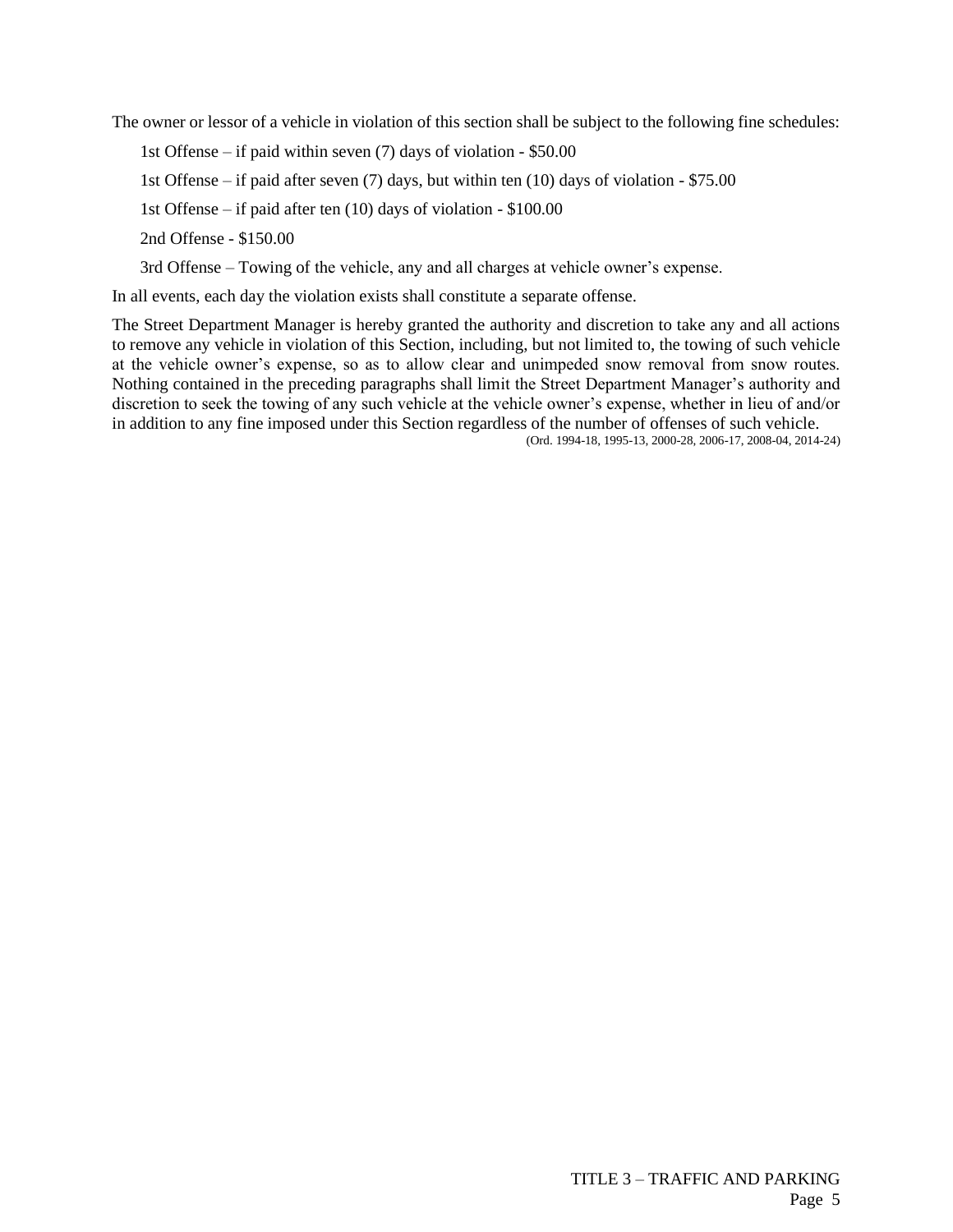The owner or lessor of a vehicle in violation of this section shall be subject to the following fine schedules:

1st Offense – if paid within seven (7) days of violation - $50.00

1st Offense – if paid after seven (7) days, but within ten (10) days of violation - $75.00

1st Offense – if paid after ten (10) days of violation - $100.00

2nd Offense - $150.00

3rd Offense – Towing of the vehicle, any and all charges at vehicle owner's expense.

In all events, each day the violation exists shall constitute a separate offense.

The Street Department Manager is hereby granted the authority and discretion to take any and all actions to remove any vehicle in violation of this Section, including, but not limited to, the towing of such vehicle at the vehicle owner's expense, so as to allow clear and unimpeded snow removal from snow routes. Nothing contained in the preceding paragraphs shall limit the Street Department Manager's authority and discretion to seek the towing of any such vehicle at the vehicle owner's expense, whether in lieu of and/or in addition to any fine imposed under this Section regardless of the number of offenses of such vehicle.

(Ord. 1994-18, 1995-13, 2000-28, 2006-17, 2008-04, 2014-24)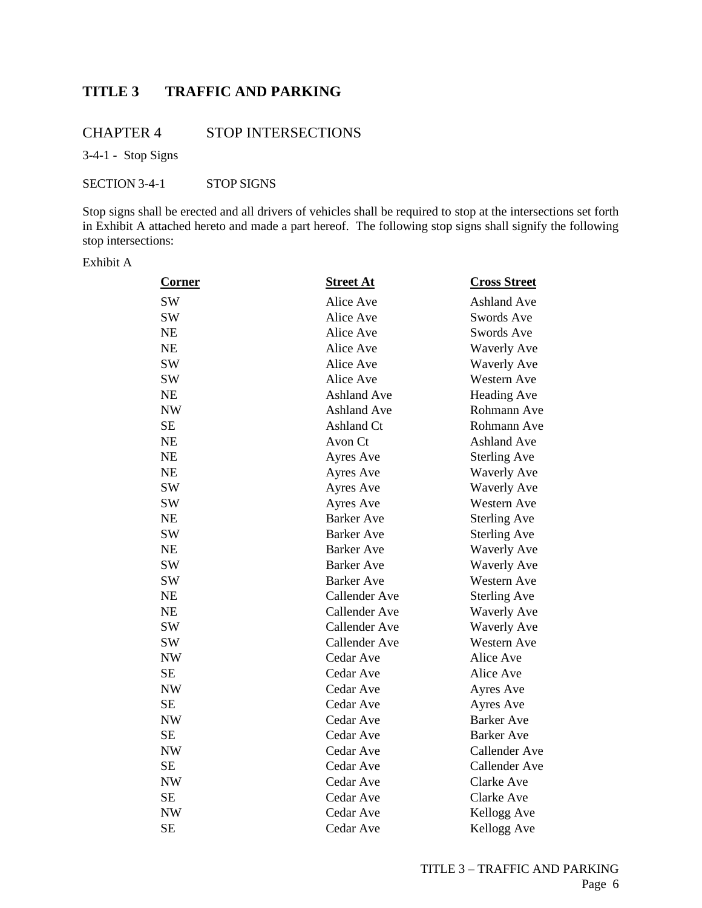## TITLE 3 TRAFFIC AND PARKING

### CHAPTER 4 STOP INTERSECTIONS

3-4-1 - Stop Signs

SECTION 3-4-1 STOP SIGNS

Stop signs shall be erected and all drivers of vehicles shall be required to stop at the intersections set forth in Exhibit A attached hereto and made a part hereof. The following stop signs shall signify the following stop intersections:

Exhibit A

| Corner | Street At | Cross Street |
|---|---|---|
| SW | Alice Ave | Ashland Ave |
| SW | Alice Ave | Swords Ave |
| NE | Alice Ave | Swords Ave |
| NE | Alice Ave | Waverly Ave |
| SW | Alice Ave | Waverly Ave |
| SW | Alice Ave | Western Ave |
| NE | Ashland Ave | Heading Ave |
| NW | Ashland Ave | Rohmann Ave |
| SE | Ashland Ct | Rohmann Ave |
| NE | Avon Ct | Ashland Ave |
| NE | Ayres Ave | Sterling Ave |
| NE | Ayres Ave | Waverly Ave |
| SW | Ayres Ave | Waverly Ave |
| SW | Ayres Ave | Western Ave |
| NE | Barker Ave | Sterling Ave |
| SW | Barker Ave | Sterling Ave |
| NE | Barker Ave | Waverly Ave |
| SW | Barker Ave | Waverly Ave |
| SW | Barker Ave | Western Ave |
| NE | Callender Ave | Sterling Ave |
| NE | Callender Ave | Waverly Ave |
| SW | Callender Ave | Waverly Ave |
| SW | Callender Ave | Western Ave |
| NW | Cedar Ave | Alice Ave |
| SE | Cedar Ave | Alice Ave |
| NW | Cedar Ave | Ayres Ave |
| SE | Cedar Ave | Ayres Ave |
| NW | Cedar Ave | Barker Ave |
| SE | Cedar Ave | Barker Ave |
| NW | Cedar Ave | Callender Ave |
| SE | Cedar Ave | Callender Ave |
| NW | Cedar Ave | Clarke Ave |
| SE | Cedar Ave | Clarke Ave |
| NW | Cedar Ave | Kellogg Ave |
| SE | Cedar Ave | Kellogg Ave |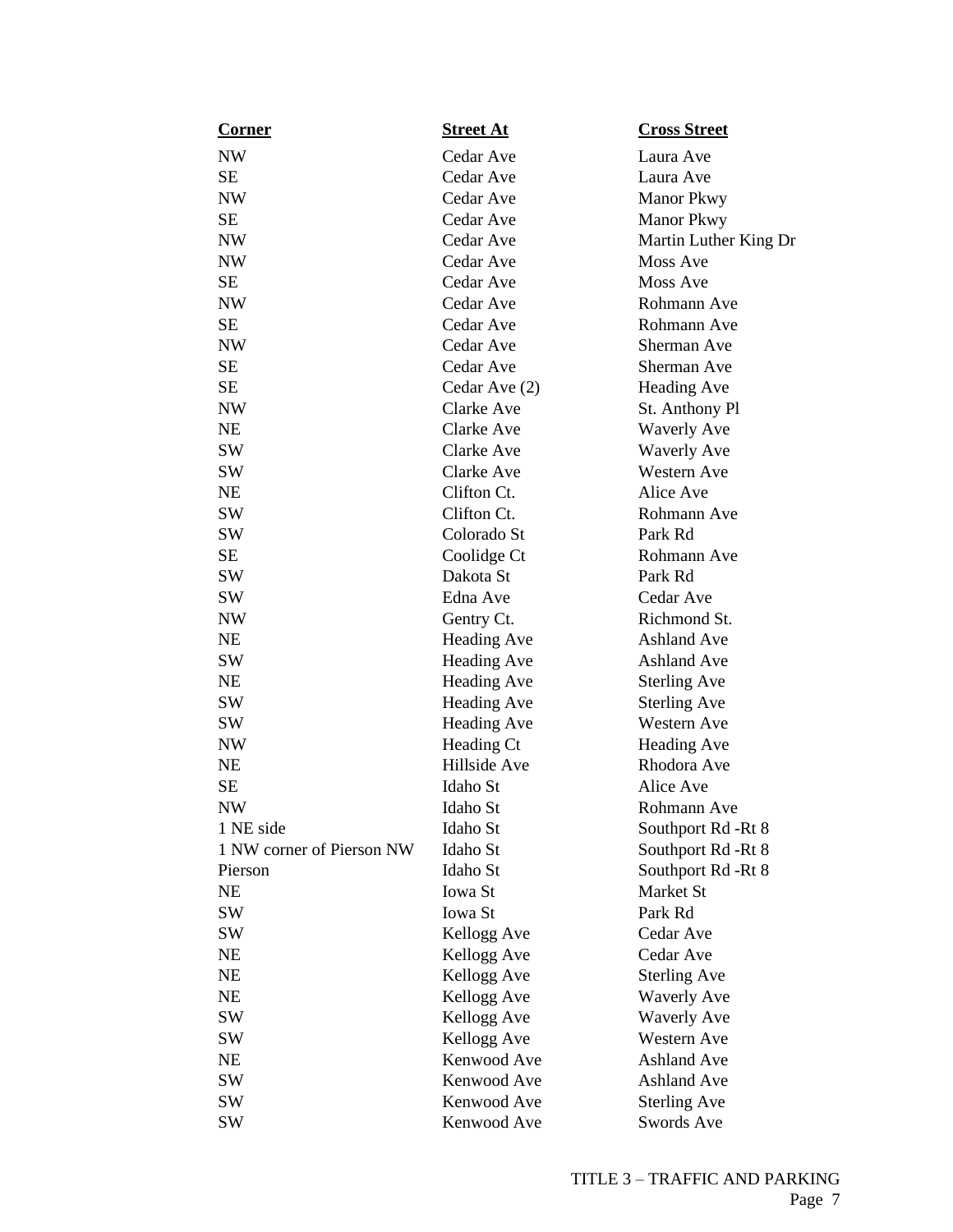| Corner | Street At | Cross Street |
|---|---|---|
| NW | Cedar Ave | Laura Ave |
| SE | Cedar Ave | Laura Ave |
| NW | Cedar Ave | Manor Pkwy |
| SE | Cedar Ave | Manor Pkwy |
| NW | Cedar Ave | Martin Luther King Dr |
| NW | Cedar Ave | Moss Ave |
| SE | Cedar Ave | Moss Ave |
| NW | Cedar Ave | Rohmann Ave |
| SE | Cedar Ave | Rohmann Ave |
| NW | Cedar Ave | Sherman Ave |
| SE | Cedar Ave | Sherman Ave |
| SE | Cedar Ave (2) | Heading Ave |
| NW | Clarke Ave | St. Anthony Pl |
| NE | Clarke Ave | Waverly Ave |
| SW | Clarke Ave | Waverly Ave |
| SW | Clarke Ave | Western Ave |
| NE | Clifton Ct. | Alice Ave |
| SW | Clifton Ct. | Rohmann Ave |
| SW | Colorado St | Park Rd |
| SE | Coolidge Ct | Rohmann Ave |
| SW | Dakota St | Park Rd |
| SW | Edna Ave | Cedar Ave |
| NW | Gentry Ct. | Richmond St. |
| NE | Heading Ave | Ashland Ave |
| SW | Heading Ave | Ashland Ave |
| NE | Heading Ave | Sterling Ave |
| SW | Heading Ave | Sterling Ave |
| SW | Heading Ave | Western Ave |
| NW | Heading Ct | Heading Ave |
| NE | Hillside Ave | Rhodora Ave |
| SE | Idaho St | Alice Ave |
| NW | Idaho St | Rohmann Ave |
| 1 NE side | Idaho St | Southport Rd -Rt 8 |
| 1 NW corner of Pierson NW | Idaho St | Southport Rd -Rt 8 |
| Pierson | Idaho St | Southport Rd -Rt 8 |
| NE | Iowa St | Market St |
| SW | Iowa St | Park Rd |
| SW | Kellogg Ave | Cedar Ave |
| NE | Kellogg Ave | Cedar Ave |
| NE | Kellogg Ave | Sterling Ave |
| NE | Kellogg Ave | Waverly Ave |
| SW | Kellogg Ave | Waverly Ave |
| SW | Kellogg Ave | Western Ave |
| NE | Kenwood Ave | Ashland Ave |
| SW | Kenwood Ave | Ashland Ave |
| SW | Kenwood Ave | Sterling Ave |
| SW | Kenwood Ave | Swords Ave |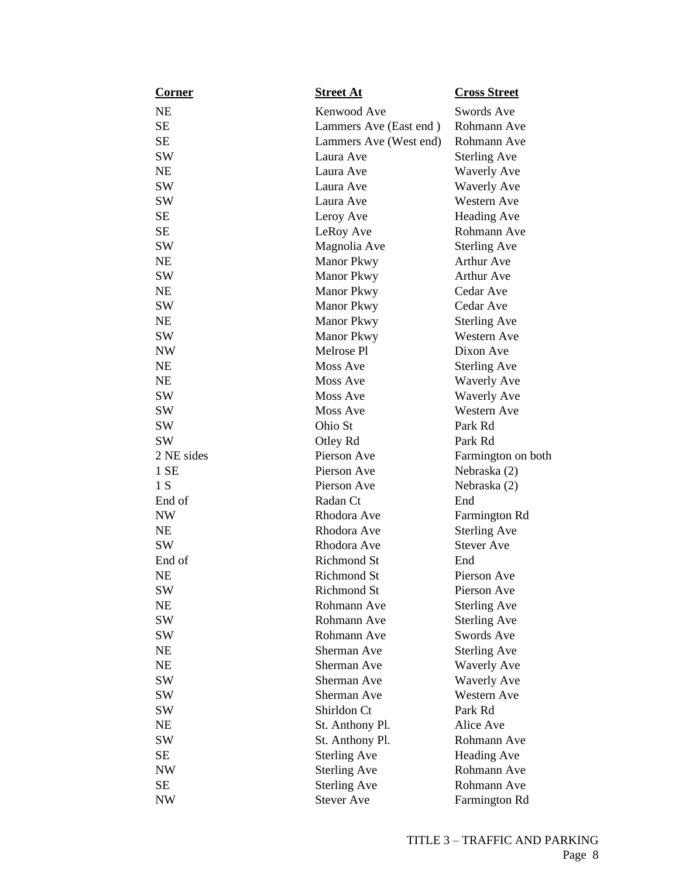| Corner | Street At | Cross Street |
|---|---|---|
| NE | Kenwood Ave | Swords Ave |
| SE | Lammers Ave (East end ) | Rohmann Ave |
| SE | Lammers Ave (West end) | Rohmann Ave |
| SW | Laura Ave | Sterling Ave |
| NE | Laura Ave | Waverly Ave |
| SW | Laura Ave | Waverly Ave |
| SW | Laura Ave | Western Ave |
| SE | Leroy Ave | Heading Ave |
| SE | LeRoy Ave | Rohmann Ave |
| SW | Magnolia Ave | Sterling Ave |
| NE | Manor Pkwy | Arthur Ave |
| SW | Manor Pkwy | Arthur Ave |
| NE | Manor Pkwy | Cedar Ave |
| SW | Manor Pkwy | Cedar Ave |
| NE | Manor Pkwy | Sterling Ave |
| SW | Manor Pkwy | Western Ave |
| NW | Melrose Pl | Dixon Ave |
| NE | Moss Ave | Sterling Ave |
| NE | Moss Ave | Waverly Ave |
| SW | Moss Ave | Waverly Ave |
| SW | Moss Ave | Western Ave |
| SW | Ohio St | Park Rd |
| SW | Otley Rd | Park Rd |
| 2 NE sides | Pierson Ave | Farmington on both |
| 1 SE | Pierson Ave | Nebraska (2) |
| 1 S | Pierson Ave | Nebraska (2) |
| End of | Radan Ct | End |
| NW | Rhodora Ave | Farmington Rd |
| NE | Rhodora Ave | Sterling Ave |
| SW | Rhodora Ave | Stever Ave |
| End of | Richmond St | End |
| NE | Richmond St | Pierson Ave |
| SW | Richmond St | Pierson Ave |
| NE | Rohmann Ave | Sterling Ave |
| SW | Rohmann Ave | Sterling Ave |
| SW | Rohmann Ave | Swords Ave |
| NE | Sherman Ave | Sterling Ave |
| NE | Sherman Ave | Waverly Ave |
| SW | Sherman Ave | Waverly Ave |
| SW | Sherman Ave | Western Ave |
| SW | Shirldon Ct | Park Rd |
| NE | St. Anthony Pl. | Alice Ave |
| SW | St. Anthony Pl. | Rohmann Ave |
| SE | Sterling Ave | Heading Ave |
| NW | Sterling Ave | Rohmann Ave |
| SE | Sterling Ave | Rohmann Ave |
| NW | Stever Ave | Farmington Rd |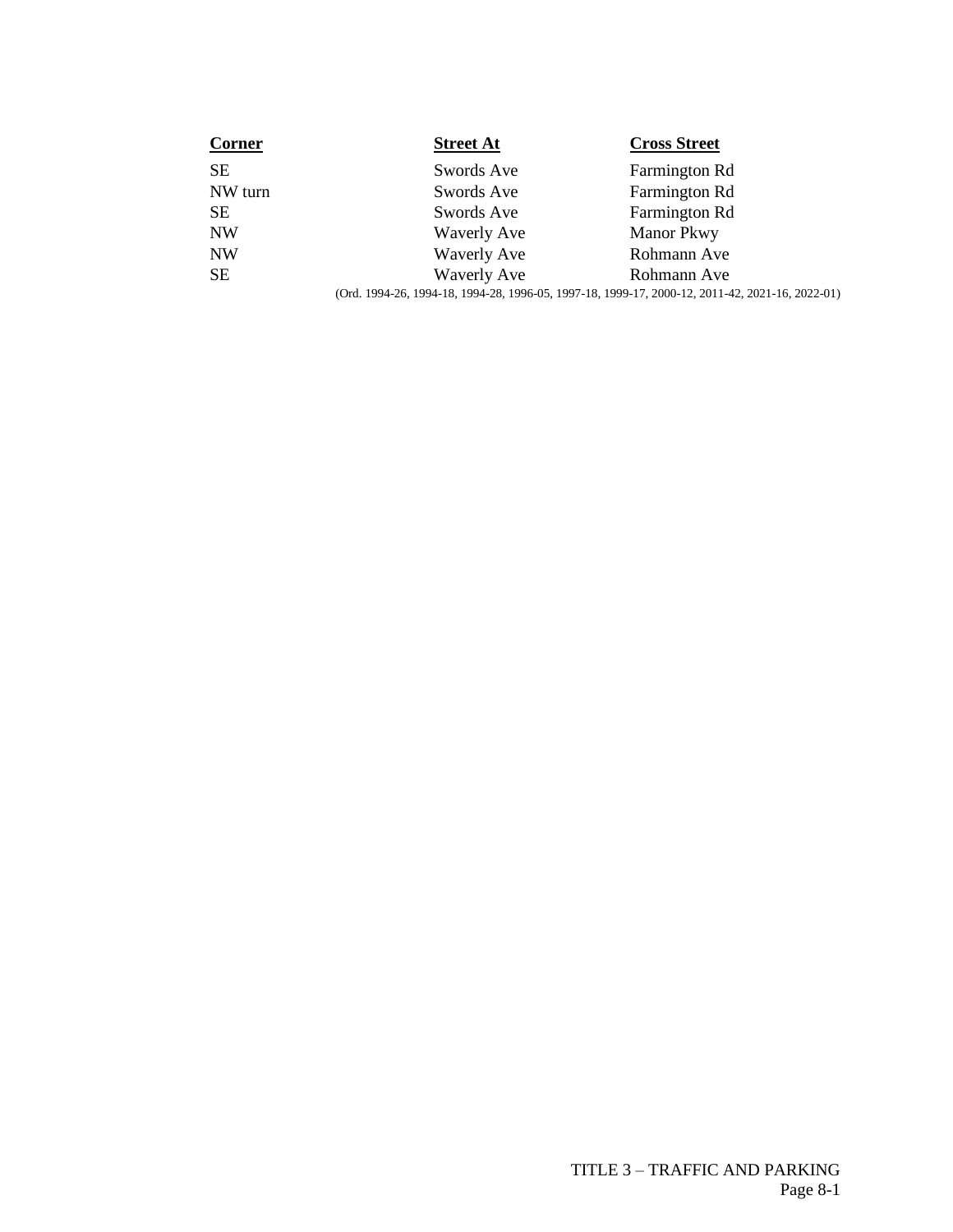| Corner | Street At | Cross Street |
|---|---|---|
| SE | Swords Ave | Farmington Rd |
| NW turn | Swords Ave | Farmington Rd |
| SE | Swords Ave | Farmington Rd |
| NW | Waverly Ave | Manor Pkwy |
| NW | Waverly Ave | Rohmann Ave |
| SE | Waverly Ave | Rohmann Ave |

(Ord. 1994-26, 1994-18, 1994-28, 1996-05, 1997-18, 1999-17, 2000-12, 2011-42, 2021-16, 2022-01)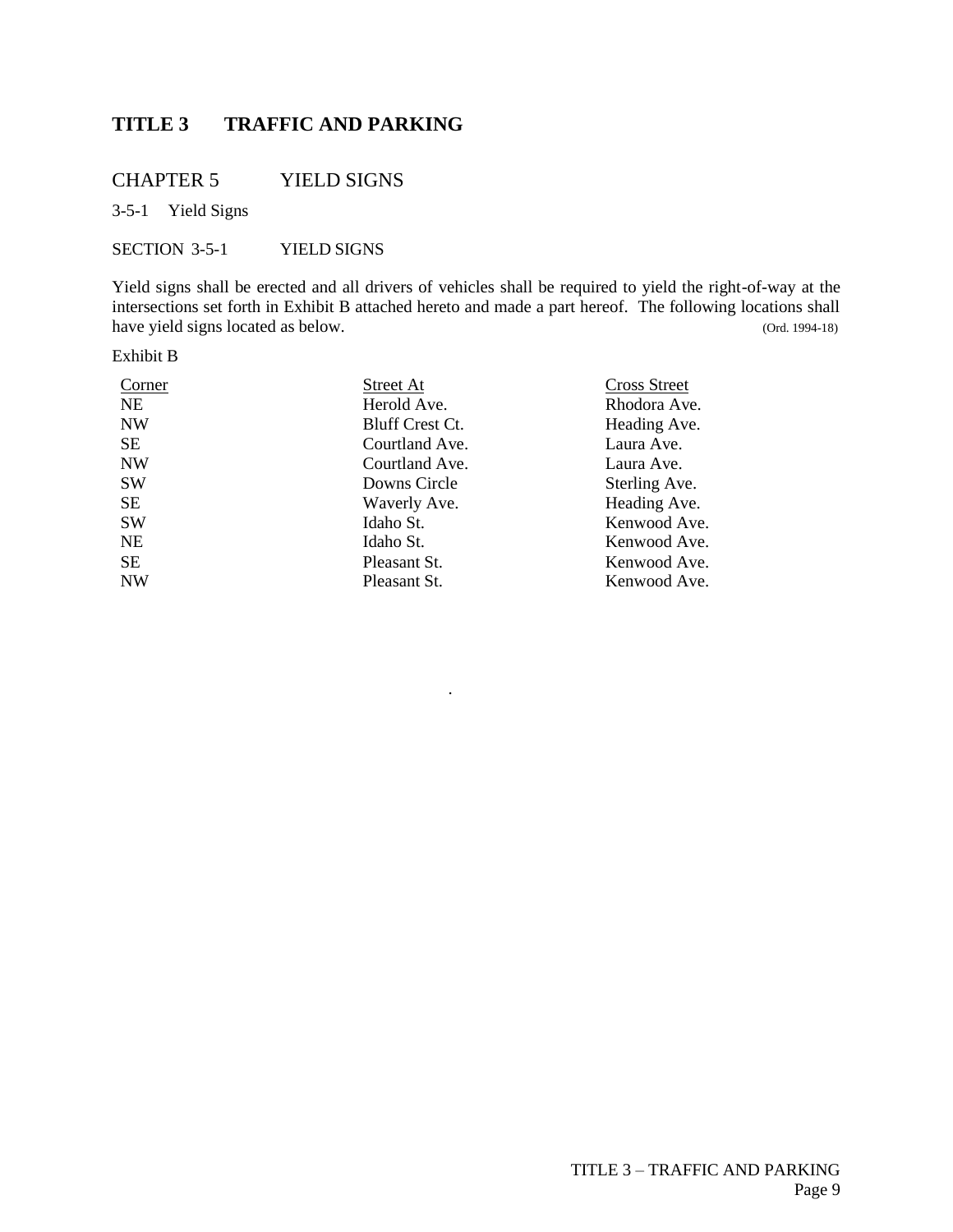# TITLE 3 TRAFFIC AND PARKING

## CHAPTER 5 YIELD SIGNS

3-5-1 Yield Signs

### SECTION 3-5-1 YIELD SIGNS

Yield signs shall be erected and all drivers of vehicles shall be required to yield the right-of-way at the intersections set forth in Exhibit B attached hereto and made a part hereof. The following locations shall have yield signs located as below. (Ord. 1994-18)

Exhibit B

| Corner | Street At | Cross Street |
|---|---|---|
| NE | Herold Ave. | Rhodora Ave. |
| NW | Bluff Crest Ct. | Heading Ave. |
| SE | Courtland Ave. | Laura Ave. |
| NW | Courtland Ave. | Laura Ave. |
| SW | Downs Circle | Sterling Ave. |
| SE | Waverly Ave. | Heading Ave. |
| SW | Idaho St. | Kenwood Ave. |
| NE | Idaho St. | Kenwood Ave. |
| SE | Pleasant St. | Kenwood Ave. |
| NW | Pleasant St. | Kenwood Ave. |

.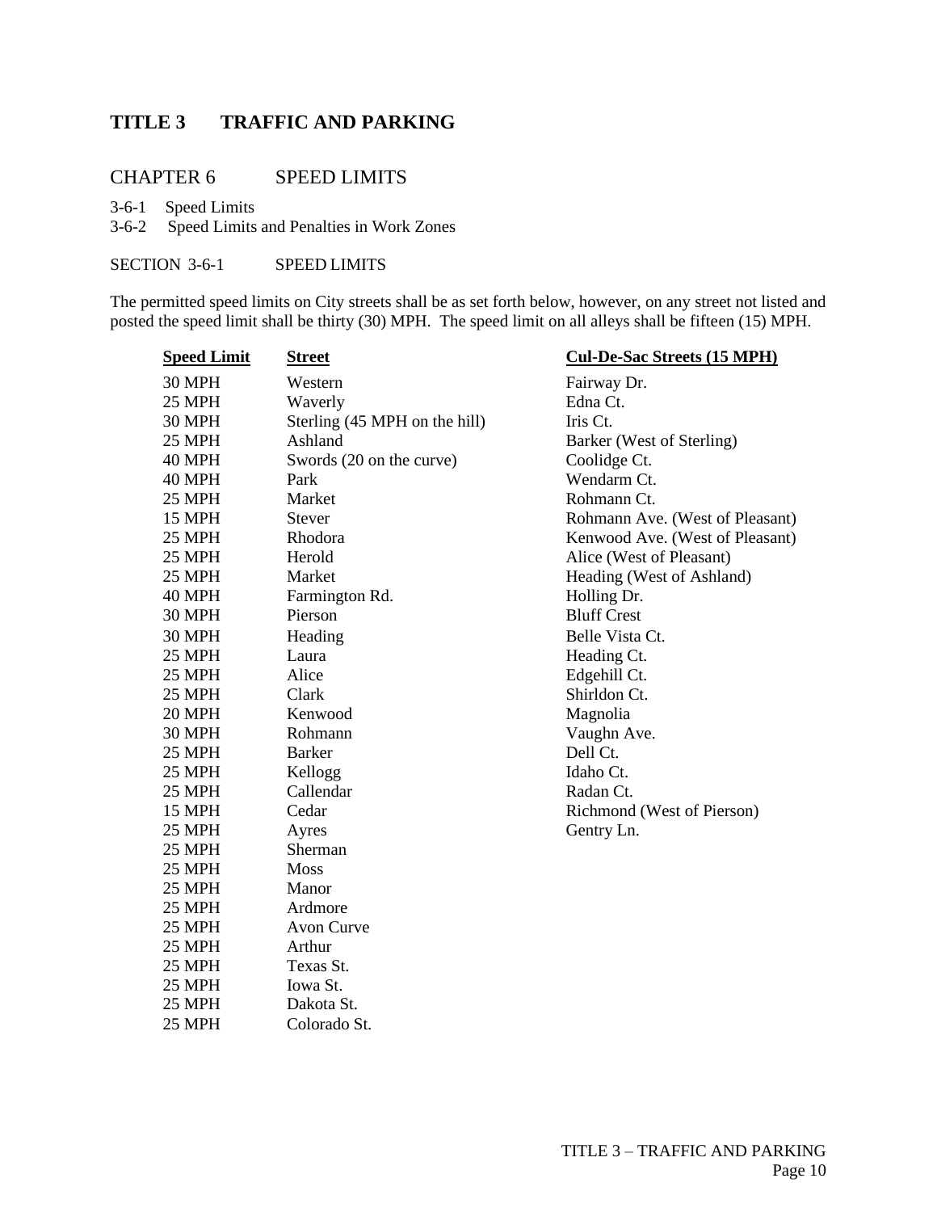# TITLE 3 TRAFFIC AND PARKING

## CHAPTER 6 SPEED LIMITS

3-6-1 Speed Limits
3-6-2 Speed Limits and Penalties in Work Zones

### SECTION 3-6-1 SPEED LIMITS

The permitted speed limits on City streets shall be as set forth below, however, on any street not listed and posted the speed limit shall be thirty (30) MPH. The speed limit on all alleys shall be fifteen (15) MPH.

| **Speed Limit** | **Street** | **Cul-De-Sac Streets (15 MPH)** |
|---|---|---|
| 30 MPH | Western | Fairway Dr. |
| 25 MPH | Waverly | Edna Ct. |
| 30 MPH | Sterling (45 MPH on the hill) | Iris Ct. |
| 25 MPH | Ashland | Barker (West of Sterling) |
| 40 MPH | Swords (20 on the curve) | Coolidge Ct. |
| 40 MPH | Park | Wendarm Ct. |
| 25 MPH | Market | Rohmann Ct. |
| 15 MPH | Stever | Rohmann Ave. (West of Pleasant) |
| 25 MPH | Rhodora | Kenwood Ave. (West of Pleasant) |
| 25 MPH | Herold | Alice (West of Pleasant) |
| 25 MPH | Market | Heading (West of Ashland) |
| 40 MPH | Farmington Rd. | Holling Dr. |
| 30 MPH | Pierson | Bluff Crest |
| 30 MPH | Heading | Belle Vista Ct. |
| 25 MPH | Laura | Heading Ct. |
| 25 MPH | Alice | Edgehill Ct. |
| 25 MPH | Clark | Shirldon Ct. |
| 20 MPH | Kenwood | Magnolia |
| 30 MPH | Rohmann | Vaughn Ave. |
| 25 MPH | Barker | Dell Ct. |
| 25 MPH | Kellogg | Idaho Ct. |
| 25 MPH | Callendar | Radan Ct. |
| 15 MPH | Cedar | Richmond (West of Pierson) |
| 25 MPH | Ayres | Gentry Ln. |
| 25 MPH | Sherman | |
| 25 MPH | Moss | |
| 25 MPH | Manor | |
| 25 MPH | Ardmore | |
| 25 MPH | Avon Curve | |
| 25 MPH | Arthur | |
| 25 MPH | Texas St. | |
| 25 MPH | Iowa St. | |
| 25 MPH | Dakota St. | |
| 25 MPH | Colorado St. | |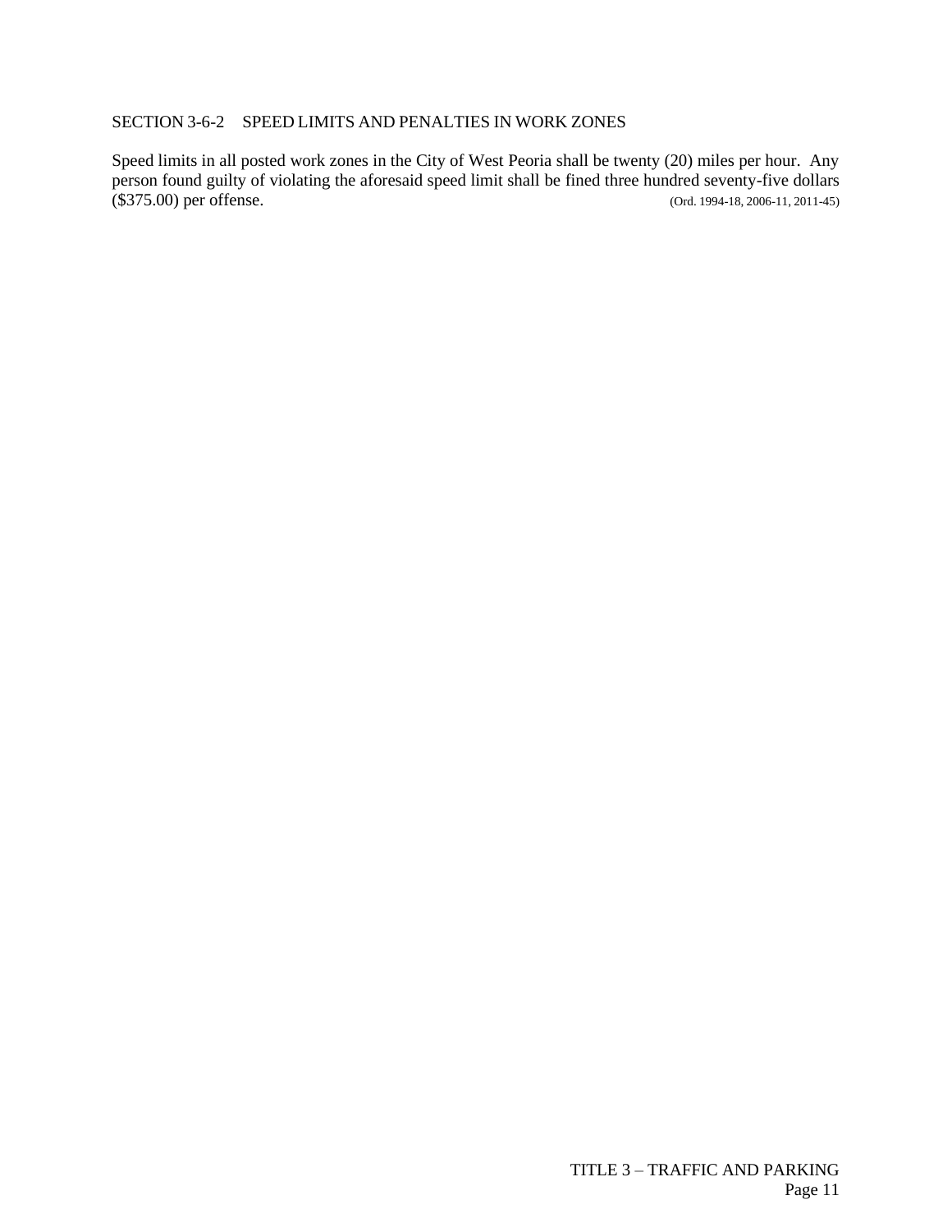## SECTION 3-6-2 SPEED LIMITS AND PENALTIES IN WORK ZONES

Speed limits in all posted work zones in the City of West Peoria shall be twenty (20) miles per hour. Any person found guilty of violating the aforesaid speed limit shall be fined three hundred seventy-five dollars ($375.00) per offense. (Ord. 1994-18, 2006-11, 2011-45)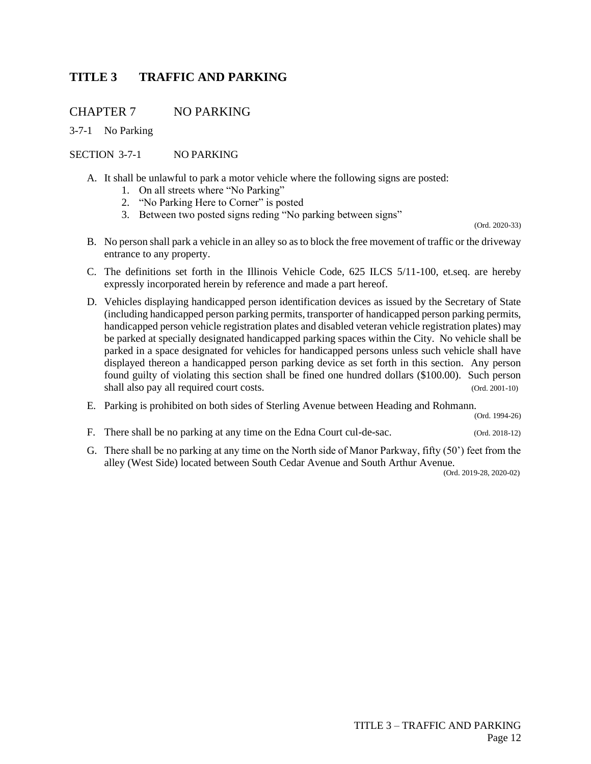# TITLE 3 TRAFFIC AND PARKING

## CHAPTER 7 NO PARKING

3-7-1 No Parking

### SECTION 3-7-1 NO PARKING

A. It shall be unlawful to park a motor vehicle where the following signs are posted:
   1. On all streets where "No Parking"
   2. "No Parking Here to Corner" is posted
   3. Between two posted signs reding "No parking between signs"

(Ord. 2020-33)

B. No person shall park a vehicle in an alley so as to block the free movement of traffic or the driveway entrance to any property.

C. The definitions set forth in the Illinois Vehicle Code, 625 ILCS 5/11-100, et.seq. are hereby expressly incorporated herein by reference and made a part hereof.

D. Vehicles displaying handicapped person identification devices as issued by the Secretary of State (including handicapped person parking permits, transporter of handicapped person parking permits, handicapped person vehicle registration plates and disabled veteran vehicle registration plates) may be parked at specially designated handicapped parking spaces within the City. No vehicle shall be parked in a space designated for vehicles for handicapped persons unless such vehicle shall have displayed thereon a handicapped person parking device as set forth in this section. Any person found guilty of violating this section shall be fined one hundred dollars ($100.00). Such person shall also pay all required court costs. (Ord. 2001-10)

E. Parking is prohibited on both sides of Sterling Avenue between Heading and Rohmann. (Ord. 1994-26)

F. There shall be no parking at any time on the Edna Court cul-de-sac. (Ord. 2018-12)

G. There shall be no parking at any time on the North side of Manor Parkway, fifty (50') feet from the alley (West Side) located between South Cedar Avenue and South Arthur Avenue. (Ord. 2019-28, 2020-02)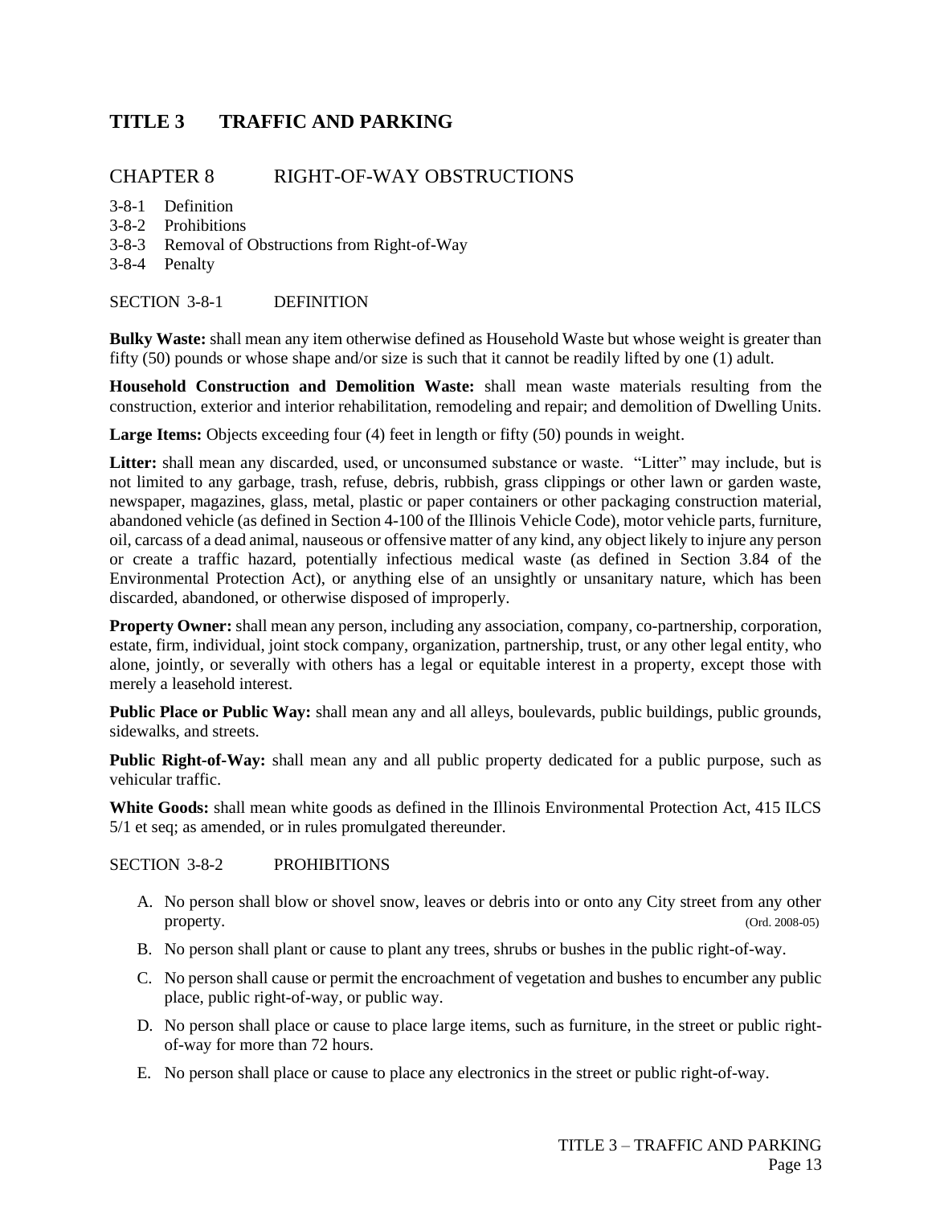# TITLE 3 TRAFFIC AND PARKING

## CHAPTER 8 RIGHT-OF-WAY OBSTRUCTIONS

3-8-1 Definition
3-8-2 Prohibitions
3-8-3 Removal of Obstructions from Right-of-Way
3-8-4 Penalty

### SECTION 3-8-1 DEFINITION

**Bulky Waste:** shall mean any item otherwise defined as Household Waste but whose weight is greater than fifty (50) pounds or whose shape and/or size is such that it cannot be readily lifted by one (1) adult.

**Household Construction and Demolition Waste:** shall mean waste materials resulting from the construction, exterior and interior rehabilitation, remodeling and repair; and demolition of Dwelling Units.

**Large Items:** Objects exceeding four (4) feet in length or fifty (50) pounds in weight.

**Litter:** shall mean any discarded, used, or unconsumed substance or waste. "Litter" may include, but is not limited to any garbage, trash, refuse, debris, rubbish, grass clippings or other lawn or garden waste, newspaper, magazines, glass, metal, plastic or paper containers or other packaging construction material, abandoned vehicle (as defined in Section 4-100 of the Illinois Vehicle Code), motor vehicle parts, furniture, oil, carcass of a dead animal, nauseous or offensive matter of any kind, any object likely to injure any person or create a traffic hazard, potentially infectious medical waste (as defined in Section 3.84 of the Environmental Protection Act), or anything else of an unsightly or unsanitary nature, which has been discarded, abandoned, or otherwise disposed of improperly.

**Property Owner:** shall mean any person, including any association, company, co-partnership, corporation, estate, firm, individual, joint stock company, organization, partnership, trust, or any other legal entity, who alone, jointly, or severally with others has a legal or equitable interest in a property, except those with merely a leasehold interest.

**Public Place or Public Way:** shall mean any and all alleys, boulevards, public buildings, public grounds, sidewalks, and streets.

**Public Right-of-Way:** shall mean any and all public property dedicated for a public purpose, such as vehicular traffic.

**White Goods:** shall mean white goods as defined in the Illinois Environmental Protection Act, 415 ILCS 5/1 et seq; as amended, or in rules promulgated thereunder.

### SECTION 3-8-2 PROHIBITIONS

A. No person shall blow or shovel snow, leaves or debris into or onto any City street from any other property. (Ord. 2008-05)

B. No person shall plant or cause to plant any trees, shrubs or bushes in the public right-of-way.

C. No person shall cause or permit the encroachment of vegetation and bushes to encumber any public place, public right-of-way, or public way.

D. No person shall place or cause to place large items, such as furniture, in the street or public right-of-way for more than 72 hours.

E. No person shall place or cause to place any electronics in the street or public right-of-way.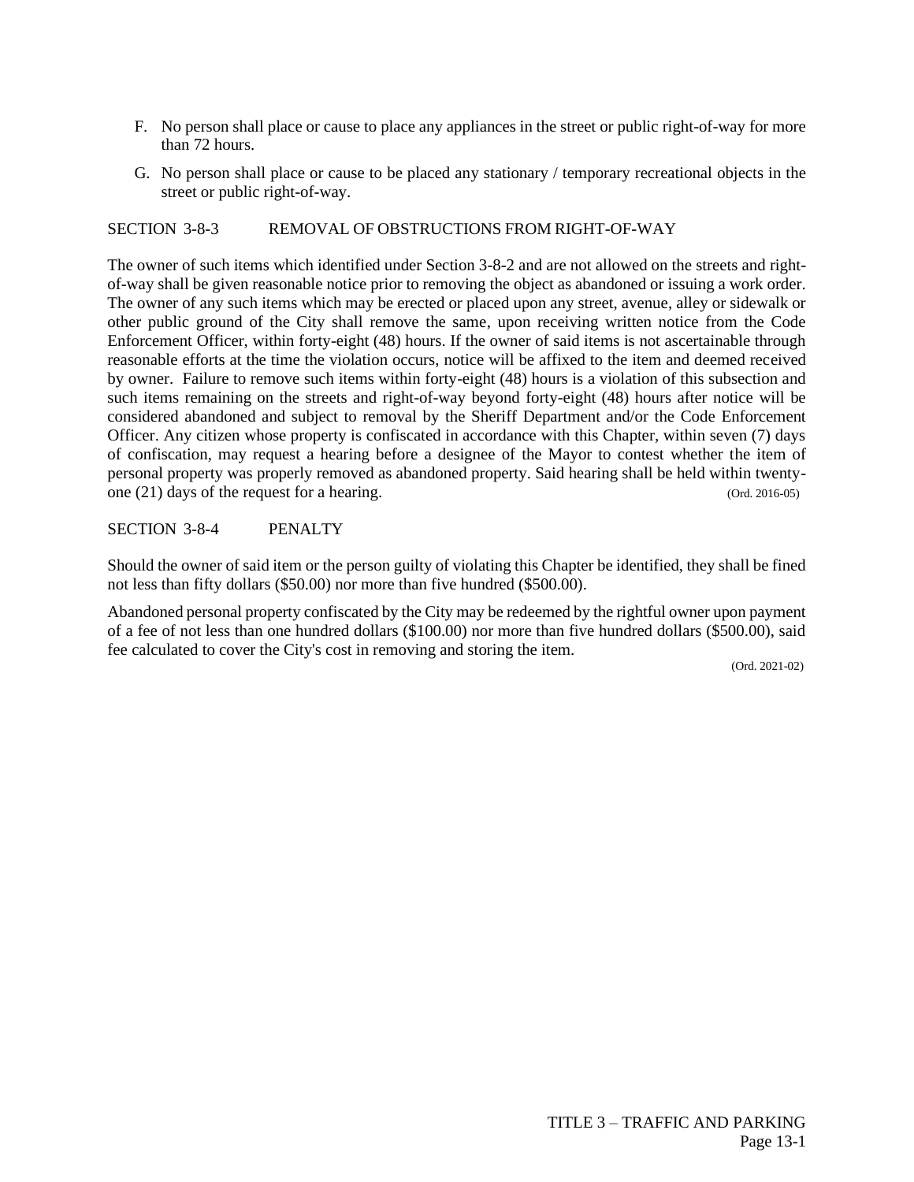F. No person shall place or cause to place any appliances in the street or public right-of-way for more than 72 hours.

G. No person shall place or cause to be placed any stationary / temporary recreational objects in the street or public right-of-way.

## SECTION 3-8-3 REMOVAL OF OBSTRUCTIONS FROM RIGHT-OF-WAY

The owner of such items which identified under Section 3-8-2 and are not allowed on the streets and right-of-way shall be given reasonable notice prior to removing the object as abandoned or issuing a work order. The owner of any such items which may be erected or placed upon any street, avenue, alley or sidewalk or other public ground of the City shall remove the same, upon receiving written notice from the Code Enforcement Officer, within forty-eight (48) hours. If the owner of said items is not ascertainable through reasonable efforts at the time the violation occurs, notice will be affixed to the item and deemed received by owner. Failure to remove such items within forty-eight (48) hours is a violation of this subsection and such items remaining on the streets and right-of-way beyond forty-eight (48) hours after notice will be considered abandoned and subject to removal by the Sheriff Department and/or the Code Enforcement Officer. Any citizen whose property is confiscated in accordance with this Chapter, within seven (7) days of confiscation, may request a hearing before a designee of the Mayor to contest whether the item of personal property was properly removed as abandoned property. Said hearing shall be held within twenty-one (21) days of the request for a hearing. (Ord. 2016-05)

## SECTION 3-8-4 PENALTY

Should the owner of said item or the person guilty of violating this Chapter be identified, they shall be fined not less than fifty dollars ($50.00) nor more than five hundred ($500.00).

Abandoned personal property confiscated by the City may be redeemed by the rightful owner upon payment of a fee of not less than one hundred dollars ($100.00) nor more than five hundred dollars ($500.00), said fee calculated to cover the City's cost in removing and storing the item.

(Ord. 2021-02)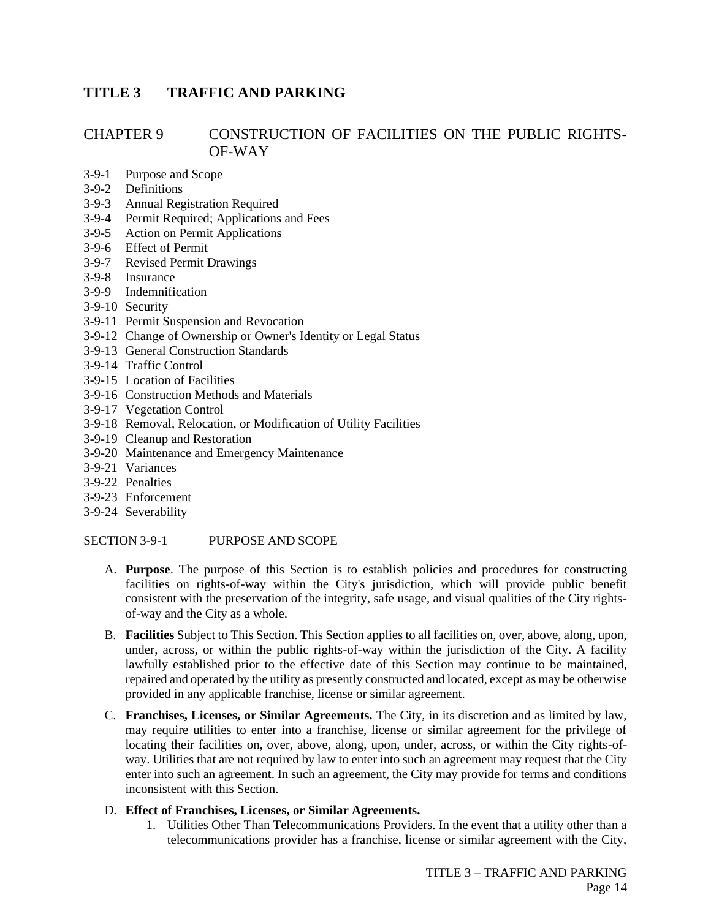# TITLE 3 TRAFFIC AND PARKING

## CHAPTER 9 CONSTRUCTION OF FACILITIES ON THE PUBLIC RIGHTS-OF-WAY

3-9-1 Purpose and Scope
3-9-2 Definitions
3-9-3 Annual Registration Required
3-9-4 Permit Required; Applications and Fees
3-9-5 Action on Permit Applications
3-9-6 Effect of Permit
3-9-7 Revised Permit Drawings
3-9-8 Insurance
3-9-9 Indemnification
3-9-10 Security
3-9-11 Permit Suspension and Revocation
3-9-12 Change of Ownership or Owner's Identity or Legal Status
3-9-13 General Construction Standards
3-9-14 Traffic Control
3-9-15 Location of Facilities
3-9-16 Construction Methods and Materials
3-9-17 Vegetation Control
3-9-18 Removal, Relocation, or Modification of Utility Facilities
3-9-19 Cleanup and Restoration
3-9-20 Maintenance and Emergency Maintenance
3-9-21 Variances
3-9-22 Penalties
3-9-23 Enforcement
3-9-24 Severability

### SECTION 3-9-1 PURPOSE AND SCOPE

A. **Purpose**. The purpose of this Section is to establish policies and procedures for constructing facilities on rights-of-way within the City's jurisdiction, which will provide public benefit consistent with the preservation of the integrity, safe usage, and visual qualities of the City rights-of-way and the City as a whole.

B. **Facilities** Subject to This Section. This Section applies to all facilities on, over, above, along, upon, under, across, or within the public rights-of-way within the jurisdiction of the City. A facility lawfully established prior to the effective date of this Section may continue to be maintained, repaired and operated by the utility as presently constructed and located, except as may be otherwise provided in any applicable franchise, license or similar agreement.

C. **Franchises, Licenses, or Similar Agreements.** The City, in its discretion and as limited by law, may require utilities to enter into a franchise, license or similar agreement for the privilege of locating their facilities on, over, above, along, upon, under, across, or within the City rights-of-way. Utilities that are not required by law to enter into such an agreement may request that the City enter into such an agreement. In such an agreement, the City may provide for terms and conditions inconsistent with this Section.

D. **Effect of Franchises, Licenses, or Similar Agreements.**

1. Utilities Other Than Telecommunications Providers. In the event that a utility other than a telecommunications provider has a franchise, license or similar agreement with the City,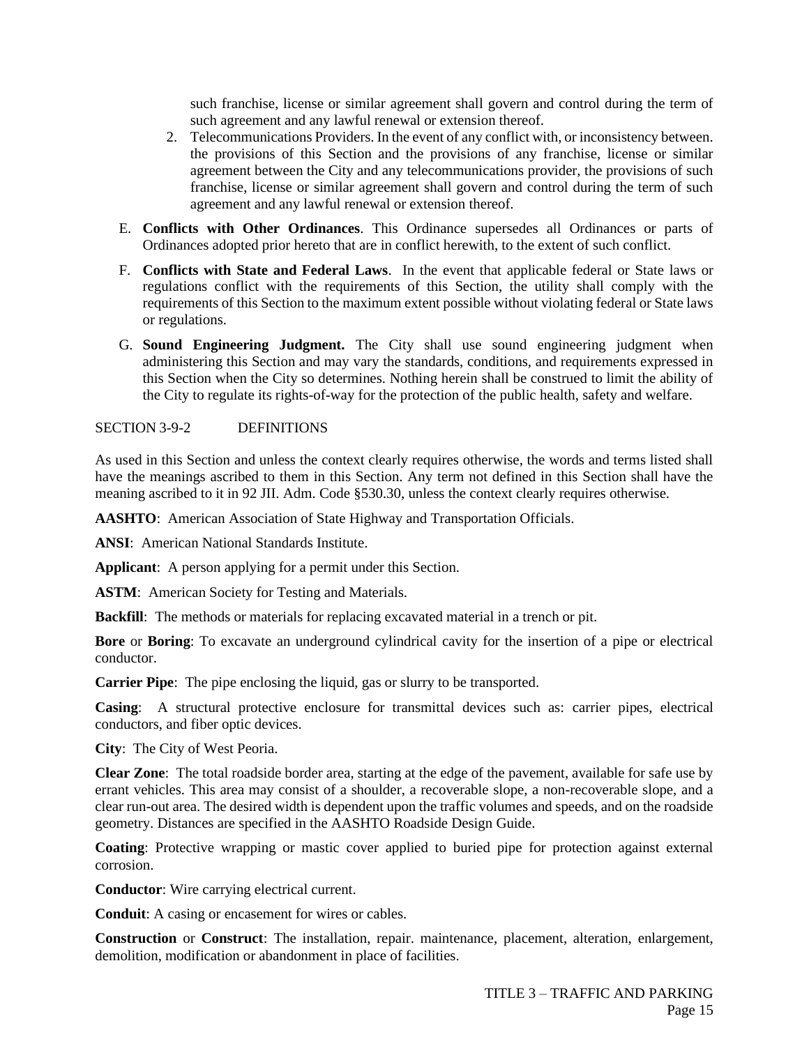such franchise, license or similar agreement shall govern and control during the term of such agreement and any lawful renewal or extension thereof.

2. Telecommunications Providers. In the event of any conflict with, or inconsistency between. the provisions of this Section and the provisions of any franchise, license or similar agreement between the City and any telecommunications provider, the provisions of such franchise, license or similar agreement shall govern and control during the term of such agreement and any lawful renewal or extension thereof.

E. **Conflicts with Other Ordinances**. This Ordinance supersedes all Ordinances or parts of Ordinances adopted prior hereto that are in conflict herewith, to the extent of such conflict.

F. **Conflicts with State and Federal Laws**. In the event that applicable federal or State laws or regulations conflict with the requirements of this Section, the utility shall comply with the requirements of this Section to the maximum extent possible without violating federal or State laws or regulations.

G. **Sound Engineering Judgment.** The City shall use sound engineering judgment when administering this Section and may vary the standards, conditions, and requirements expressed in this Section when the City so determines. Nothing herein shall be construed to limit the ability of the City to regulate its rights-of-way for the protection of the public health, safety and welfare.

SECTION 3-9-2 DEFINITIONS

As used in this Section and unless the context clearly requires otherwise, the words and terms listed shall have the meanings ascribed to them in this Section. Any term not defined in this Section shall have the meaning ascribed to it in 92 JII. Adm. Code §530.30, unless the context clearly requires otherwise.

**AASHTO**: American Association of State Highway and Transportation Officials.

**ANSI**: American National Standards Institute.

**Applicant**: A person applying for a permit under this Section.

**ASTM**: American Society for Testing and Materials.

**Backfill**: The methods or materials for replacing excavated material in a trench or pit.

**Bore** or **Boring**: To excavate an underground cylindrical cavity for the insertion of a pipe or electrical conductor.

**Carrier Pipe**: The pipe enclosing the liquid, gas or slurry to be transported.

**Casing**: A structural protective enclosure for transmittal devices such as: carrier pipes, electrical conductors, and fiber optic devices.

**City**: The City of West Peoria.

**Clear Zone**: The total roadside border area, starting at the edge of the pavement, available for safe use by errant vehicles. This area may consist of a shoulder, a recoverable slope, a non-recoverable slope, and a clear run-out area. The desired width is dependent upon the traffic volumes and speeds, and on the roadside geometry. Distances are specified in the AASHTO Roadside Design Guide.

**Coating**: Protective wrapping or mastic cover applied to buried pipe for protection against external corrosion.

**Conductor**: Wire carrying electrical current.

**Conduit**: A casing or encasement for wires or cables.

**Construction** or **Construct**: The installation, repair. maintenance, placement, alteration, enlargement, demolition, modification or abandonment in place of facilities.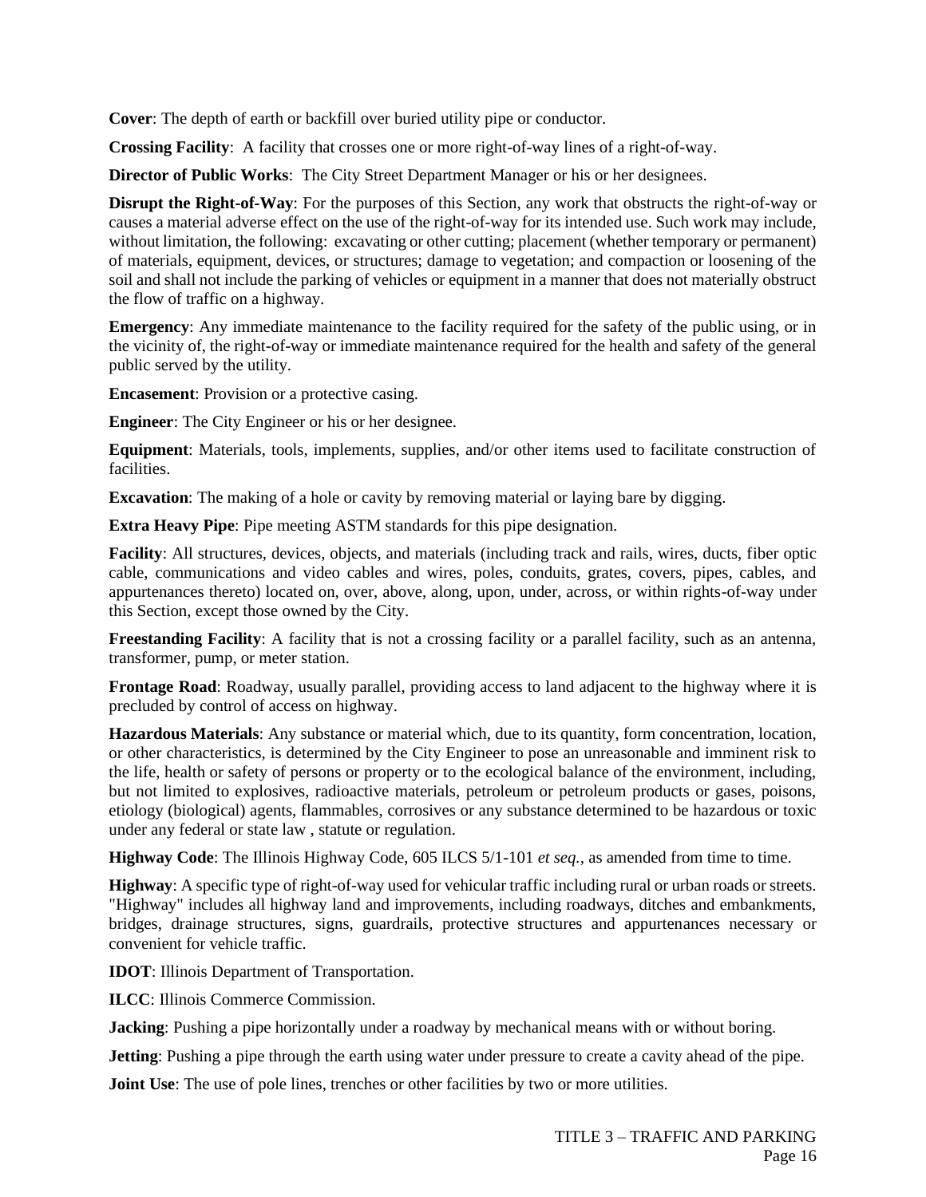**Cover**: The depth of earth or backfill over buried utility pipe or conductor.

**Crossing Facility**: A facility that crosses one or more right-of-way lines of a right-of-way.

**Director of Public Works**: The City Street Department Manager or his or her designees.

**Disrupt the Right-of-Way**: For the purposes of this Section, any work that obstructs the right-of-way or causes a material adverse effect on the use of the right-of-way for its intended use. Such work may include, without limitation, the following: excavating or other cutting; placement (whether temporary or permanent) of materials, equipment, devices, or structures; damage to vegetation; and compaction or loosening of the soil and shall not include the parking of vehicles or equipment in a manner that does not materially obstruct the flow of traffic on a highway.

**Emergency**: Any immediate maintenance to the facility required for the safety of the public using, or in the vicinity of, the right-of-way or immediate maintenance required for the health and safety of the general public served by the utility.

**Encasement**: Provision or a protective casing.

**Engineer**: The City Engineer or his or her designee.

**Equipment**: Materials, tools, implements, supplies, and/or other items used to facilitate construction of facilities.

**Excavation**: The making of a hole or cavity by removing material or laying bare by digging.

**Extra Heavy Pipe**: Pipe meeting ASTM standards for this pipe designation.

**Facility**: All structures, devices, objects, and materials (including track and rails, wires, ducts, fiber optic cable, communications and video cables and wires, poles, conduits, grates, covers, pipes, cables, and appurtenances thereto) located on, over, above, along, upon, under, across, or within rights-of-way under this Section, except those owned by the City.

**Freestanding Facility**: A facility that is not a crossing facility or a parallel facility, such as an antenna, transformer, pump, or meter station.

**Frontage Road**: Roadway, usually parallel, providing access to land adjacent to the highway where it is precluded by control of access on highway.

**Hazardous Materials**: Any substance or material which, due to its quantity, form concentration, location, or other characteristics, is determined by the City Engineer to pose an unreasonable and imminent risk to the life, health or safety of persons or property or to the ecological balance of the environment, including, but not limited to explosives, radioactive materials, petroleum or petroleum products or gases, poisons, etiology (biological) agents, flammables, corrosives or any substance determined to be hazardous or toxic under any federal or state law , statute or regulation.

**Highway Code**: The Illinois Highway Code, 605 ILCS 5/1-101 *et seq.*, as amended from time to time.

**Highway**: A specific type of right-of-way used for vehicular traffic including rural or urban roads or streets. "Highway" includes all highway land and improvements, including roadways, ditches and embankments, bridges, drainage structures, signs, guardrails, protective structures and appurtenances necessary or convenient for vehicle traffic.

**IDOT**: Illinois Department of Transportation.

**ILCC**: Illinois Commerce Commission.

**Jacking**: Pushing a pipe horizontally under a roadway by mechanical means with or without boring.

**Jetting**: Pushing a pipe through the earth using water under pressure to create a cavity ahead of the pipe.

**Joint Use**: The use of pole lines, trenches or other facilities by two or more utilities.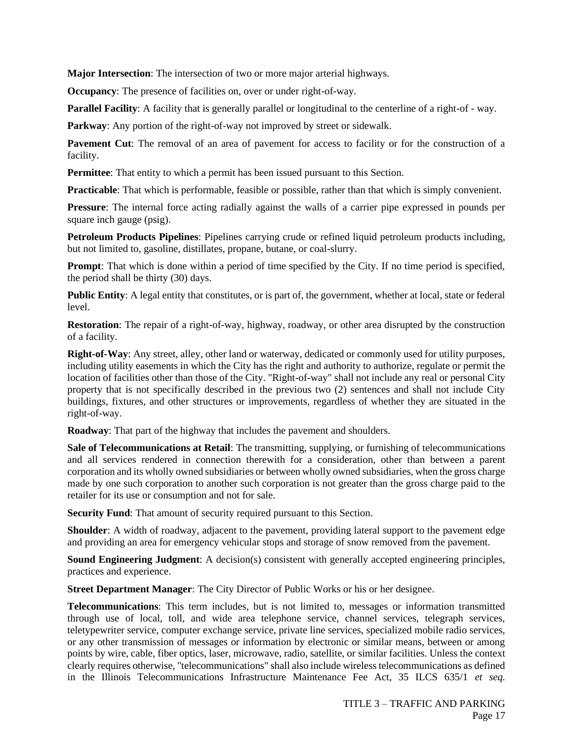**Major Intersection**: The intersection of two or more major arterial highways.

**Occupancy**: The presence of facilities on, over or under right-of-way.

**Parallel Facility**: A facility that is generally parallel or longitudinal to the centerline of a right-of - way.

**Parkway**: Any portion of the right-of-way not improved by street or sidewalk.

**Pavement Cut**: The removal of an area of pavement for access to facility or for the construction of a facility.

**Permittee**: That entity to which a permit has been issued pursuant to this Section.

**Practicable**: That which is performable, feasible or possible, rather than that which is simply convenient.

**Pressure**: The internal force acting radially against the walls of a carrier pipe expressed in pounds per square inch gauge (psig).

**Petroleum Products Pipelines**: Pipelines carrying crude or refined liquid petroleum products including, but not limited to, gasoline, distillates, propane, butane, or coal-slurry.

**Prompt**: That which is done within a period of time specified by the City. If no time period is specified, the period shall be thirty (30) days.

**Public Entity**: A legal entity that constitutes, or is part of, the government, whether at local, state or federal level.

**Restoration**: The repair of a right-of-way, highway, roadway, or other area disrupted by the construction of a facility.

**Right-of-Way**: Any street, alley, other land or waterway, dedicated or commonly used for utility purposes, including utility easements in which the City has the right and authority to authorize, regulate or permit the location of facilities other than those of the City. "Right-of-way" shall not include any real or personal City property that is not specifically described in the previous two (2) sentences and shall not include City buildings, fixtures, and other structures or improvements, regardless of whether they are situated in the right-of-way.

**Roadway**: That part of the highway that includes the pavement and shoulders.

**Sale of Telecommunications at Retail**: The transmitting, supplying, or furnishing of telecommunications and all services rendered in connection therewith for a consideration, other than between a parent corporation and its wholly owned subsidiaries or between wholly owned subsidiaries, when the gross charge made by one such corporation to another such corporation is not greater than the gross charge paid to the retailer for its use or consumption and not for sale.

**Security Fund**: That amount of security required pursuant to this Section.

**Shoulder**: A width of roadway, adjacent to the pavement, providing lateral support to the pavement edge and providing an area for emergency vehicular stops and storage of snow removed from the pavement.

**Sound Engineering Judgment**: A decision(s) consistent with generally accepted engineering principles, practices and experience.

**Street Department Manager**: The City Director of Public Works or his or her designee.

**Telecommunications**: This term includes, but is not limited to, messages or information transmitted through use of local, toll, and wide area telephone service, channel services, telegraph services, teletypewriter service, computer exchange service, private line services, specialized mobile radio services, or any other transmission of messages or information by electronic or similar means, between or among points by wire, cable, fiber optics, laser, microwave, radio, satellite, or similar facilities. Unless the context clearly requires otherwise, "telecommunications" shall also include wireless telecommunications as defined in the Illinois Telecommunications Infrastructure Maintenance Fee Act, 35 ILCS 635/1 *et seq.*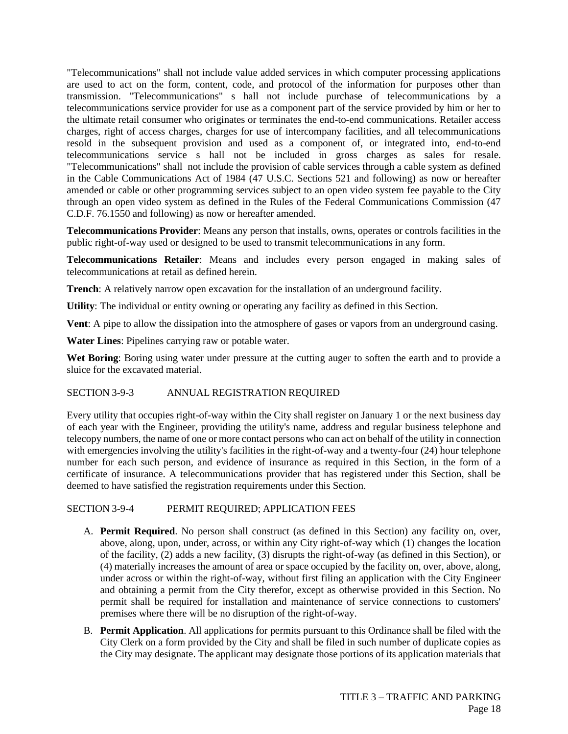"Telecommunications" shall not include value added services in which computer processing applications are used to act on the form, content, code, and protocol of the information for purposes other than transmission. "Telecommunications" s hall not include purchase of telecommunications by a telecommunications service provider for use as a component part of the service provided by him or her to the ultimate retail consumer who originates or terminates the end-to-end communications. Retailer access charges, right of access charges, charges for use of intercompany facilities, and all telecommunications resold in the subsequent provision and used as a component of, or integrated into, end-to-end telecommunications service s hall not be included in gross charges as sales for resale. "Telecommunications" shall not include the provision of cable services through a cable system as defined in the Cable Communications Act of 1984 (47 U.S.C. Sections 521 and following) as now or hereafter amended or cable or other programming services subject to an open video system fee payable to the City through an open video system as defined in the Rules of the Federal Communications Commission (47 C.D.F. 76.1550 and following) as now or hereafter amended.

**Telecommunications Provider**: Means any person that installs, owns, operates or controls facilities in the public right-of-way used or designed to be used to transmit telecommunications in any form.

**Telecommunications Retailer**: Means and includes every person engaged in making sales of telecommunications at retail as defined herein.

**Trench**: A relatively narrow open excavation for the installation of an underground facility.

**Utility**: The individual or entity owning or operating any facility as defined in this Section.

**Vent**: A pipe to allow the dissipation into the atmosphere of gases or vapors from an underground casing.

**Water Lines**: Pipelines carrying raw or potable water.

**Wet Boring**: Boring using water under pressure at the cutting auger to soften the earth and to provide a sluice for the excavated material.

SECTION 3-9-3 ANNUAL REGISTRATION REQUIRED

Every utility that occupies right-of-way within the City shall register on January 1 or the next business day of each year with the Engineer, providing the utility's name, address and regular business telephone and telecopy numbers, the name of one or more contact persons who can act on behalf of the utility in connection with emergencies involving the utility's facilities in the right-of-way and a twenty-four (24) hour telephone number for each such person, and evidence of insurance as required in this Section, in the form of a certificate of insurance. A telecommunications provider that has registered under this Section, shall be deemed to have satisfied the registration requirements under this Section.

SECTION 3-9-4 PERMIT REQUIRED; APPLICATION FEES

A. **Permit Required**. No person shall construct (as defined in this Section) any facility on, over, above, along, upon, under, across, or within any City right-of-way which (1) changes the location of the facility, (2) adds a new facility, (3) disrupts the right-of-way (as defined in this Section), or (4) materially increases the amount of area or space occupied by the facility on, over, above, along, under across or within the right-of-way, without first filing an application with the City Engineer and obtaining a permit from the City therefor, except as otherwise provided in this Section. No permit shall be required for installation and maintenance of service connections to customers' premises where there will be no disruption of the right-of-way.

B. **Permit Application**. All applications for permits pursuant to this Ordinance shall be filed with the City Clerk on a form provided by the City and shall be filed in such number of duplicate copies as the City may designate. The applicant may designate those portions of its application materials that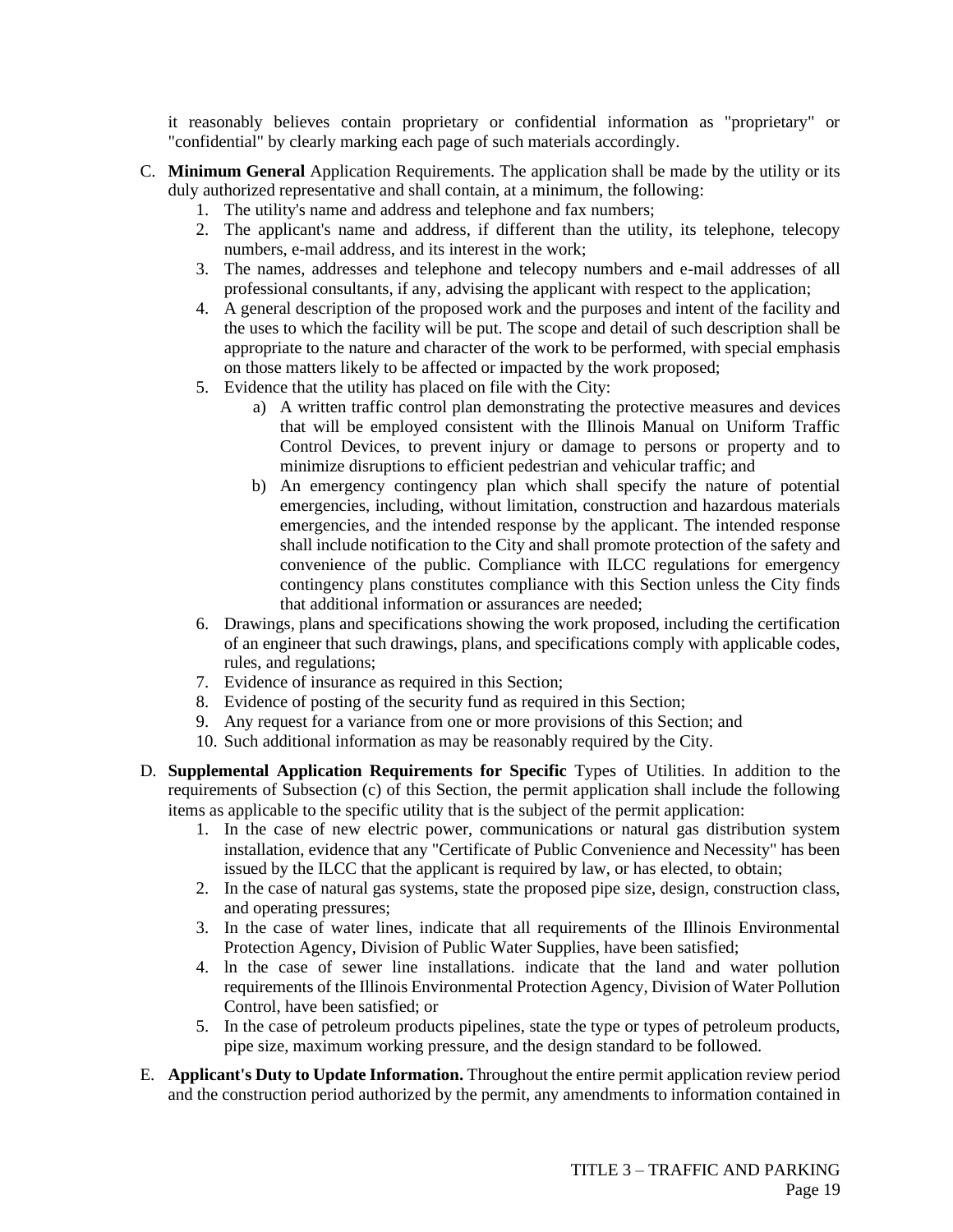it reasonably believes contain proprietary or confidential information as "proprietary" or "confidential" by clearly marking each page of such materials accordingly.

C. **Minimum General** Application Requirements. The application shall be made by the utility or its duly authorized representative and shall contain, at a minimum, the following:
   1. The utility's name and address and telephone and fax numbers;
   2. The applicant's name and address, if different than the utility, its telephone, telecopy numbers, e-mail address, and its interest in the work;
   3. The names, addresses and telephone and telecopy numbers and e-mail addresses of all professional consultants, if any, advising the applicant with respect to the application;
   4. A general description of the proposed work and the purposes and intent of the facility and the uses to which the facility will be put. The scope and detail of such description shall be appropriate to the nature and character of the work to be performed, with special emphasis on those matters likely to be affected or impacted by the work proposed;
   5. Evidence that the utility has placed on file with the City:
      a) A written traffic control plan demonstrating the protective measures and devices that will be employed consistent with the Illinois Manual on Uniform Traffic Control Devices, to prevent injury or damage to persons or property and to minimize disruptions to efficient pedestrian and vehicular traffic; and
      b) An emergency contingency plan which shall specify the nature of potential emergencies, including, without limitation, construction and hazardous materials emergencies, and the intended response by the applicant. The intended response shall include notification to the City and shall promote protection of the safety and convenience of the public. Compliance with ILCC regulations for emergency contingency plans constitutes compliance with this Section unless the City finds that additional information or assurances are needed;
   6. Drawings, plans and specifications showing the work proposed, including the certification of an engineer that such drawings, plans, and specifications comply with applicable codes, rules, and regulations;
   7. Evidence of insurance as required in this Section;
   8. Evidence of posting of the security fund as required in this Section;
   9. Any request for a variance from one or more provisions of this Section; and
   10. Such additional information as may be reasonably required by the City.

D. **Supplemental Application Requirements for Specific** Types of Utilities. In addition to the requirements of Subsection (c) of this Section, the permit application shall include the following items as applicable to the specific utility that is the subject of the permit application:
   1. In the case of new electric power, communications or natural gas distribution system installation, evidence that any "Certificate of Public Convenience and Necessity" has been issued by the ILCC that the applicant is required by law, or has elected, to obtain;
   2. In the case of natural gas systems, state the proposed pipe size, design, construction class, and operating pressures;
   3. In the case of water lines, indicate that all requirements of the Illinois Environmental Protection Agency, Division of Public Water Supplies, have been satisfied;
   4. ln the case of sewer line installations. indicate that the land and water pollution requirements of the Illinois Environmental Protection Agency, Division of Water Pollution Control, have been satisfied; or
   5. In the case of petroleum products pipelines, state the type or types of petroleum products, pipe size, maximum working pressure, and the design standard to be followed.

E. **Applicant's Duty to Update Information.** Throughout the entire permit application review period and the construction period authorized by the permit, any amendments to information contained in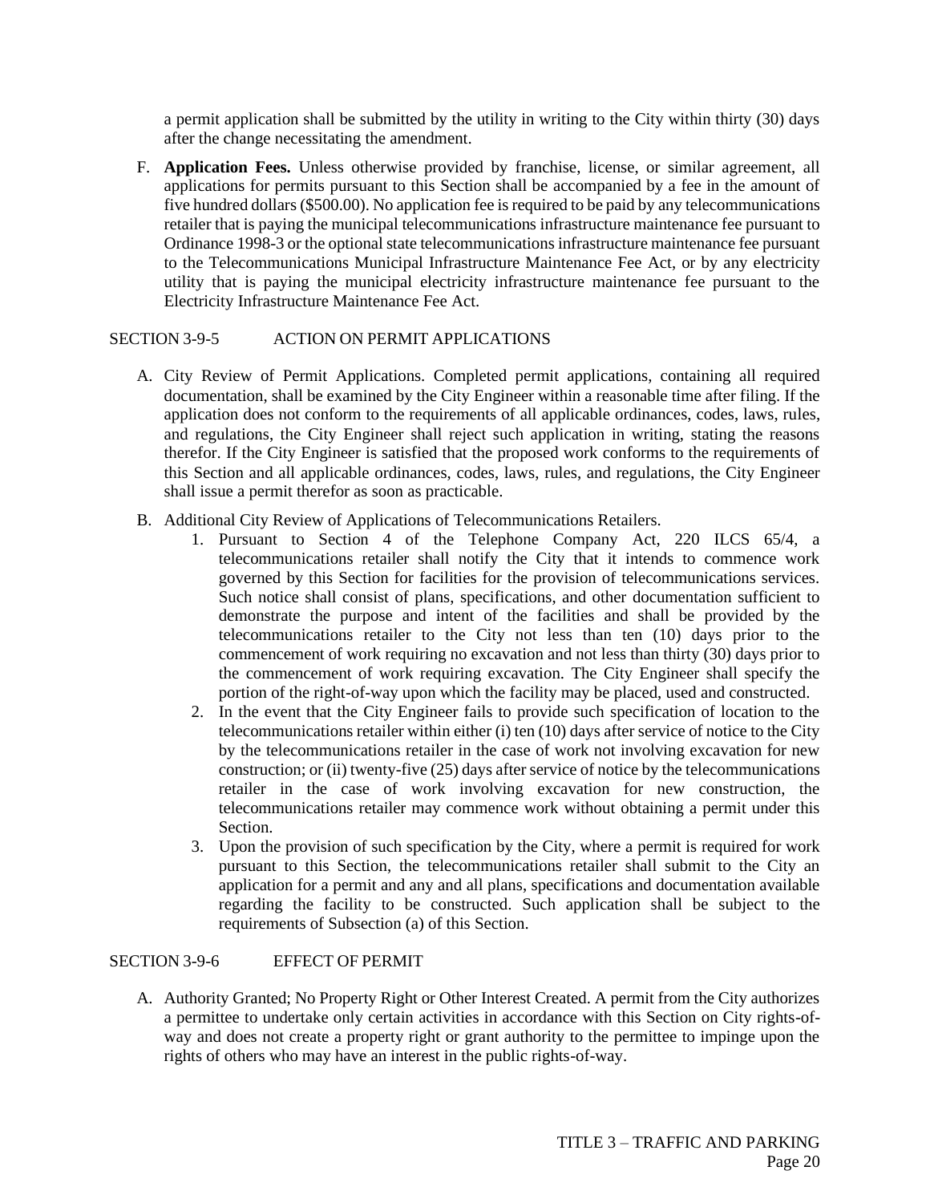a permit application shall be submitted by the utility in writing to the City within thirty (30) days after the change necessitating the amendment.

F. **Application Fees.** Unless otherwise provided by franchise, license, or similar agreement, all applications for permits pursuant to this Section shall be accompanied by a fee in the amount of five hundred dollars ($500.00). No application fee is required to be paid by any telecommunications retailer that is paying the municipal telecommunications infrastructure maintenance fee pursuant to Ordinance 1998-3 or the optional state telecommunications infrastructure maintenance fee pursuant to the Telecommunications Municipal Infrastructure Maintenance Fee Act, or by any electricity utility that is paying the municipal electricity infrastructure maintenance fee pursuant to the Electricity Infrastructure Maintenance Fee Act.

## SECTION 3-9-5 ACTION ON PERMIT APPLICATIONS

A. City Review of Permit Applications. Completed permit applications, containing all required documentation, shall be examined by the City Engineer within a reasonable time after filing. If the application does not conform to the requirements of all applicable ordinances, codes, laws, rules, and regulations, the City Engineer shall reject such application in writing, stating the reasons therefor. If the City Engineer is satisfied that the proposed work conforms to the requirements of this Section and all applicable ordinances, codes, laws, rules, and regulations, the City Engineer shall issue a permit therefor as soon as practicable.

B. Additional City Review of Applications of Telecommunications Retailers.
   1. Pursuant to Section 4 of the Telephone Company Act, 220 ILCS 65/4, a telecommunications retailer shall notify the City that it intends to commence work governed by this Section for facilities for the provision of telecommunications services. Such notice shall consist of plans, specifications, and other documentation sufficient to demonstrate the purpose and intent of the facilities and shall be provided by the telecommunications retailer to the City not less than ten (10) days prior to the commencement of work requiring no excavation and not less than thirty (30) days prior to the commencement of work requiring excavation. The City Engineer shall specify the portion of the right-of-way upon which the facility may be placed, used and constructed.
   2. In the event that the City Engineer fails to provide such specification of location to the telecommunications retailer within either (i) ten (10) days after service of notice to the City by the telecommunications retailer in the case of work not involving excavation for new construction; or (ii) twenty-five (25) days after service of notice by the telecommunications retailer in the case of work involving excavation for new construction, the telecommunications retailer may commence work without obtaining a permit under this Section.
   3. Upon the provision of such specification by the City, where a permit is required for work pursuant to this Section, the telecommunications retailer shall submit to the City an application for a permit and any and all plans, specifications and documentation available regarding the facility to be constructed. Such application shall be subject to the requirements of Subsection (a) of this Section.

## SECTION 3-9-6 EFFECT OF PERMIT

A. Authority Granted; No Property Right or Other Interest Created. A permit from the City authorizes a permittee to undertake only certain activities in accordance with this Section on City rights-of-way and does not create a property right or grant authority to the permittee to impinge upon the rights of others who may have an interest in the public rights-of-way.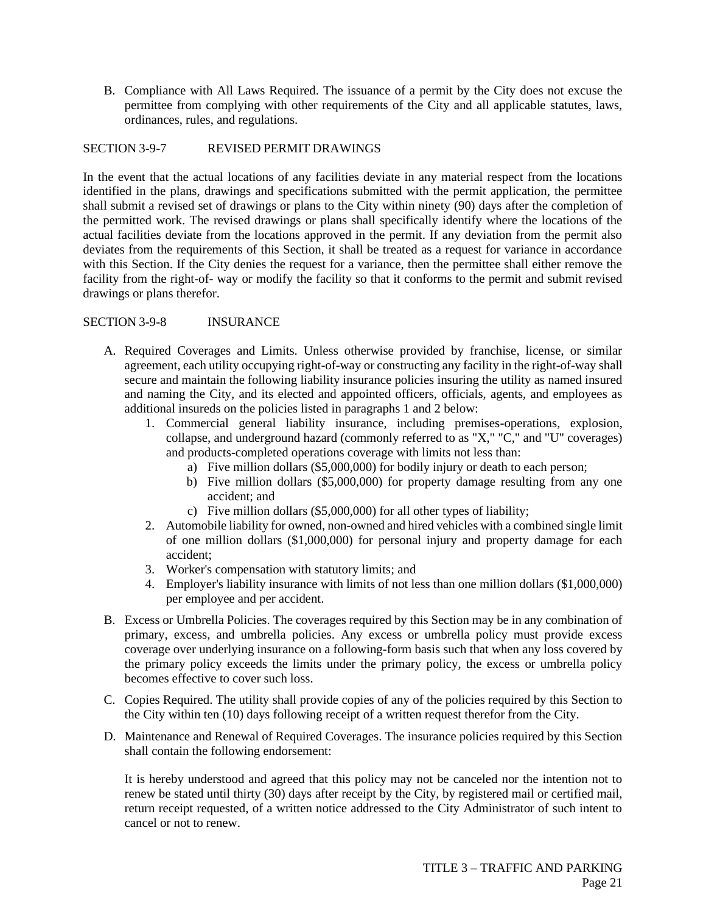B. Compliance with All Laws Required. The issuance of a permit by the City does not excuse the permittee from complying with other requirements of the City and all applicable statutes, laws, ordinances, rules, and regulations.

## SECTION 3-9-7 REVISED PERMIT DRAWINGS

In the event that the actual locations of any facilities deviate in any material respect from the locations identified in the plans, drawings and specifications submitted with the permit application, the permittee shall submit a revised set of drawings or plans to the City within ninety (90) days after the completion of the permitted work. The revised drawings or plans shall specifically identify where the locations of the actual facilities deviate from the locations approved in the permit. If any deviation from the permit also deviates from the requirements of this Section, it shall be treated as a request for variance in accordance with this Section. If the City denies the request for a variance, then the permittee shall either remove the facility from the right-of- way or modify the facility so that it conforms to the permit and submit revised drawings or plans therefor.

## SECTION 3-9-8 INSURANCE

A. Required Coverages and Limits. Unless otherwise provided by franchise, license, or similar agreement, each utility occupying right-of-way or constructing any facility in the right-of-way shall secure and maintain the following liability insurance policies insuring the utility as named insured and naming the City, and its elected and appointed officers, officials, agents, and employees as additional insureds on the policies listed in paragraphs 1 and 2 below:
   1. Commercial general liability insurance, including premises-operations, explosion, collapse, and underground hazard (commonly referred to as "X," "C," and "U" coverages) and products-completed operations coverage with limits not less than:
      a) Five million dollars ($5,000,000) for bodily injury or death to each person;
      b) Five million dollars ($5,000,000) for property damage resulting from any one accident; and
      c) Five million dollars ($5,000,000) for all other types of liability;
   2. Automobile liability for owned, non-owned and hired vehicles with a combined single limit of one million dollars ($1,000,000) for personal injury and property damage for each accident;
   3. Worker's compensation with statutory limits; and
   4. Employer's liability insurance with limits of not less than one million dollars ($1,000,000) per employee and per accident.

B. Excess or Umbrella Policies. The coverages required by this Section may be in any combination of primary, excess, and umbrella policies. Any excess or umbrella policy must provide excess coverage over underlying insurance on a following-form basis such that when any loss covered by the primary policy exceeds the limits under the primary policy, the excess or umbrella policy becomes effective to cover such loss.

C. Copies Required. The utility shall provide copies of any of the policies required by this Section to the City within ten (10) days following receipt of a written request therefor from the City.

D. Maintenance and Renewal of Required Coverages. The insurance policies required by this Section shall contain the following endorsement:

   It is hereby understood and agreed that this policy may not be canceled nor the intention not to renew be stated until thirty (30) days after receipt by the City, by registered mail or certified mail, return receipt requested, of a written notice addressed to the City Administrator of such intent to cancel or not to renew.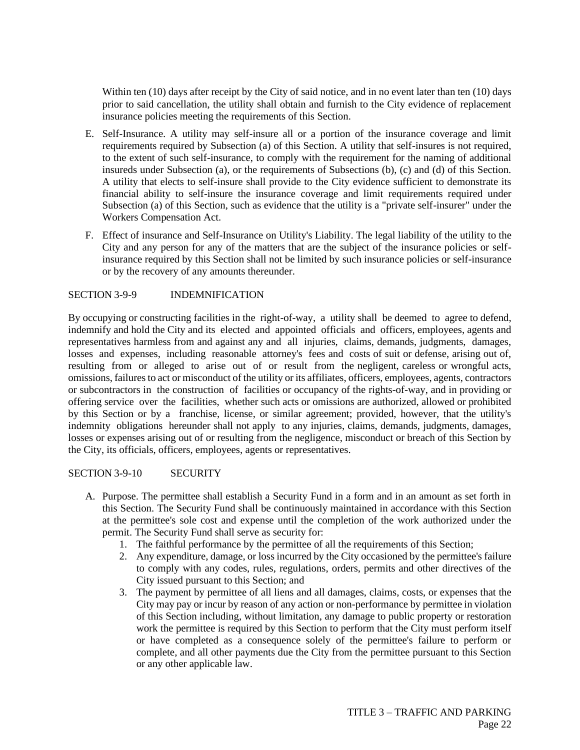Within ten (10) days after receipt by the City of said notice, and in no event later than ten (10) days prior to said cancellation, the utility shall obtain and furnish to the City evidence of replacement insurance policies meeting the requirements of this Section.

E. Self-Insurance. A utility may self-insure all or a portion of the insurance coverage and limit requirements required by Subsection (a) of this Section. A utility that self-insures is not required, to the extent of such self-insurance, to comply with the requirement for the naming of additional insureds under Subsection (a), or the requirements of Subsections (b), (c) and (d) of this Section. A utility that elects to self-insure shall provide to the City evidence sufficient to demonstrate its financial ability to self-insure the insurance coverage and limit requirements required under Subsection (a) of this Section, such as evidence that the utility is a "private self-insurer" under the Workers Compensation Act.

F. Effect of insurance and Self-Insurance on Utility's Liability. The legal liability of the utility to the City and any person for any of the matters that are the subject of the insurance policies or self-insurance required by this Section shall not be limited by such insurance policies or self-insurance or by the recovery of any amounts thereunder.

## SECTION 3-9-9 INDEMNIFICATION

By occupying or constructing facilities in the right-of-way, a utility shall be deemed to agree to defend, indemnify and hold the City and its elected and appointed officials and officers, employees, agents and representatives harmless from and against any and all injuries, claims, demands, judgments, damages, losses and expenses, including reasonable attorney's fees and costs of suit or defense, arising out of, resulting from or alleged to arise out of or result from the negligent, careless or wrongful acts, omissions, failures to act or misconduct of the utility or its affiliates, officers, employees, agents, contractors or subcontractors in the construction of facilities or occupancy of the rights-of-way, and in providing or offering service over the facilities, whether such acts or omissions are authorized, allowed or prohibited by this Section or by a franchise, license, or similar agreement; provided, however, that the utility's indemnity obligations hereunder shall not apply to any injuries, claims, demands, judgments, damages, losses or expenses arising out of or resulting from the negligence, misconduct or breach of this Section by the City, its officials, officers, employees, agents or representatives.

## SECTION 3-9-10 SECURITY

A. Purpose. The permittee shall establish a Security Fund in a form and in an amount as set forth in this Section. The Security Fund shall be continuously maintained in accordance with this Section at the permittee's sole cost and expense until the completion of the work authorized under the permit. The Security Fund shall serve as security for:
   1. The faithful performance by the permittee of all the requirements of this Section;
   2. Any expenditure, damage, or loss incurred by the City occasioned by the permittee's failure to comply with any codes, rules, regulations, orders, permits and other directives of the City issued pursuant to this Section; and
   3. The payment by permittee of all liens and all damages, claims, costs, or expenses that the City may pay or incur by reason of any action or non-performance by permittee in violation of this Section including, without limitation, any damage to public property or restoration work the permittee is required by this Section to perform that the City must perform itself or have completed as a consequence solely of the permittee's failure to perform or complete, and all other payments due the City from the permittee pursuant to this Section or any other applicable law.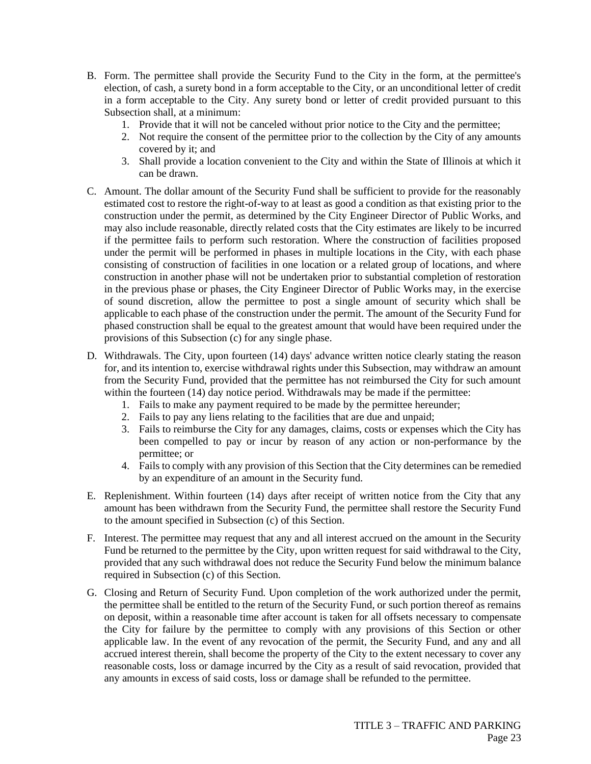B. Form. The permittee shall provide the Security Fund to the City in the form, at the permittee's election, of cash, a surety bond in a form acceptable to the City, or an unconditional letter of credit in a form acceptable to the City. Any surety bond or letter of credit provided pursuant to this Subsection shall, at a minimum:
   1. Provide that it will not be canceled without prior notice to the City and the permittee;
   2. Not require the consent of the permittee prior to the collection by the City of any amounts covered by it; and
   3. Shall provide a location convenient to the City and within the State of Illinois at which it can be drawn.

C. Amount. The dollar amount of the Security Fund shall be sufficient to provide for the reasonably estimated cost to restore the right-of-way to at least as good a condition as that existing prior to the construction under the permit, as determined by the City Engineer Director of Public Works, and may also include reasonable, directly related costs that the City estimates are likely to be incurred if the permittee fails to perform such restoration. Where the construction of facilities proposed under the permit will be performed in phases in multiple locations in the City, with each phase consisting of construction of facilities in one location or a related group of locations, and where construction in another phase will not be undertaken prior to substantial completion of restoration in the previous phase or phases, the City Engineer Director of Public Works may, in the exercise of sound discretion, allow the permittee to post a single amount of security which shall be applicable to each phase of the construction under the permit. The amount of the Security Fund for phased construction shall be equal to the greatest amount that would have been required under the provisions of this Subsection (c) for any single phase.

D. Withdrawals. The City, upon fourteen (14) days' advance written notice clearly stating the reason for, and its intention to, exercise withdrawal rights under this Subsection, may withdraw an amount from the Security Fund, provided that the permittee has not reimbursed the City for such amount within the fourteen (14) day notice period. Withdrawals may be made if the permittee:
   1. Fails to make any payment required to be made by the permittee hereunder;
   2. Fails to pay any liens relating to the facilities that are due and unpaid;
   3. Fails to reimburse the City for any damages, claims, costs or expenses which the City has been compelled to pay or incur by reason of any action or non-performance by the permittee; or
   4. Fails to comply with any provision of this Section that the City determines can be remedied by an expenditure of an amount in the Security fund.

E. Replenishment. Within fourteen (14) days after receipt of written notice from the City that any amount has been withdrawn from the Security Fund, the permittee shall restore the Security Fund to the amount specified in Subsection (c) of this Section.

F. Interest. The permittee may request that any and all interest accrued on the amount in the Security Fund be returned to the permittee by the City, upon written request for said withdrawal to the City, provided that any such withdrawal does not reduce the Security Fund below the minimum balance required in Subsection (c) of this Section.

G. Closing and Return of Security Fund. Upon completion of the work authorized under the permit, the permittee shall be entitled to the return of the Security Fund, or such portion thereof as remains on deposit, within a reasonable time after account is taken for all offsets necessary to compensate the City for failure by the permittee to comply with any provisions of this Section or other applicable law. In the event of any revocation of the permit, the Security Fund, and any and all accrued interest therein, shall become the property of the City to the extent necessary to cover any reasonable costs, loss or damage incurred by the City as a result of said revocation, provided that any amounts in excess of said costs, loss or damage shall be refunded to the permittee.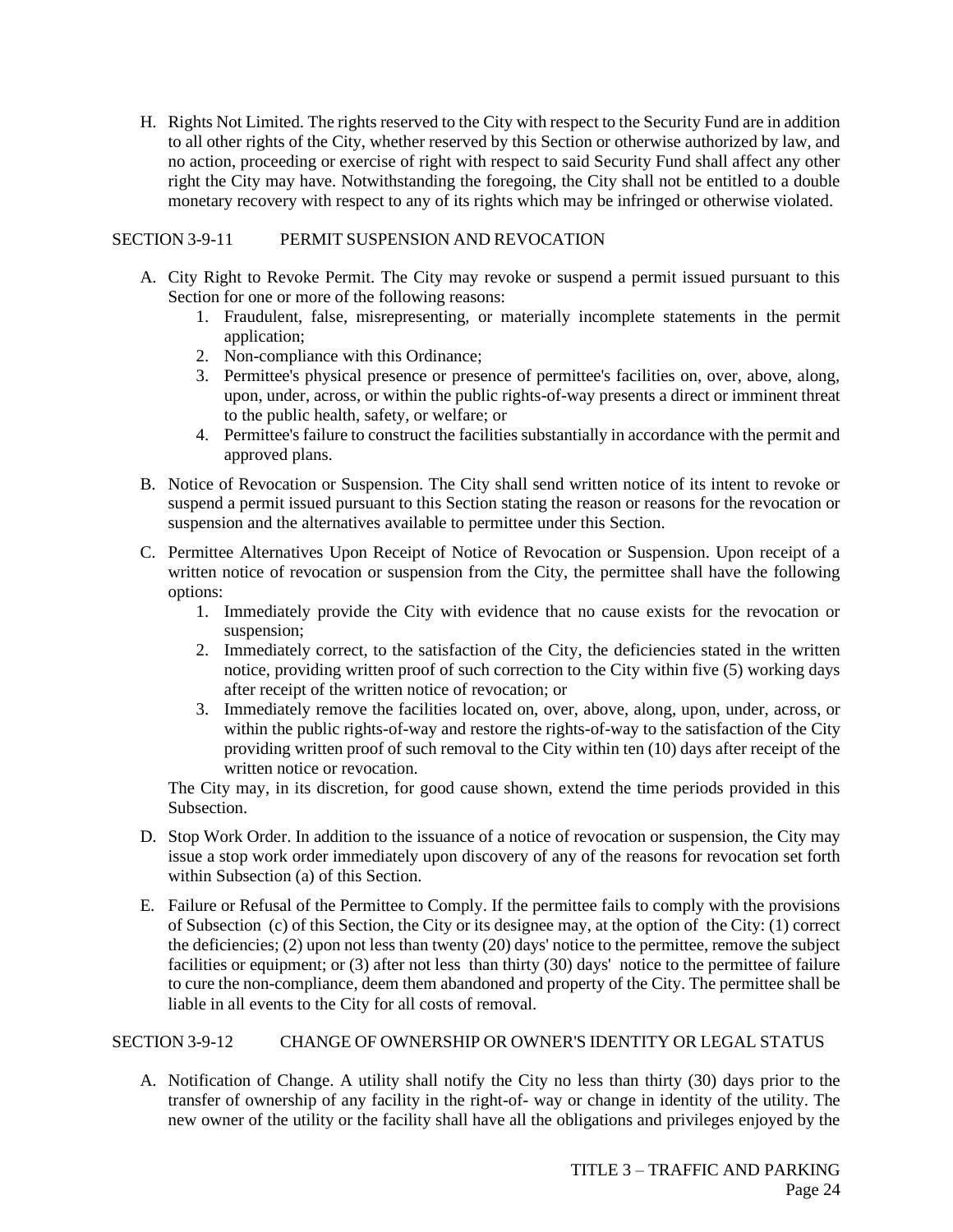H. Rights Not Limited. The rights reserved to the City with respect to the Security Fund are in addition to all other rights of the City, whether reserved by this Section or otherwise authorized by law, and no action, proceeding or exercise of right with respect to said Security Fund shall affect any other right the City may have. Notwithstanding the foregoing, the City shall not be entitled to a double monetary recovery with respect to any of its rights which may be infringed or otherwise violated.

## SECTION 3-9-11 PERMIT SUSPENSION AND REVOCATION

A. City Right to Revoke Permit. The City may revoke or suspend a permit issued pursuant to this Section for one or more of the following reasons:
   1. Fraudulent, false, misrepresenting, or materially incomplete statements in the permit application;
   2. Non-compliance with this Ordinance;
   3. Permittee's physical presence or presence of permittee's facilities on, over, above, along, upon, under, across, or within the public rights-of-way presents a direct or imminent threat to the public health, safety, or welfare; or
   4. Permittee's failure to construct the facilities substantially in accordance with the permit and approved plans.

B. Notice of Revocation or Suspension. The City shall send written notice of its intent to revoke or suspend a permit issued pursuant to this Section stating the reason or reasons for the revocation or suspension and the alternatives available to permittee under this Section.

C. Permittee Alternatives Upon Receipt of Notice of Revocation or Suspension. Upon receipt of a written notice of revocation or suspension from the City, the permittee shall have the following options:
   1. Immediately provide the City with evidence that no cause exists for the revocation or suspension;
   2. Immediately correct, to the satisfaction of the City, the deficiencies stated in the written notice, providing written proof of such correction to the City within five (5) working days after receipt of the written notice of revocation; or
   3. Immediately remove the facilities located on, over, above, along, upon, under, across, or within the public rights-of-way and restore the rights-of-way to the satisfaction of the City providing written proof of such removal to the City within ten (10) days after receipt of the written notice or revocation.

   The City may, in its discretion, for good cause shown, extend the time periods provided in this Subsection.

D. Stop Work Order. In addition to the issuance of a notice of revocation or suspension, the City may issue a stop work order immediately upon discovery of any of the reasons for revocation set forth within Subsection (a) of this Section.

E. Failure or Refusal of the Permittee to Comply. If the permittee fails to comply with the provisions of Subsection (c) of this Section, the City or its designee may, at the option of the City: (1) correct the deficiencies; (2) upon not less than twenty (20) days' notice to the permittee, remove the subject facilities or equipment; or (3) after not less than thirty (30) days' notice to the permittee of failure to cure the non-compliance, deem them abandoned and property of the City. The permittee shall be liable in all events to the City for all costs of removal.

## SECTION 3-9-12 CHANGE OF OWNERSHIP OR OWNER'S IDENTITY OR LEGAL STATUS

A. Notification of Change. A utility shall notify the City no less than thirty (30) days prior to the transfer of ownership of any facility in the right-of- way or change in identity of the utility. The new owner of the utility or the facility shall have all the obligations and privileges enjoyed by the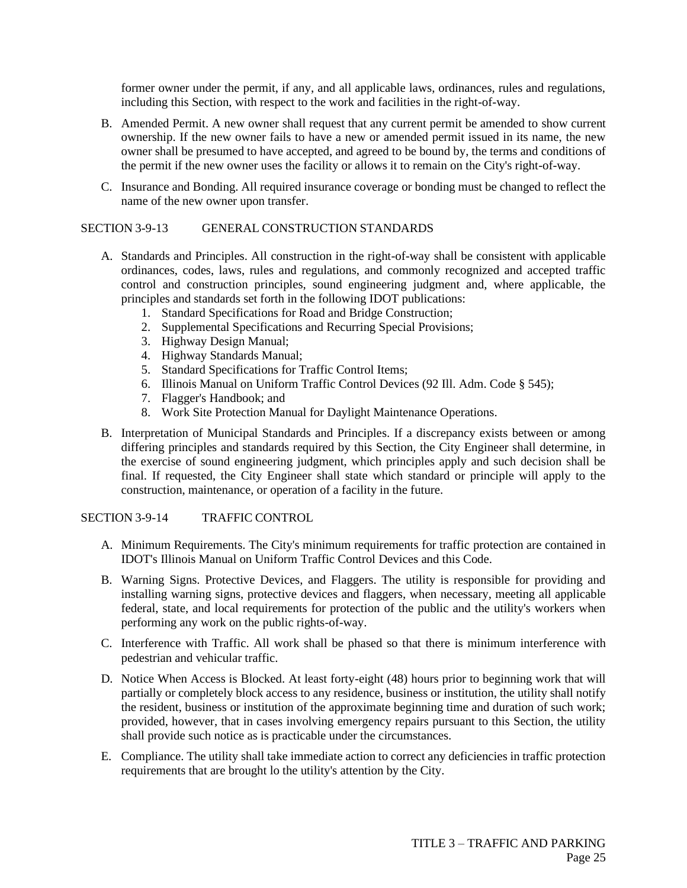former owner under the permit, if any, and all applicable laws, ordinances, rules and regulations, including this Section, with respect to the work and facilities in the right-of-way.

B. Amended Permit. A new owner shall request that any current permit be amended to show current ownership. If the new owner fails to have a new or amended permit issued in its name, the new owner shall be presumed to have accepted, and agreed to be bound by, the terms and conditions of the permit if the new owner uses the facility or allows it to remain on the City's right-of-way.

C. Insurance and Bonding. All required insurance coverage or bonding must be changed to reflect the name of the new owner upon transfer.

## SECTION 3-9-13 GENERAL CONSTRUCTION STANDARDS

A. Standards and Principles. All construction in the right-of-way shall be consistent with applicable ordinances, codes, laws, rules and regulations, and commonly recognized and accepted traffic control and construction principles, sound engineering judgment and, where applicable, the principles and standards set forth in the following IDOT publications:
   1. Standard Specifications for Road and Bridge Construction;
   2. Supplemental Specifications and Recurring Special Provisions;
   3. Highway Design Manual;
   4. Highway Standards Manual;
   5. Standard Specifications for Traffic Control Items;
   6. Illinois Manual on Uniform Traffic Control Devices (92 Ill. Adm. Code § 545);
   7. Flagger's Handbook; and
   8. Work Site Protection Manual for Daylight Maintenance Operations.

B. Interpretation of Municipal Standards and Principles. If a discrepancy exists between or among differing principles and standards required by this Section, the City Engineer shall determine, in the exercise of sound engineering judgment, which principles apply and such decision shall be final. If requested, the City Engineer shall state which standard or principle will apply to the construction, maintenance, or operation of a facility in the future.

## SECTION 3-9-14 TRAFFIC CONTROL

A. Minimum Requirements. The City's minimum requirements for traffic protection are contained in IDOT's Illinois Manual on Uniform Traffic Control Devices and this Code.

B. Warning Signs. Protective Devices, and Flaggers. The utility is responsible for providing and installing warning signs, protective devices and flaggers, when necessary, meeting all applicable federal, state, and local requirements for protection of the public and the utility's workers when performing any work on the public rights-of-way.

C. Interference with Traffic. All work shall be phased so that there is minimum interference with pedestrian and vehicular traffic.

D. Notice When Access is Blocked. At least forty-eight (48) hours prior to beginning work that will partially or completely block access to any residence, business or institution, the utility shall notify the resident, business or institution of the approximate beginning time and duration of such work; provided, however, that in cases involving emergency repairs pursuant to this Section, the utility shall provide such notice as is practicable under the circumstances.

E. Compliance. The utility shall take immediate action to correct any deficiencies in traffic protection requirements that are brought lo the utility's attention by the City.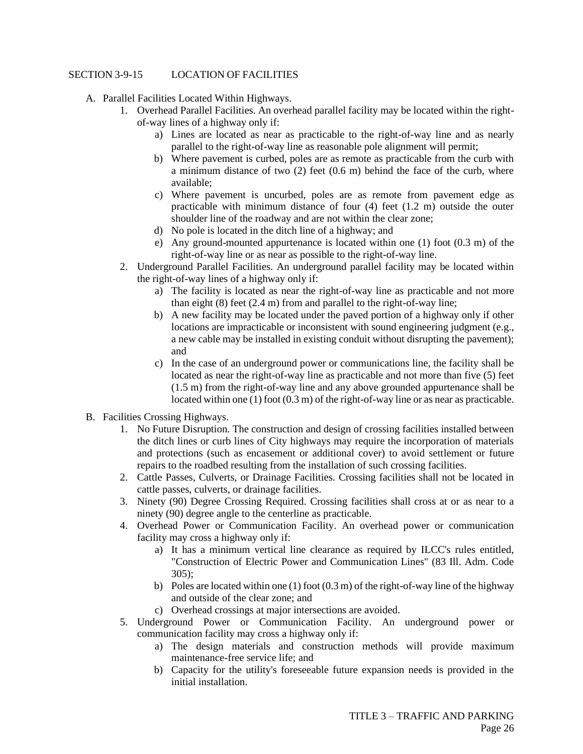## SECTION 3-9-15 LOCATION OF FACILITIES

A. Parallel Facilities Located Within Highways.

1. Overhead Parallel Facilities. An overhead parallel facility may be located within the right-of-way lines of a highway only if:
    a) Lines are located as near as practicable to the right-of-way line and as nearly parallel to the right-of-way line as reasonable pole alignment will permit;
    b) Where pavement is curbed, poles are as remote as practicable from the curb with a minimum distance of two (2) feet (0.6 m) behind the face of the curb, where available;
    c) Where pavement is uncurbed, poles are as remote from pavement edge as practicable with minimum distance of four (4) feet (1.2 m) outside the outer shoulder line of the roadway and are not within the clear zone;
    d) No pole is located in the ditch line of a highway; and
    e) Any ground-mounted appurtenance is located within one (1) foot (0.3 m) of the right-of-way line or as near as possible to the right-of-way line.
2. Underground Parallel Facilities. An underground parallel facility may be located within the right-of-way lines of a highway only if:
    a) The facility is located as near the right-of-way line as practicable and not more than eight (8) feet (2.4 m) from and parallel to the right-of-way line;
    b) A new facility may be located under the paved portion of a highway only if other locations are impracticable or inconsistent with sound engineering judgment (e.g., a new cable may be installed in existing conduit without disrupting the pavement); and
    c) In the case of an underground power or communications line, the facility shall be located as near the right-of-way line as practicable and not more than five (5) feet (1.5 m) from the right-of-way line and any above grounded appurtenance shall be located within one (1) foot (0.3 m) of the right-of-way line or as near as practicable.

B. Facilities Crossing Highways.

1. No Future Disruption. The construction and design of crossing facilities installed between the ditch lines or curb lines of City highways may require the incorporation of materials and protections (such as encasement or additional cover) to avoid settlement or future repairs to the roadbed resulting from the installation of such crossing facilities.
2. Cattle Passes, Culverts, or Drainage Facilities. Crossing facilities shall not be located in cattle passes, culverts, or drainage facilities.
3. Ninety (90) Degree Crossing Required. Crossing facilities shall cross at or as near to a ninety (90) degree angle to the centerline as practicable.
4. Overhead Power or Communication Facility. An overhead power or communication facility may cross a highway only if:
    a) It has a minimum vertical line clearance as required by ILCC's rules entitled, "Construction of Electric Power and Communication Lines" (83 Ill. Adm. Code 305);
    b) Poles are located within one (1) foot (0.3 m) of the right-of-way line of the highway and outside of the clear zone; and
    c) Overhead crossings at major intersections are avoided.
5. Underground Power or Communication Facility. An underground power or communication facility may cross a highway only if:
    a) The design materials and construction methods will provide maximum maintenance-free service life; and
    b) Capacity for the utility's foreseeable future expansion needs is provided in the initial installation.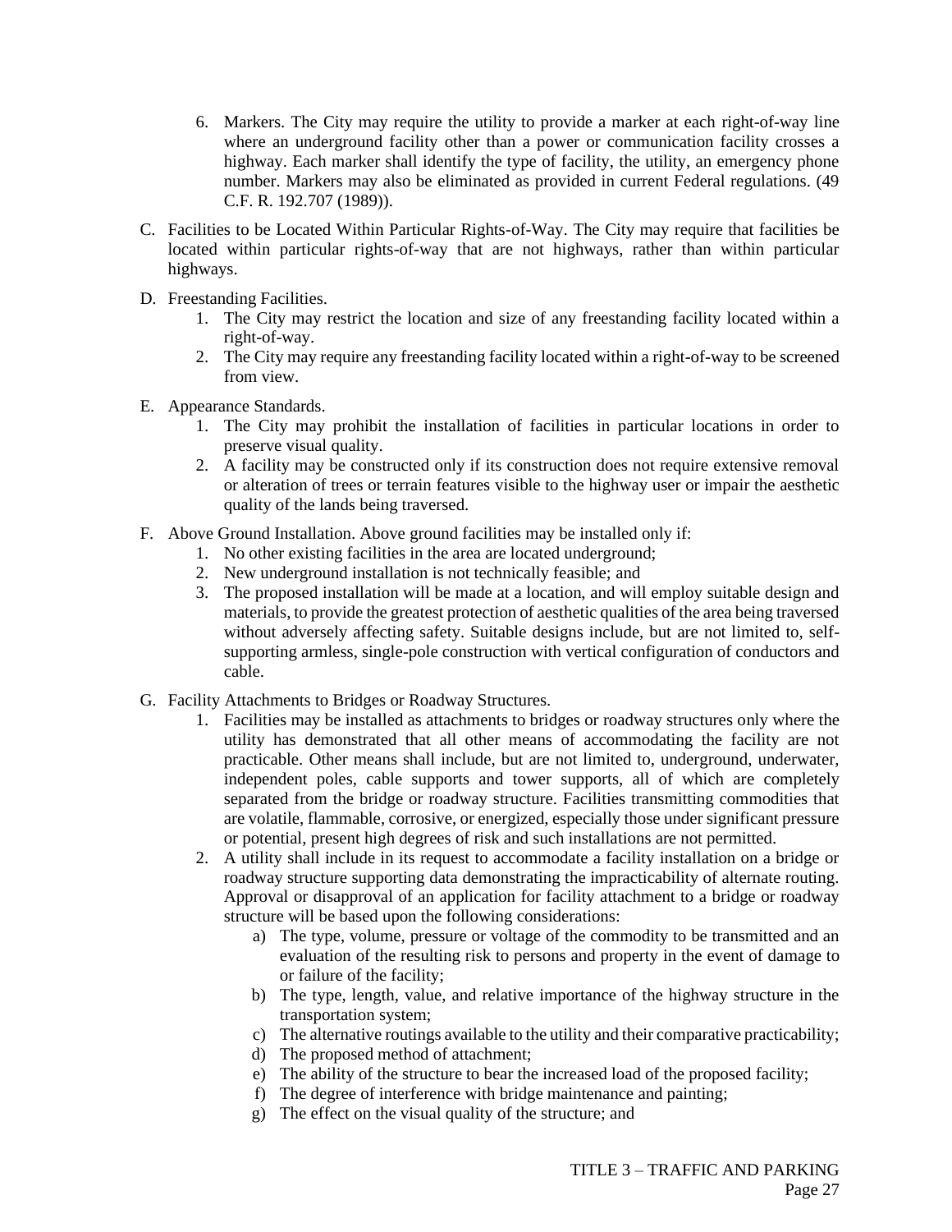6. Markers. The City may require the utility to provide a marker at each right-of-way line where an underground facility other than a power or communication facility crosses a highway. Each marker shall identify the type of facility, the utility, an emergency phone number. Markers may also be eliminated as provided in current Federal regulations. (49 C.F. R. 192.707 (1989)).

C. Facilities to be Located Within Particular Rights-of-Way. The City may require that facilities be located within particular rights-of-way that are not highways, rather than within particular highways.

D. Freestanding Facilities.
   1. The City may restrict the location and size of any freestanding facility located within a right-of-way.
   2. The City may require any freestanding facility located within a right-of-way to be screened from view.

E. Appearance Standards.
   1. The City may prohibit the installation of facilities in particular locations in order to preserve visual quality.
   2. A facility may be constructed only if its construction does not require extensive removal or alteration of trees or terrain features visible to the highway user or impair the aesthetic quality of the lands being traversed.

F. Above Ground Installation. Above ground facilities may be installed only if:
   1. No other existing facilities in the area are located underground;
   2. New underground installation is not technically feasible; and
   3. The proposed installation will be made at a location, and will employ suitable design and materials, to provide the greatest protection of aesthetic qualities of the area being traversed without adversely affecting safety. Suitable designs include, but are not limited to, self-supporting armless, single-pole construction with vertical configuration of conductors and cable.

G. Facility Attachments to Bridges or Roadway Structures.
   1. Facilities may be installed as attachments to bridges or roadway structures only where the utility has demonstrated that all other means of accommodating the facility are not practicable. Other means shall include, but are not limited to, underground, underwater, independent poles, cable supports and tower supports, all of which are completely separated from the bridge or roadway structure. Facilities transmitting commodities that are volatile, flammable, corrosive, or energized, especially those under significant pressure or potential, present high degrees of risk and such installations are not permitted.
   2. A utility shall include in its request to accommodate a facility installation on a bridge or roadway structure supporting data demonstrating the impracticability of alternate routing. Approval or disapproval of an application for facility attachment to a bridge or roadway structure will be based upon the following considerations:
      a) The type, volume, pressure or voltage of the commodity to be transmitted and an evaluation of the resulting risk to persons and property in the event of damage to or failure of the facility;
      b) The type, length, value, and relative importance of the highway structure in the transportation system;
      c) The alternative routings available to the utility and their comparative practicability;
      d) The proposed method of attachment;
      e) The ability of the structure to bear the increased load of the proposed facility;
      f) The degree of interference with bridge maintenance and painting;
      g) The effect on the visual quality of the structure; and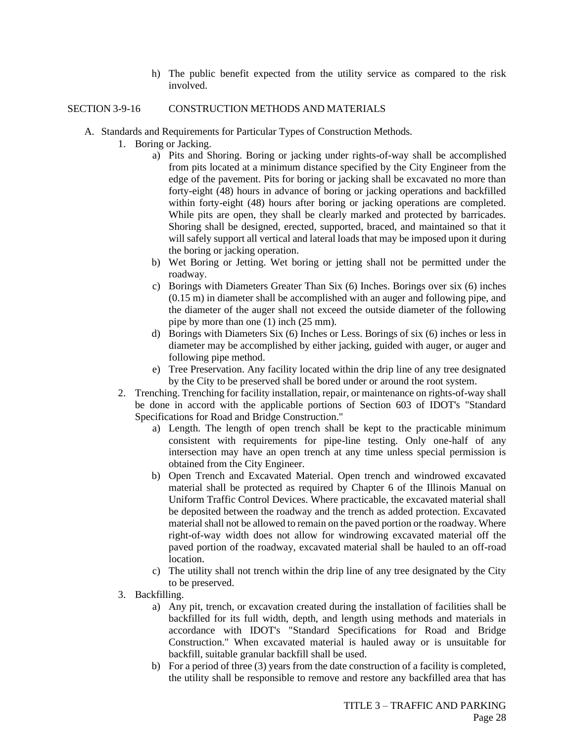h) The public benefit expected from the utility service as compared to the risk involved.

## SECTION 3-9-16 CONSTRUCTION METHODS AND MATERIALS

A. Standards and Requirements for Particular Types of Construction Methods.

1. Boring or Jacking.
    a) Pits and Shoring. Boring or jacking under rights-of-way shall be accomplished from pits located at a minimum distance specified by the City Engineer from the edge of the pavement. Pits for boring or jacking shall be excavated no more than forty-eight (48) hours in advance of boring or jacking operations and backfilled within forty-eight (48) hours after boring or jacking operations are completed. While pits are open, they shall be clearly marked and protected by barricades. Shoring shall be designed, erected, supported, braced, and maintained so that it will safely support all vertical and lateral loads that may be imposed upon it during the boring or jacking operation.
    b) Wet Boring or Jetting. Wet boring or jetting shall not be permitted under the roadway.
    c) Borings with Diameters Greater Than Six (6) Inches. Borings over six (6) inches (0.15 m) in diameter shall be accomplished with an auger and following pipe, and the diameter of the auger shall not exceed the outside diameter of the following pipe by more than one (1) inch (25 mm).
    d) Borings with Diameters Six (6) Inches or Less. Borings of six (6) inches or less in diameter may be accomplished by either jacking, guided with auger, or auger and following pipe method.
    e) Tree Preservation. Any facility located within the drip line of any tree designated by the City to be preserved shall be bored under or around the root system.
2. Trenching. Trenching for facility installation, repair, or maintenance on rights-of-way shall be done in accord with the applicable portions of Section 603 of IDOT's "Standard Specifications for Road and Bridge Construction."
    a) Length. The length of open trench shall be kept to the practicable minimum consistent with requirements for pipe-line testing. Only one-half of any intersection may have an open trench at any time unless special permission is obtained from the City Engineer.
    b) Open Trench and Excavated Material. Open trench and windrowed excavated material shall be protected as required by Chapter 6 of the Illinois Manual on Uniform Traffic Control Devices. Where practicable, the excavated material shall be deposited between the roadway and the trench as added protection. Excavated material shall not be allowed to remain on the paved portion or the roadway. Where right-of-way width does not allow for windrowing excavated material off the paved portion of the roadway, excavated material shall be hauled to an off-road location.
    c) The utility shall not trench within the drip line of any tree designated by the City to be preserved.
3. Backfilling.
    a) Any pit, trench, or excavation created during the installation of facilities shall be backfilled for its full width, depth, and length using methods and materials in accordance with IDOT's "Standard Specifications for Road and Bridge Construction." When excavated material is hauled away or is unsuitable for backfill, suitable granular backfill shall be used.
    b) For a period of three (3) years from the date construction of a facility is completed, the utility shall be responsible to remove and restore any backfilled area that has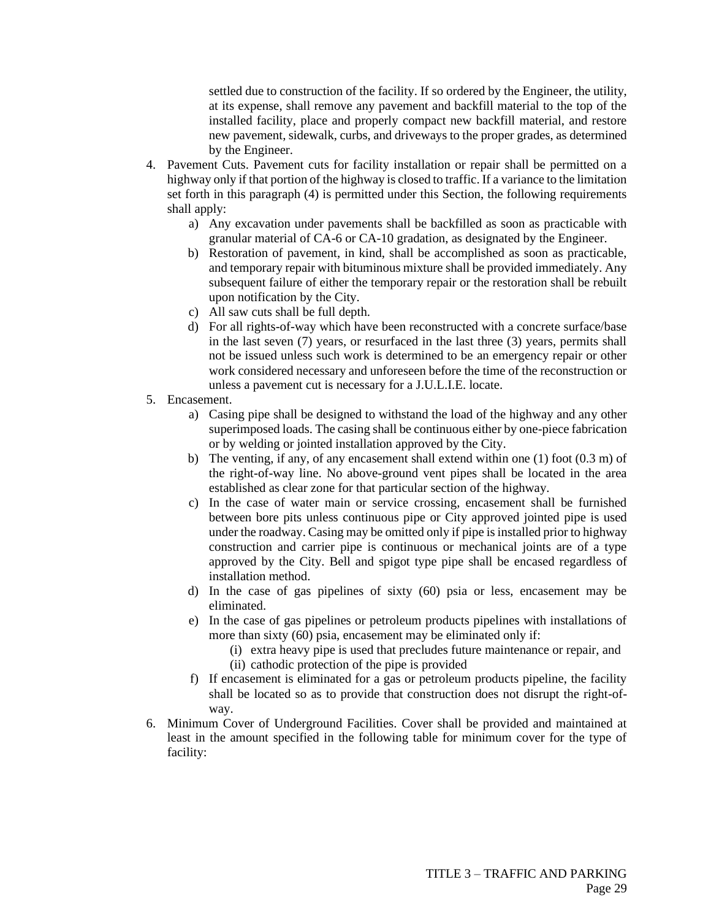settled due to construction of the facility. If so ordered by the Engineer, the utility, at its expense, shall remove any pavement and backfill material to the top of the installed facility, place and properly compact new backfill material, and restore new pavement, sidewalk, curbs, and driveways to the proper grades, as determined by the Engineer.

4. Pavement Cuts. Pavement cuts for facility installation or repair shall be permitted on a highway only if that portion of the highway is closed to traffic. If a variance to the limitation set forth in this paragraph (4) is permitted under this Section, the following requirements shall apply:
   a) Any excavation under pavements shall be backfilled as soon as practicable with granular material of CA-6 or CA-10 gradation, as designated by the Engineer.
   b) Restoration of pavement, in kind, shall be accomplished as soon as practicable, and temporary repair with bituminous mixture shall be provided immediately. Any subsequent failure of either the temporary repair or the restoration shall be rebuilt upon notification by the City.
   c) All saw cuts shall be full depth.
   d) For all rights-of-way which have been reconstructed with a concrete surface/base in the last seven (7) years, or resurfaced in the last three (3) years, permits shall not be issued unless such work is determined to be an emergency repair or other work considered necessary and unforeseen before the time of the reconstruction or unless a pavement cut is necessary for a J.U.L.I.E. locate.
5. Encasement.
   a) Casing pipe shall be designed to withstand the load of the highway and any other superimposed loads. The casing shall be continuous either by one-piece fabrication or by welding or jointed installation approved by the City.
   b) The venting, if any, of any encasement shall extend within one (1) foot (0.3 m) of the right-of-way line. No above-ground vent pipes shall be located in the area established as clear zone for that particular section of the highway.
   c) In the case of water main or service crossing, encasement shall be furnished between bore pits unless continuous pipe or City approved jointed pipe is used under the roadway. Casing may be omitted only if pipe is installed prior to highway construction and carrier pipe is continuous or mechanical joints are of a type approved by the City. Bell and spigot type pipe shall be encased regardless of installation method.
   d) In the case of gas pipelines of sixty (60) psia or less, encasement may be eliminated.
   e) In the case of gas pipelines or petroleum products pipelines with installations of more than sixty (60) psia, encasement may be eliminated only if:
      (i) extra heavy pipe is used that precludes future maintenance or repair, and
      (ii) cathodic protection of the pipe is provided
   f) If encasement is eliminated for a gas or petroleum products pipeline, the facility shall be located so as to provide that construction does not disrupt the right-of-way.
6. Minimum Cover of Underground Facilities. Cover shall be provided and maintained at least in the amount specified in the following table for minimum cover for the type of facility: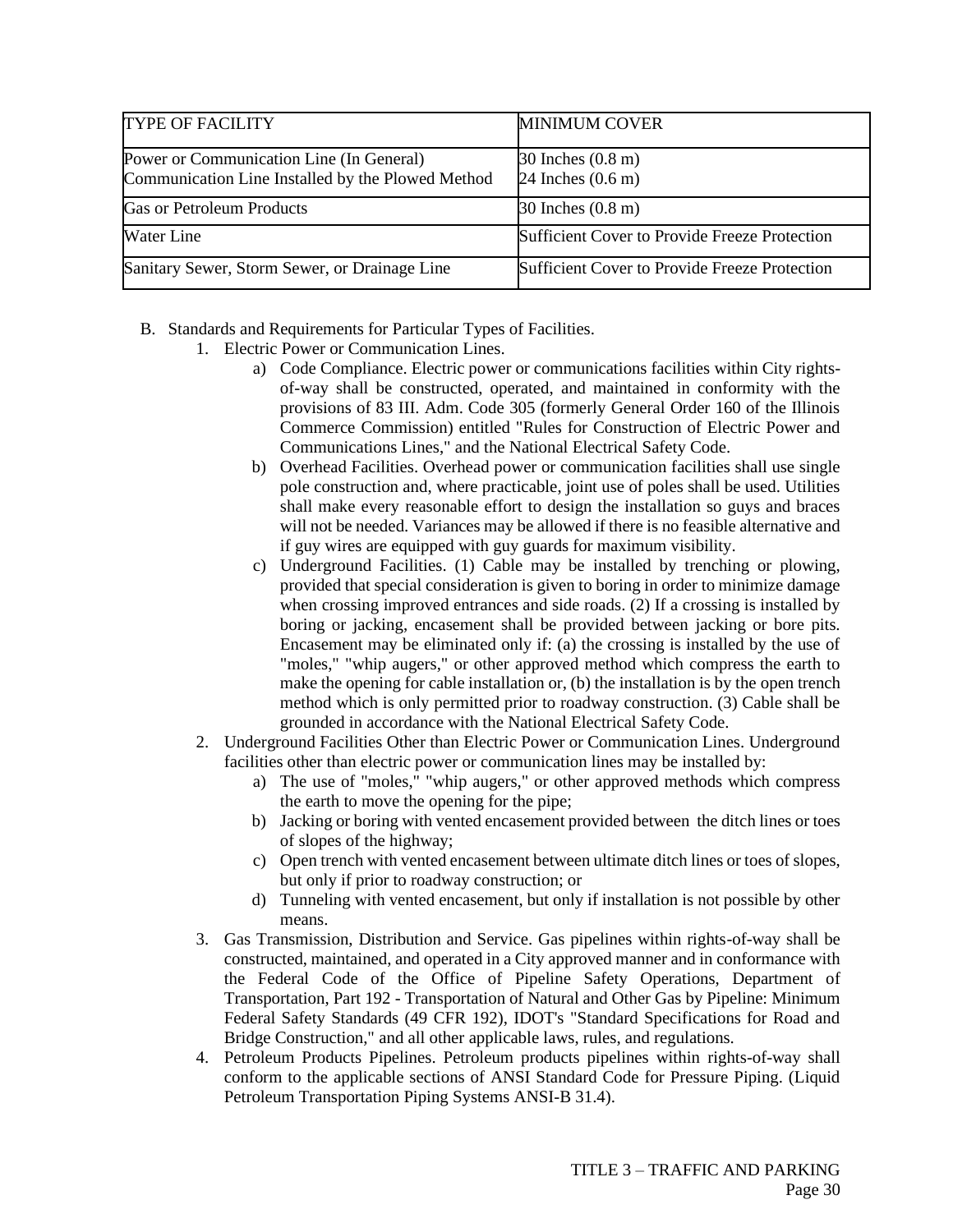| TYPE OF FACILITY | MINIMUM COVER |
|---|---|
| Power or Communication Line (In General)<br>Communication Line Installed by the Plowed Method | 30 Inches (0.8 m)<br>24 Inches (0.6 m) |
| Gas or Petroleum Products | 30 Inches (0.8 m) |
| Water Line | Sufficient Cover to Provide Freeze Protection |
| Sanitary Sewer, Storm Sewer, or Drainage Line | Sufficient Cover to Provide Freeze Protection |

B. Standards and Requirements for Particular Types of Facilities.

1. Electric Power or Communication Lines.
    a) Code Compliance. Electric power or communications facilities within City rights-of-way shall be constructed, operated, and maintained in conformity with the provisions of 83 III. Adm. Code 305 (formerly General Order 160 of the Illinois Commerce Commission) entitled "Rules for Construction of Electric Power and Communications Lines," and the National Electrical Safety Code.
    b) Overhead Facilities. Overhead power or communication facilities shall use single pole construction and, where practicable, joint use of poles shall be used. Utilities shall make every reasonable effort to design the installation so guys and braces will not be needed. Variances may be allowed if there is no feasible alternative and if guy wires are equipped with guy guards for maximum visibility.
    c) Underground Facilities. (1) Cable may be installed by trenching or plowing, provided that special consideration is given to boring in order to minimize damage when crossing improved entrances and side roads. (2) If a crossing is installed by boring or jacking, encasement shall be provided between jacking or bore pits. Encasement may be eliminated only if: (a) the crossing is installed by the use of "moles," "whip augers," or other approved method which compress the earth to make the opening for cable installation or, (b) the installation is by the open trench method which is only permitted prior to roadway construction. (3) Cable shall be grounded in accordance with the National Electrical Safety Code.
2. Underground Facilities Other than Electric Power or Communication Lines. Underground facilities other than electric power or communication lines may be installed by:
    a) The use of "moles," "whip augers," or other approved methods which compress the earth to move the opening for the pipe;
    b) Jacking or boring with vented encasement provided between the ditch lines or toes of slopes of the highway;
    c) Open trench with vented encasement between ultimate ditch lines or toes of slopes, but only if prior to roadway construction; or
    d) Tunneling with vented encasement, but only if installation is not possible by other means.
3. Gas Transmission, Distribution and Service. Gas pipelines within rights-of-way shall be constructed, maintained, and operated in a City approved manner and in conformance with the Federal Code of the Office of Pipeline Safety Operations, Department of Transportation, Part 192 - Transportation of Natural and Other Gas by Pipeline: Minimum Federal Safety Standards (49 CFR 192), IDOT's "Standard Specifications for Road and Bridge Construction," and all other applicable laws, rules, and regulations.
4. Petroleum Products Pipelines. Petroleum products pipelines within rights-of-way shall conform to the applicable sections of ANSI Standard Code for Pressure Piping. (Liquid Petroleum Transportation Piping Systems ANSI-B 31.4).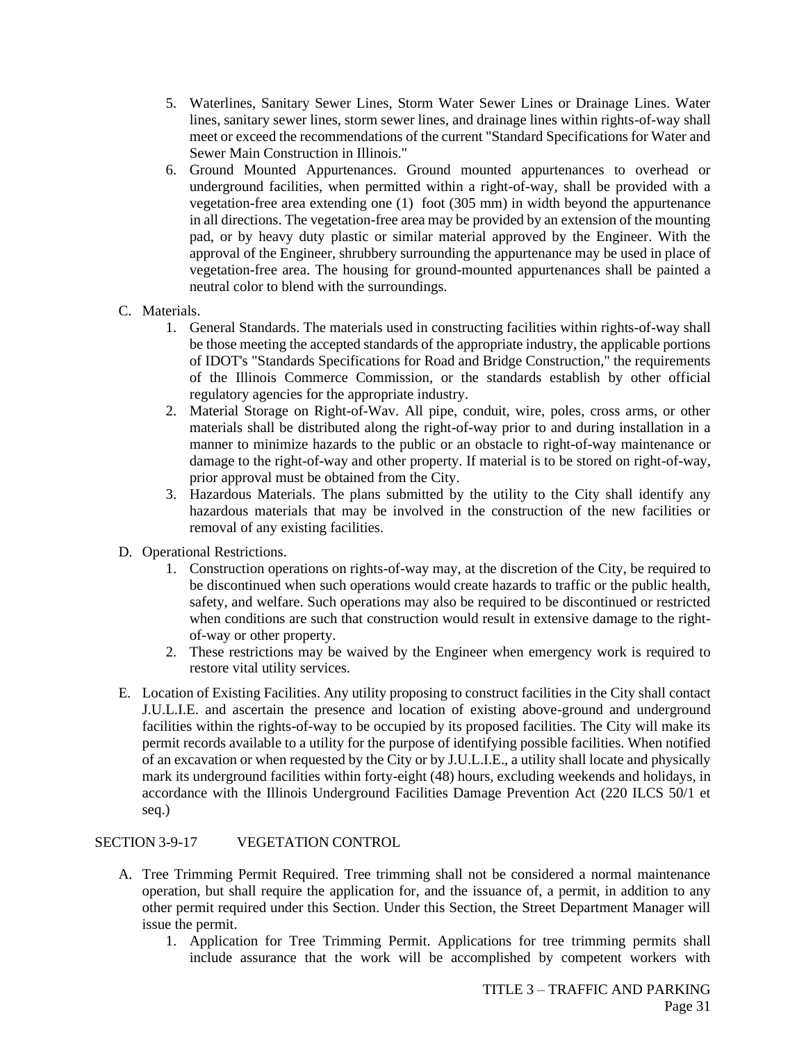5. Waterlines, Sanitary Sewer Lines, Storm Water Sewer Lines or Drainage Lines. Water lines, sanitary sewer lines, storm sewer lines, and drainage lines within rights-of-way shall meet or exceed the recommendations of the current "Standard Specifications for Water and Sewer Main Construction in Illinois."
6. Ground Mounted Appurtenances. Ground mounted appurtenances to overhead or underground facilities, when permitted within a right-of-way, shall be provided with a vegetation-free area extending one (1) foot (305 mm) in width beyond the appurtenance in all directions. The vegetation-free area may be provided by an extension of the mounting pad, or by heavy duty plastic or similar material approved by the Engineer. With the approval of the Engineer, shrubbery surrounding the appurtenance may be used in place of vegetation-free area. The housing for ground-mounted appurtenances shall be painted a neutral color to blend with the surroundings.

C. Materials.

1. General Standards. The materials used in constructing facilities within rights-of-way shall be those meeting the accepted standards of the appropriate industry, the applicable portions of IDOT's "Standards Specifications for Road and Bridge Construction," the requirements of the Illinois Commerce Commission, or the standards establish by other official regulatory agencies for the appropriate industry.
2. Material Storage on Right-of-Wav. All pipe, conduit, wire, poles, cross arms, or other materials shall be distributed along the right-of-way prior to and during installation in a manner to minimize hazards to the public or an obstacle to right-of-way maintenance or damage to the right-of-way and other property. If material is to be stored on right-of-way, prior approval must be obtained from the City.
3. Hazardous Materials. The plans submitted by the utility to the City shall identify any hazardous materials that may be involved in the construction of the new facilities or removal of any existing facilities.

D. Operational Restrictions.

1. Construction operations on rights-of-way may, at the discretion of the City, be required to be discontinued when such operations would create hazards to traffic or the public health, safety, and welfare. Such operations may also be required to be discontinued or restricted when conditions are such that construction would result in extensive damage to the right-of-way or other property.
2. These restrictions may be waived by the Engineer when emergency work is required to restore vital utility services.

E. Location of Existing Facilities. Any utility proposing to construct facilities in the City shall contact J.U.L.I.E. and ascertain the presence and location of existing above-ground and underground facilities within the rights-of-way to be occupied by its proposed facilities. The City will make its permit records available to a utility for the purpose of identifying possible facilities. When notified of an excavation or when requested by the City or by J.U.L.I.E., a utility shall locate and physically mark its underground facilities within forty-eight (48) hours, excluding weekends and holidays, in accordance with the Illinois Underground Facilities Damage Prevention Act (220 ILCS 50/1 et seq.)

## SECTION 3-9-17 VEGETATION CONTROL

A. Tree Trimming Permit Required. Tree trimming shall not be considered a normal maintenance operation, but shall require the application for, and the issuance of, a permit, in addition to any other permit required under this Section. Under this Section, the Street Department Manager will issue the permit.

1. Application for Tree Trimming Permit. Applications for tree trimming permits shall include assurance that the work will be accomplished by competent workers with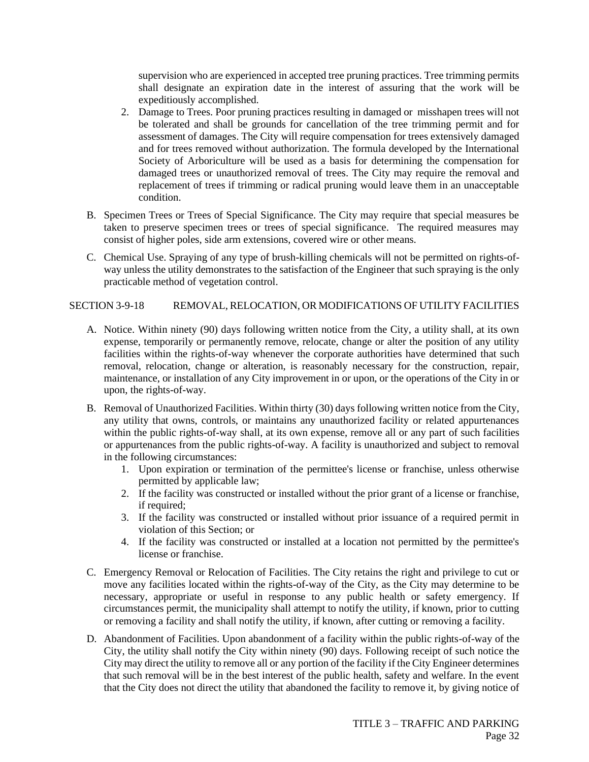supervision who are experienced in accepted tree pruning practices. Tree trimming permits shall designate an expiration date in the interest of assuring that the work will be expeditiously accomplished.

2. Damage to Trees. Poor pruning practices resulting in damaged or misshapen trees will not be tolerated and shall be grounds for cancellation of the tree trimming permit and for assessment of damages. The City will require compensation for trees extensively damaged and for trees removed without authorization. The formula developed by the International Society of Arboriculture will be used as a basis for determining the compensation for damaged trees or unauthorized removal of trees. The City may require the removal and replacement of trees if trimming or radical pruning would leave them in an unacceptable condition.

B. Specimen Trees or Trees of Special Significance. The City may require that special measures be taken to preserve specimen trees or trees of special significance. The required measures may consist of higher poles, side arm extensions, covered wire or other means.

C. Chemical Use. Spraying of any type of brush-killing chemicals will not be permitted on rights-of-way unless the utility demonstrates to the satisfaction of the Engineer that such spraying is the only practicable method of vegetation control.

## SECTION 3-9-18 REMOVAL, RELOCATION, OR MODIFICATIONS OF UTILITY FACILITIES

A. Notice. Within ninety (90) days following written notice from the City, a utility shall, at its own expense, temporarily or permanently remove, relocate, change or alter the position of any utility facilities within the rights-of-way whenever the corporate authorities have determined that such removal, relocation, change or alteration, is reasonably necessary for the construction, repair, maintenance, or installation of any City improvement in or upon, or the operations of the City in or upon, the rights-of-way.

B. Removal of Unauthorized Facilities. Within thirty (30) days following written notice from the City, any utility that owns, controls, or maintains any unauthorized facility or related appurtenances within the public rights-of-way shall, at its own expense, remove all or any part of such facilities or appurtenances from the public rights-of-way. A facility is unauthorized and subject to removal in the following circumstances:

1. Upon expiration or termination of the permittee's license or franchise, unless otherwise permitted by applicable law;
2. If the facility was constructed or installed without the prior grant of a license or franchise, if required;
3. If the facility was constructed or installed without prior issuance of a required permit in violation of this Section; or
4. If the facility was constructed or installed at a location not permitted by the permittee's license or franchise.

C. Emergency Removal or Relocation of Facilities. The City retains the right and privilege to cut or move any facilities located within the rights-of-way of the City, as the City may determine to be necessary, appropriate or useful in response to any public health or safety emergency. If circumstances permit, the municipality shall attempt to notify the utility, if known, prior to cutting or removing a facility and shall notify the utility, if known, after cutting or removing a facility.

D. Abandonment of Facilities. Upon abandonment of a facility within the public rights-of-way of the City, the utility shall notify the City within ninety (90) days. Following receipt of such notice the City may direct the utility to remove all or any portion of the facility if the City Engineer determines that such removal will be in the best interest of the public health, safety and welfare. In the event that the City does not direct the utility that abandoned the facility to remove it, by giving notice of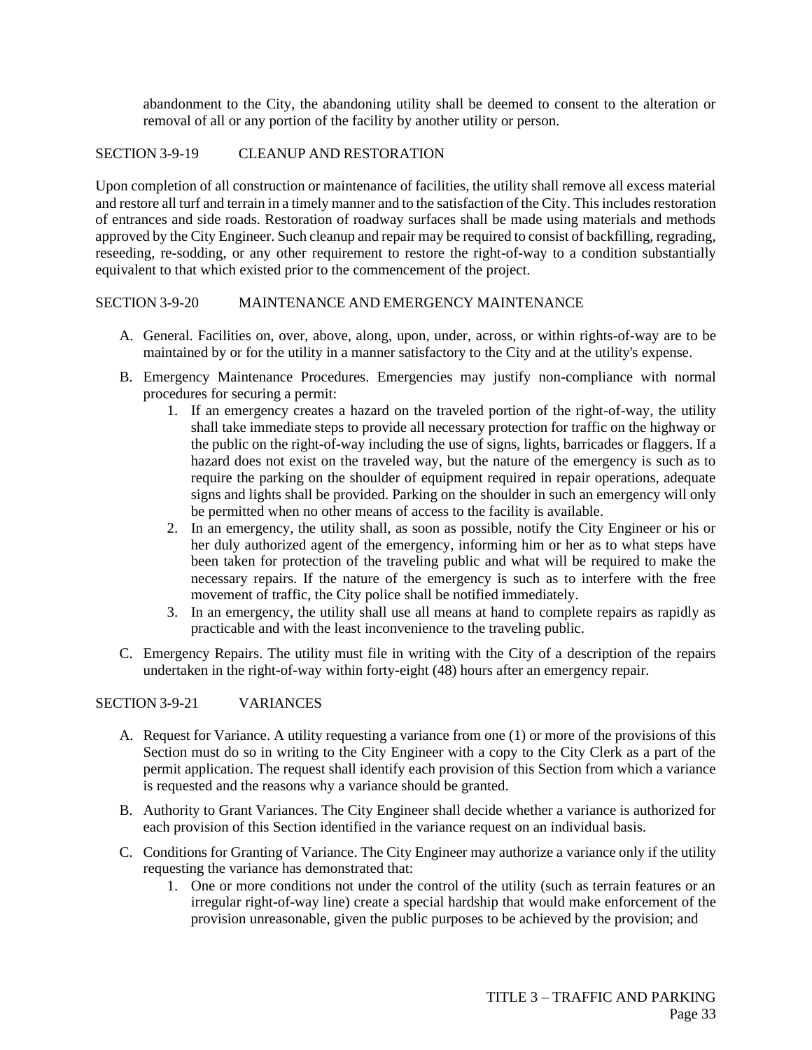abandonment to the City, the abandoning utility shall be deemed to consent to the alteration or removal of all or any portion of the facility by another utility or person.

## SECTION 3-9-19 CLEANUP AND RESTORATION

Upon completion of all construction or maintenance of facilities, the utility shall remove all excess material and restore all turf and terrain in a timely manner and to the satisfaction of the City. This includes restoration of entrances and side roads. Restoration of roadway surfaces shall be made using materials and methods approved by the City Engineer. Such cleanup and repair may be required to consist of backfilling, regrading, reseeding, re-sodding, or any other requirement to restore the right-of-way to a condition substantially equivalent to that which existed prior to the commencement of the project.

## SECTION 3-9-20 MAINTENANCE AND EMERGENCY MAINTENANCE

A. General. Facilities on, over, above, along, upon, under, across, or within rights-of-way are to be maintained by or for the utility in a manner satisfactory to the City and at the utility's expense.

B. Emergency Maintenance Procedures. Emergencies may justify non-compliance with normal procedures for securing a permit:
   1. If an emergency creates a hazard on the traveled portion of the right-of-way, the utility shall take immediate steps to provide all necessary protection for traffic on the highway or the public on the right-of-way including the use of signs, lights, barricades or flaggers. If a hazard does not exist on the traveled way, but the nature of the emergency is such as to require the parking on the shoulder of equipment required in repair operations, adequate signs and lights shall be provided. Parking on the shoulder in such an emergency will only be permitted when no other means of access to the facility is available.
   2. In an emergency, the utility shall, as soon as possible, notify the City Engineer or his or her duly authorized agent of the emergency, informing him or her as to what steps have been taken for protection of the traveling public and what will be required to make the necessary repairs. If the nature of the emergency is such as to interfere with the free movement of traffic, the City police shall be notified immediately.
   3. In an emergency, the utility shall use all means at hand to complete repairs as rapidly as practicable and with the least inconvenience to the traveling public.

C. Emergency Repairs. The utility must file in writing with the City of a description of the repairs undertaken in the right-of-way within forty-eight (48) hours after an emergency repair.

## SECTION 3-9-21 VARIANCES

A. Request for Variance. A utility requesting a variance from one (1) or more of the provisions of this Section must do so in writing to the City Engineer with a copy to the City Clerk as a part of the permit application. The request shall identify each provision of this Section from which a variance is requested and the reasons why a variance should be granted.

B. Authority to Grant Variances. The City Engineer shall decide whether a variance is authorized for each provision of this Section identified in the variance request on an individual basis.

C. Conditions for Granting of Variance. The City Engineer may authorize a variance only if the utility requesting the variance has demonstrated that:
   1. One or more conditions not under the control of the utility (such as terrain features or an irregular right-of-way line) create a special hardship that would make enforcement of the provision unreasonable, given the public purposes to be achieved by the provision; and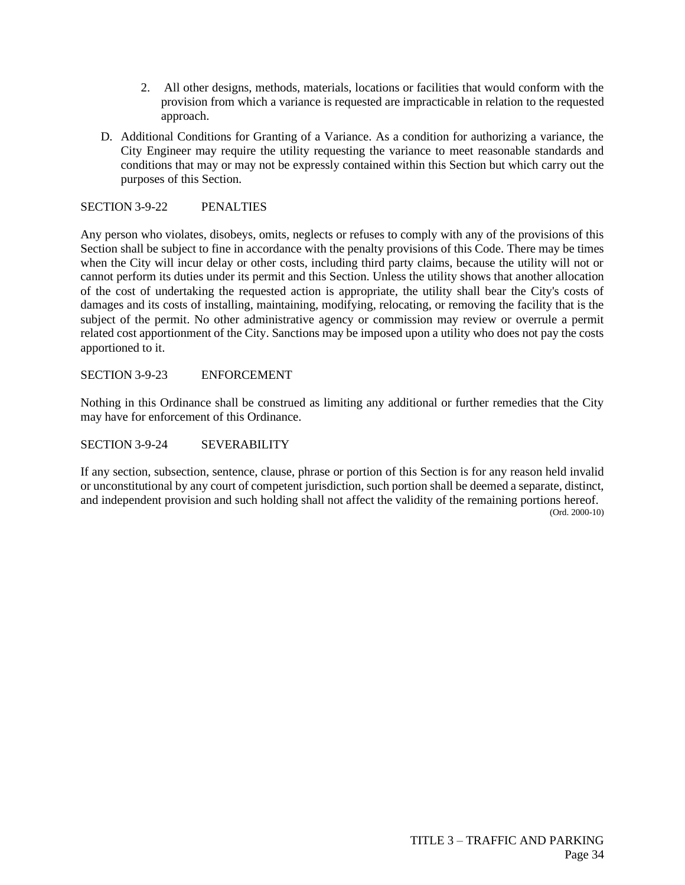2. All other designs, methods, materials, locations or facilities that would conform with the provision from which a variance is requested are impracticable in relation to the requested approach.

D. Additional Conditions for Granting of a Variance. As a condition for authorizing a variance, the City Engineer may require the utility requesting the variance to meet reasonable standards and conditions that may or may not be expressly contained within this Section but which carry out the purposes of this Section.

## SECTION 3-9-22 PENALTIES

Any person who violates, disobeys, omits, neglects or refuses to comply with any of the provisions of this Section shall be subject to fine in accordance with the penalty provisions of this Code. There may be times when the City will incur delay or other costs, including third party claims, because the utility will not or cannot perform its duties under its permit and this Section. Unless the utility shows that another allocation of the cost of undertaking the requested action is appropriate, the utility shall bear the City's costs of damages and its costs of installing, maintaining, modifying, relocating, or removing the facility that is the subject of the permit. No other administrative agency or commission may review or overrule a permit related cost apportionment of the City. Sanctions may be imposed upon a utility who does not pay the costs apportioned to it.

## SECTION 3-9-23 ENFORCEMENT

Nothing in this Ordinance shall be construed as limiting any additional or further remedies that the City may have for enforcement of this Ordinance.

## SECTION 3-9-24 SEVERABILITY

If any section, subsection, sentence, clause, phrase or portion of this Section is for any reason held invalid or unconstitutional by any court of competent jurisdiction, such portion shall be deemed a separate, distinct, and independent provision and such holding shall not affect the validity of the remaining portions hereof.

(Ord. 2000-10)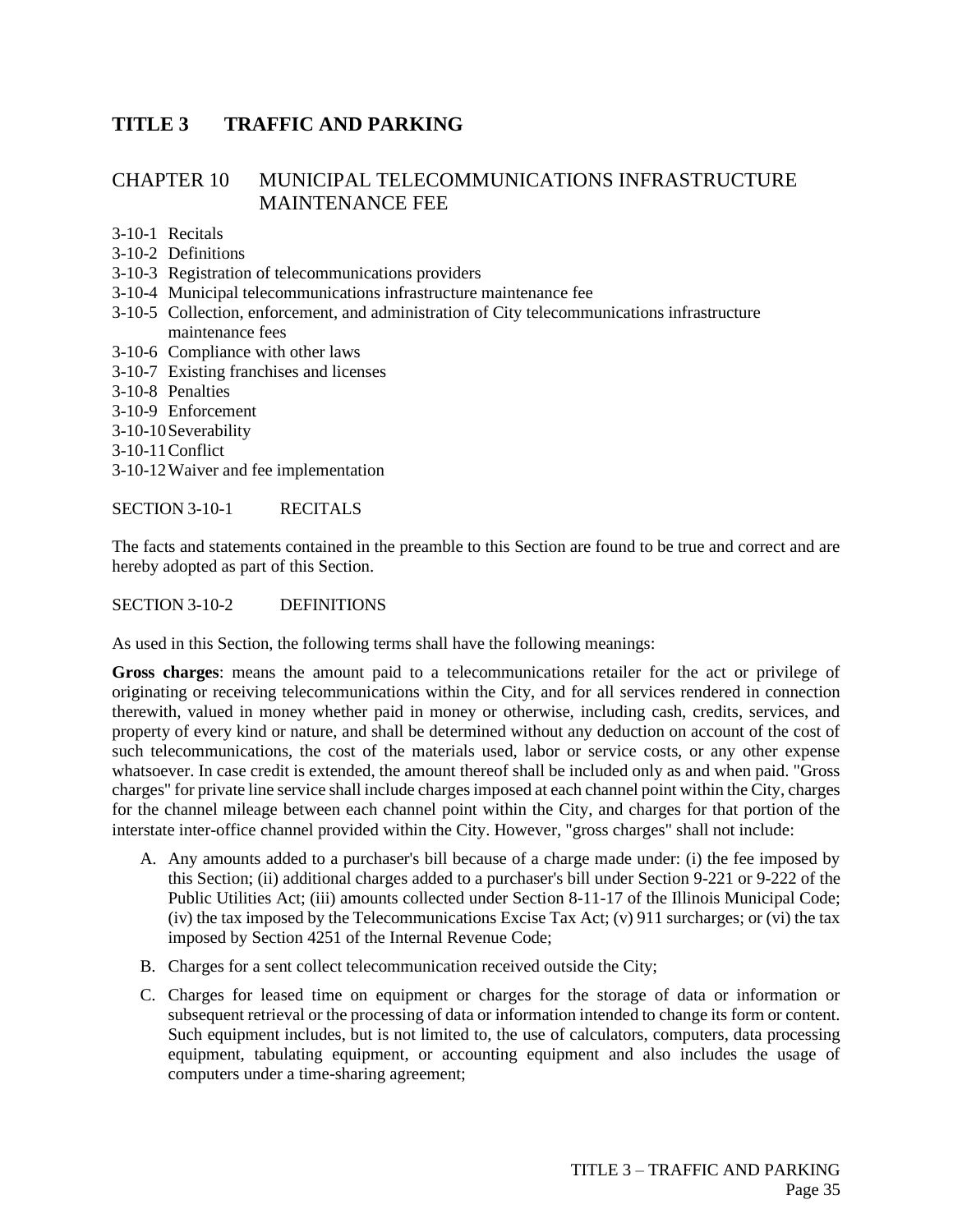# TITLE 3 TRAFFIC AND PARKING

## CHAPTER 10 MUNICIPAL TELECOMMUNICATIONS INFRASTRUCTURE MAINTENANCE FEE

3-10-1 Recitals
3-10-2 Definitions
3-10-3 Registration of telecommunications providers
3-10-4 Municipal telecommunications infrastructure maintenance fee
3-10-5 Collection, enforcement, and administration of City telecommunications infrastructure maintenance fees
3-10-6 Compliance with other laws
3-10-7 Existing franchises and licenses
3-10-8 Penalties
3-10-9 Enforcement
3-10-10 Severability
3-10-11 Conflict
3-10-12 Waiver and fee implementation

SECTION 3-10-1 RECITALS

The facts and statements contained in the preamble to this Section are found to be true and correct and are hereby adopted as part of this Section.

SECTION 3-10-2 DEFINITIONS

As used in this Section, the following terms shall have the following meanings:

**Gross charges**: means the amount paid to a telecommunications retailer for the act or privilege of originating or receiving telecommunications within the City, and for all services rendered in connection therewith, valued in money whether paid in money or otherwise, including cash, credits, services, and property of every kind or nature, and shall be determined without any deduction on account of the cost of such telecommunications, the cost of the materials used, labor or service costs, or any other expense whatsoever. In case credit is extended, the amount thereof shall be included only as and when paid. "Gross charges" for private line service shall include charges imposed at each channel point within the City, charges for the channel mileage between each channel point within the City, and charges for that portion of the interstate inter-office channel provided within the City. However, "gross charges" shall not include:

A. Any amounts added to a purchaser's bill because of a charge made under: (i) the fee imposed by this Section; (ii) additional charges added to a purchaser's bill under Section 9-221 or 9-222 of the Public Utilities Act; (iii) amounts collected under Section 8-11-17 of the Illinois Municipal Code; (iv) the tax imposed by the Telecommunications Excise Tax Act; (v) 911 surcharges; or (vi) the tax imposed by Section 4251 of the Internal Revenue Code;

B. Charges for a sent collect telecommunication received outside the City;

C. Charges for leased time on equipment or charges for the storage of data or information or subsequent retrieval or the processing of data or information intended to change its form or content. Such equipment includes, but is not limited to, the use of calculators, computers, data processing equipment, tabulating equipment, or accounting equipment and also includes the usage of computers under a time-sharing agreement;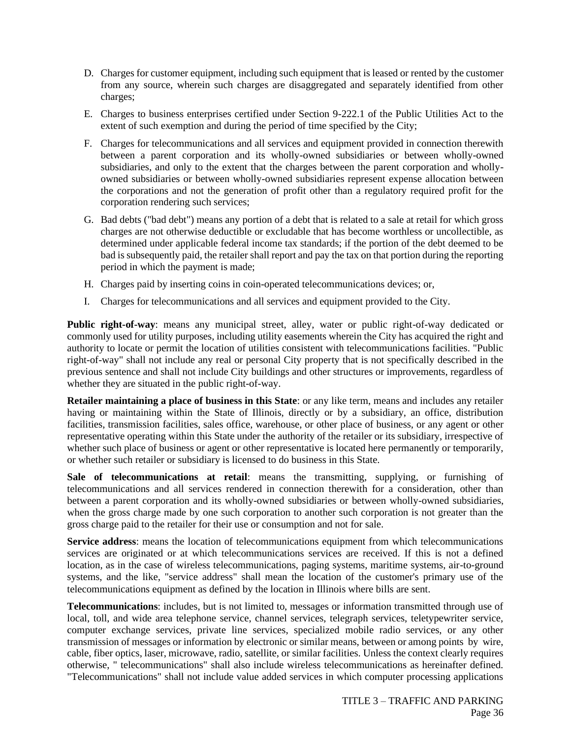D. Charges for customer equipment, including such equipment that is leased or rented by the customer from any source, wherein such charges are disaggregated and separately identified from other charges;

E. Charges to business enterprises certified under Section 9-222.1 of the Public Utilities Act to the extent of such exemption and during the period of time specified by the City;

F. Charges for telecommunications and all services and equipment provided in connection therewith between a parent corporation and its wholly-owned subsidiaries or between wholly-owned subsidiaries, and only to the extent that the charges between the parent corporation and wholly-owned subsidiaries or between wholly-owned subsidiaries represent expense allocation between the corporations and not the generation of profit other than a regulatory required profit for the corporation rendering such services;

G. Bad debts ("bad debt") means any portion of a debt that is related to a sale at retail for which gross charges are not otherwise deductible or excludable that has become worthless or uncollectible, as determined under applicable federal income tax standards; if the portion of the debt deemed to be bad is subsequently paid, the retailer shall report and pay the tax on that portion during the reporting period in which the payment is made;

H. Charges paid by inserting coins in coin-operated telecommunications devices; or,

I. Charges for telecommunications and all services and equipment provided to the City.

**Public right-of-way**: means any municipal street, alley, water or public right-of-way dedicated or commonly used for utility purposes, including utility easements wherein the City has acquired the right and authority to locate or permit the location of utilities consistent with telecommunications facilities. "Public right-of-way" shall not include any real or personal City property that is not specifically described in the previous sentence and shall not include City buildings and other structures or improvements, regardless of whether they are situated in the public right-of-way.

**Retailer maintaining a place of business in this State**: or any like term, means and includes any retailer having or maintaining within the State of Illinois, directly or by a subsidiary, an office, distribution facilities, transmission facilities, sales office, warehouse, or other place of business, or any agent or other representative operating within this State under the authority of the retailer or its subsidiary, irrespective of whether such place of business or agent or other representative is located here permanently or temporarily, or whether such retailer or subsidiary is licensed to do business in this State.

**Sale of telecommunications at retail**: means the transmitting, supplying, or furnishing of telecommunications and all services rendered in connection therewith for a consideration, other than between a parent corporation and its wholly-owned subsidiaries or between wholly-owned subsidiaries, when the gross charge made by one such corporation to another such corporation is not greater than the gross charge paid to the retailer for their use or consumption and not for sale.

**Service address**: means the location of telecommunications equipment from which telecommunications services are originated or at which telecommunications services are received. If this is not a defined location, as in the case of wireless telecommunications, paging systems, maritime systems, air-to-ground systems, and the like, "service address" shall mean the location of the customer's primary use of the telecommunications equipment as defined by the location in Illinois where bills are sent.

**Telecommunications**: includes, but is not limited to, messages or information transmitted through use of local, toll, and wide area telephone service, channel services, telegraph services, teletypewriter service, computer exchange services, private line services, specialized mobile radio services, or any other transmission of messages or information by electronic or similar means, between or among points by wire, cable, fiber optics, laser, microwave, radio, satellite, or similar facilities. Unless the context clearly requires otherwise, " telecommunications" shall also include wireless telecommunications as hereinafter defined. "Telecommunications" shall not include value added services in which computer processing applications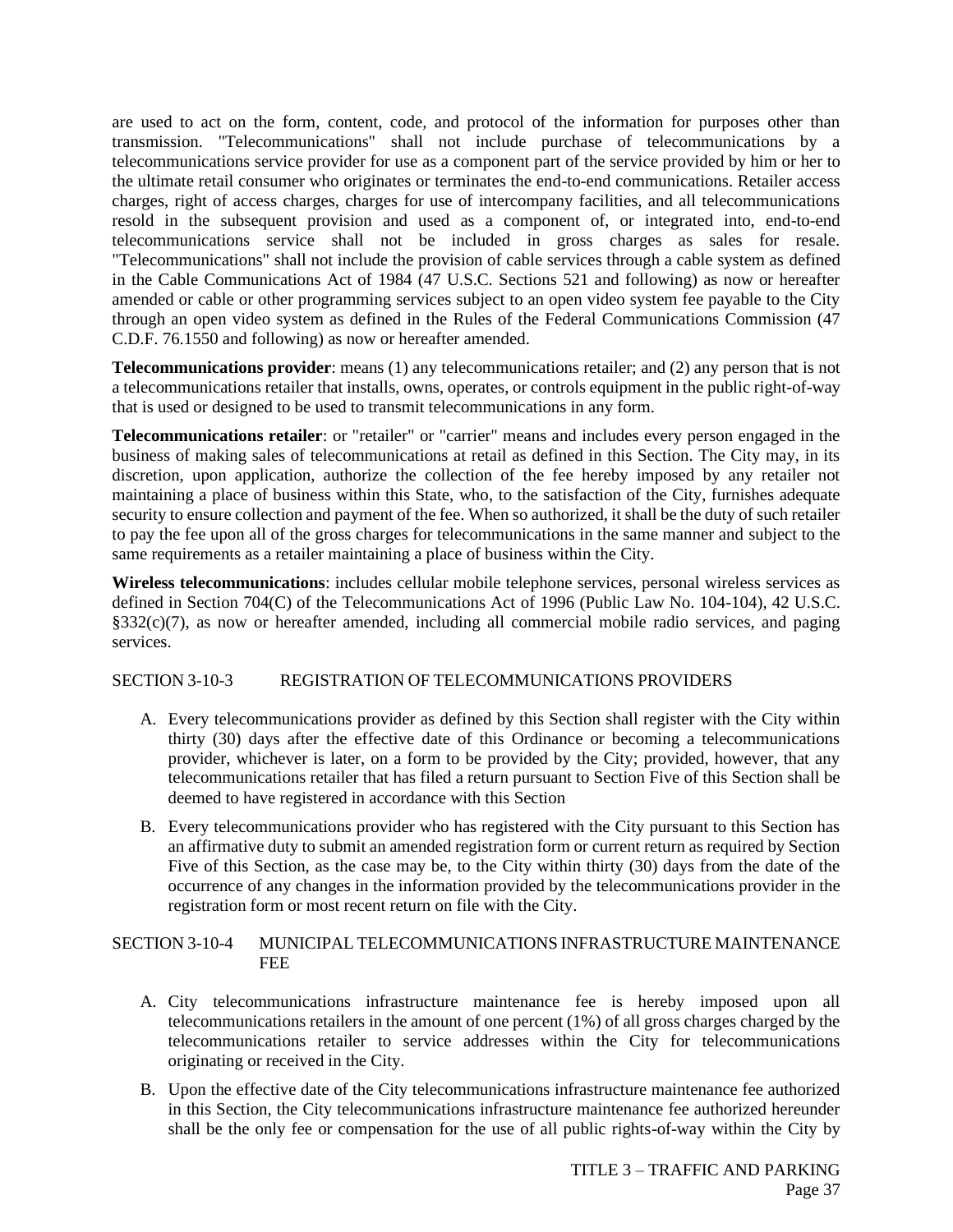are used to act on the form, content, code, and protocol of the information for purposes other than transmission. "Telecommunications" shall not include purchase of telecommunications by a telecommunications service provider for use as a component part of the service provided by him or her to the ultimate retail consumer who originates or terminates the end-to-end communications. Retailer access charges, right of access charges, charges for use of intercompany facilities, and all telecommunications resold in the subsequent provision and used as a component of, or integrated into, end-to-end telecommunications service shall not be included in gross charges as sales for resale. "Telecommunications" shall not include the provision of cable services through a cable system as defined in the Cable Communications Act of 1984 (47 U.S.C. Sections 521 and following) as now or hereafter amended or cable or other programming services subject to an open video system fee payable to the City through an open video system as defined in the Rules of the Federal Communications Commission (47 C.D.F. 76.1550 and following) as now or hereafter amended.

**Telecommunications provider**: means (1) any telecommunications retailer; and (2) any person that is not a telecommunications retailer that installs, owns, operates, or controls equipment in the public right-of-way that is used or designed to be used to transmit telecommunications in any form.

**Telecommunications retailer**: or "retailer" or "carrier" means and includes every person engaged in the business of making sales of telecommunications at retail as defined in this Section. The City may, in its discretion, upon application, authorize the collection of the fee hereby imposed by any retailer not maintaining a place of business within this State, who, to the satisfaction of the City, furnishes adequate security to ensure collection and payment of the fee. When so authorized, it shall be the duty of such retailer to pay the fee upon all of the gross charges for telecommunications in the same manner and subject to the same requirements as a retailer maintaining a place of business within the City.

**Wireless telecommunications**: includes cellular mobile telephone services, personal wireless services as defined in Section 704(C) of the Telecommunications Act of 1996 (Public Law No. 104-104), 42 U.S.C. §332(c)(7), as now or hereafter amended, including all commercial mobile radio services, and paging services.

SECTION 3-10-3 REGISTRATION OF TELECOMMUNICATIONS PROVIDERS

A. Every telecommunications provider as defined by this Section shall register with the City within thirty (30) days after the effective date of this Ordinance or becoming a telecommunications provider, whichever is later, on a form to be provided by the City; provided, however, that any telecommunications retailer that has filed a return pursuant to Section Five of this Section shall be deemed to have registered in accordance with this Section

B. Every telecommunications provider who has registered with the City pursuant to this Section has an affirmative duty to submit an amended registration form or current return as required by Section Five of this Section, as the case may be, to the City within thirty (30) days from the date of the occurrence of any changes in the information provided by the telecommunications provider in the registration form or most recent return on file with the City.

SECTION 3-10-4 MUNICIPAL TELECOMMUNICATIONS INFRASTRUCTURE MAINTENANCE FEE

A. City telecommunications infrastructure maintenance fee is hereby imposed upon all telecommunications retailers in the amount of one percent (1%) of all gross charges charged by the telecommunications retailer to service addresses within the City for telecommunications originating or received in the City.

B. Upon the effective date of the City telecommunications infrastructure maintenance fee authorized in this Section, the City telecommunications infrastructure maintenance fee authorized hereunder shall be the only fee or compensation for the use of all public rights-of-way within the City by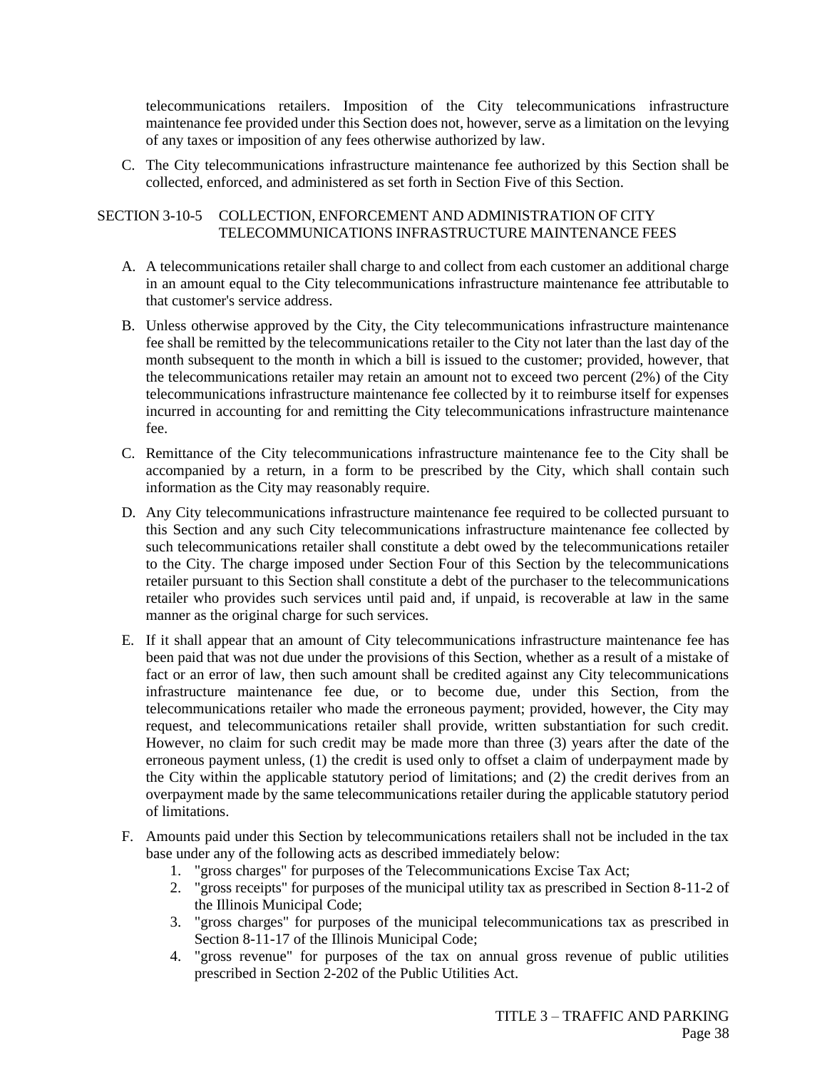telecommunications retailers. Imposition of the City telecommunications infrastructure maintenance fee provided under this Section does not, however, serve as a limitation on the levying of any taxes or imposition of any fees otherwise authorized by law.

C. The City telecommunications infrastructure maintenance fee authorized by this Section shall be collected, enforced, and administered as set forth in Section Five of this Section.

## SECTION 3-10-5 COLLECTION, ENFORCEMENT AND ADMINISTRATION OF CITY TELECOMMUNICATIONS INFRASTRUCTURE MAINTENANCE FEES

A. A telecommunications retailer shall charge to and collect from each customer an additional charge in an amount equal to the City telecommunications infrastructure maintenance fee attributable to that customer's service address.

B. Unless otherwise approved by the City, the City telecommunications infrastructure maintenance fee shall be remitted by the telecommunications retailer to the City not later than the last day of the month subsequent to the month in which a bill is issued to the customer; provided, however, that the telecommunications retailer may retain an amount not to exceed two percent (2%) of the City telecommunications infrastructure maintenance fee collected by it to reimburse itself for expenses incurred in accounting for and remitting the City telecommunications infrastructure maintenance fee.

C. Remittance of the City telecommunications infrastructure maintenance fee to the City shall be accompanied by a return, in a form to be prescribed by the City, which shall contain such information as the City may reasonably require.

D. Any City telecommunications infrastructure maintenance fee required to be collected pursuant to this Section and any such City telecommunications infrastructure maintenance fee collected by such telecommunications retailer shall constitute a debt owed by the telecommunications retailer to the City. The charge imposed under Section Four of this Section by the telecommunications retailer pursuant to this Section shall constitute a debt of the purchaser to the telecommunications retailer who provides such services until paid and, if unpaid, is recoverable at law in the same manner as the original charge for such services.

E. If it shall appear that an amount of City telecommunications infrastructure maintenance fee has been paid that was not due under the provisions of this Section, whether as a result of a mistake of fact or an error of law, then such amount shall be credited against any City telecommunications infrastructure maintenance fee due, or to become due, under this Section, from the telecommunications retailer who made the erroneous payment; provided, however, the City may request, and telecommunications retailer shall provide, written substantiation for such credit. However, no claim for such credit may be made more than three (3) years after the date of the erroneous payment unless, (1) the credit is used only to offset a claim of underpayment made by the City within the applicable statutory period of limitations; and (2) the credit derives from an overpayment made by the same telecommunications retailer during the applicable statutory period of limitations.

F. Amounts paid under this Section by telecommunications retailers shall not be included in the tax base under any of the following acts as described immediately below:
   1. "gross charges" for purposes of the Telecommunications Excise Tax Act;
   2. "gross receipts" for purposes of the municipal utility tax as prescribed in Section 8-11-2 of the Illinois Municipal Code;
   3. "gross charges" for purposes of the municipal telecommunications tax as prescribed in Section 8-11-17 of the Illinois Municipal Code;
   4. "gross revenue" for purposes of the tax on annual gross revenue of public utilities prescribed in Section 2-202 of the Public Utilities Act.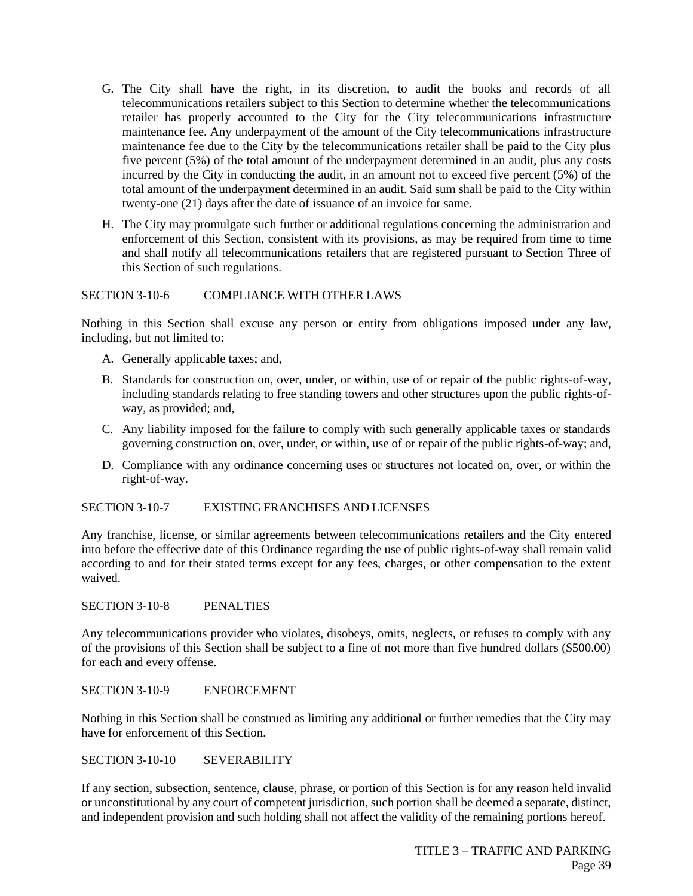G. The City shall have the right, in its discretion, to audit the books and records of all telecommunications retailers subject to this Section to determine whether the telecommunications retailer has properly accounted to the City for the City telecommunications infrastructure maintenance fee. Any underpayment of the amount of the City telecommunications infrastructure maintenance fee due to the City by the telecommunications retailer shall be paid to the City plus five percent (5%) of the total amount of the underpayment determined in an audit, plus any costs incurred by the City in conducting the audit, in an amount not to exceed five percent (5%) of the total amount of the underpayment determined in an audit. Said sum shall be paid to the City within twenty-one (21) days after the date of issuance of an invoice for same.

H. The City may promulgate such further or additional regulations concerning the administration and enforcement of this Section, consistent with its provisions, as may be required from time to time and shall notify all telecommunications retailers that are registered pursuant to Section Three of this Section of such regulations.

### SECTION 3-10-6 COMPLIANCE WITH OTHER LAWS

Nothing in this Section shall excuse any person or entity from obligations imposed under any law, including, but not limited to:

A. Generally applicable taxes; and,

B. Standards for construction on, over, under, or within, use of or repair of the public rights-of-way, including standards relating to free standing towers and other structures upon the public rights-of-way, as provided; and,

C. Any liability imposed for the failure to comply with such generally applicable taxes or standards governing construction on, over, under, or within, use of or repair of the public rights-of-way; and,

D. Compliance with any ordinance concerning uses or structures not located on, over, or within the right-of-way.

### SECTION 3-10-7 EXISTING FRANCHISES AND LICENSES

Any franchise, license, or similar agreements between telecommunications retailers and the City entered into before the effective date of this Ordinance regarding the use of public rights-of-way shall remain valid according to and for their stated terms except for any fees, charges, or other compensation to the extent waived.

### SECTION 3-10-8 PENALTIES

Any telecommunications provider who violates, disobeys, omits, neglects, or refuses to comply with any of the provisions of this Section shall be subject to a fine of not more than five hundred dollars ($500.00) for each and every offense.

### SECTION 3-10-9 ENFORCEMENT

Nothing in this Section shall be construed as limiting any additional or further remedies that the City may have for enforcement of this Section.

### SECTION 3-10-10 SEVERABILITY

If any section, subsection, sentence, clause, phrase, or portion of this Section is for any reason held invalid or unconstitutional by any court of competent jurisdiction, such portion shall be deemed a separate, distinct, and independent provision and such holding shall not affect the validity of the remaining portions hereof.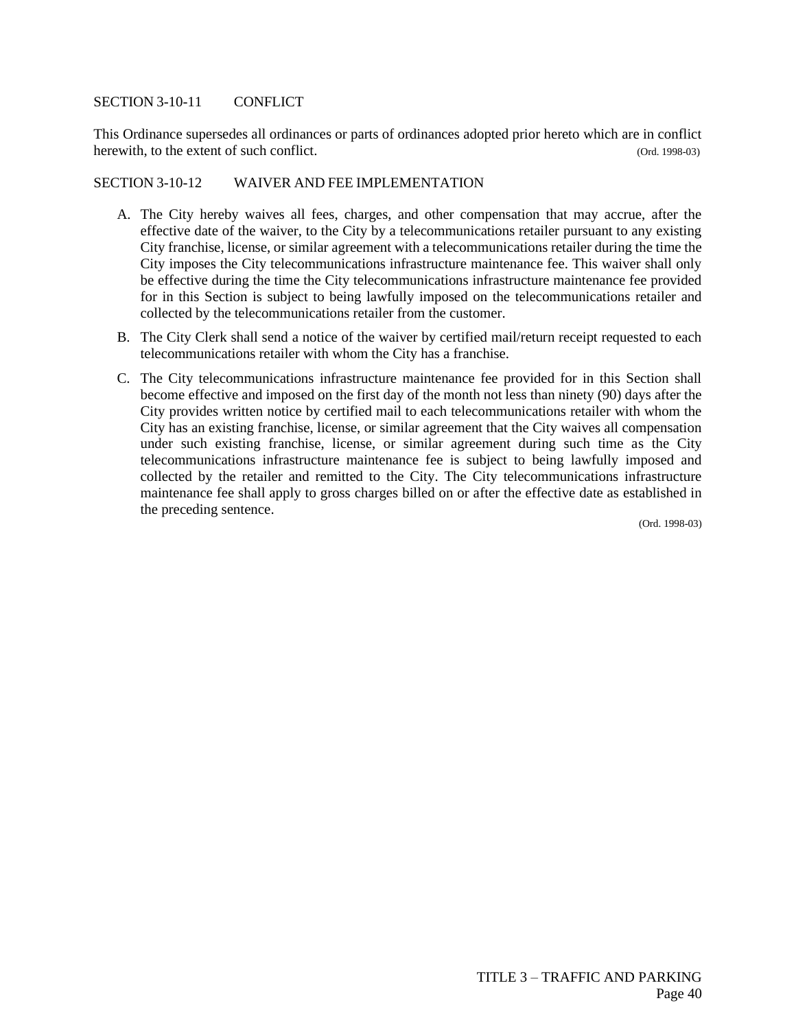SECTION 3-10-11 CONFLICT

This Ordinance supersedes all ordinances or parts of ordinances adopted prior hereto which are in conflict herewith, to the extent of such conflict. (Ord. 1998-03)

SECTION 3-10-12 WAIVER AND FEE IMPLEMENTATION

A. The City hereby waives all fees, charges, and other compensation that may accrue, after the effective date of the waiver, to the City by a telecommunications retailer pursuant to any existing City franchise, license, or similar agreement with a telecommunications retailer during the time the City imposes the City telecommunications infrastructure maintenance fee. This waiver shall only be effective during the time the City telecommunications infrastructure maintenance fee provided for in this Section is subject to being lawfully imposed on the telecommunications retailer and collected by the telecommunications retailer from the customer.

B. The City Clerk shall send a notice of the waiver by certified mail/return receipt requested to each telecommunications retailer with whom the City has a franchise.

C. The City telecommunications infrastructure maintenance fee provided for in this Section shall become effective and imposed on the first day of the month not less than ninety (90) days after the City provides written notice by certified mail to each telecommunications retailer with whom the City has an existing franchise, license, or similar agreement that the City waives all compensation under such existing franchise, license, or similar agreement during such time as the City telecommunications infrastructure maintenance fee is subject to being lawfully imposed and collected by the retailer and remitted to the City. The City telecommunications infrastructure maintenance fee shall apply to gross charges billed on or after the effective date as established in the preceding sentence.

(Ord. 1998-03)